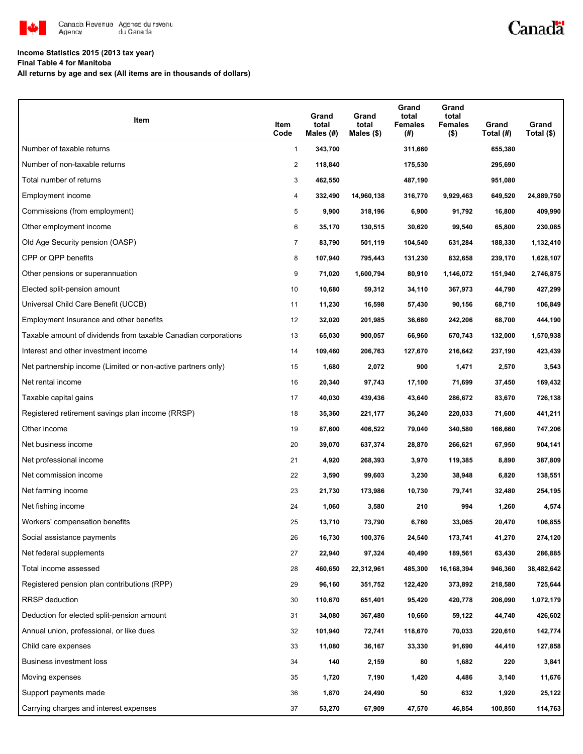Canada Revenue Agency / Agence du revenu du Canada

Canada

**Income Statistics 2015 (2013 tax year)**
**Final Table 4 for Manitoba**
**All returns by age and sex (All items are in thousands of dollars)**

| Item | Item Code | Grand total Males (#) | Grand total Males ($) | Grand total Females (#) | Grand total Females ($) | Grand Total (#) | Grand Total ($) |
|---|---|---|---|---|---|---|---|
| Number of taxable returns | 1 | 343,700 | | 311,660 | | 655,380 | |
| Number of non-taxable returns | 2 | 118,840 | | 175,530 | | 295,690 | |
| Total number of returns | 3 | 462,550 | | 487,190 | | 951,080 | |
| Employment income | 4 | 332,490 | 14,960,138 | 316,770 | 9,929,463 | 649,520 | 24,889,750 |
| Commissions (from employment) | 5 | 9,900 | 318,196 | 6,900 | 91,792 | 16,800 | 409,990 |
| Other employment income | 6 | 35,170 | 130,515 | 30,620 | 99,540 | 65,800 | 230,085 |
| Old Age Security pension (OASP) | 7 | 83,790 | 501,119 | 104,540 | 631,284 | 188,330 | 1,132,410 |
| CPP or QPP benefits | 8 | 107,940 | 795,443 | 131,230 | 832,658 | 239,170 | 1,628,107 |
| Other pensions or superannuation | 9 | 71,020 | 1,600,794 | 80,910 | 1,146,072 | 151,940 | 2,746,875 |
| Elected split-pension amount | 10 | 10,680 | 59,312 | 34,110 | 367,973 | 44,790 | 427,299 |
| Universal Child Care Benefit (UCCB) | 11 | 11,230 | 16,598 | 57,430 | 90,156 | 68,710 | 106,849 |
| Employment Insurance and other benefits | 12 | 32,020 | 201,985 | 36,680 | 242,206 | 68,700 | 444,190 |
| Taxable amount of dividends from taxable Canadian corporations | 13 | 65,030 | 900,057 | 66,960 | 670,743 | 132,000 | 1,570,938 |
| Interest and other investment income | 14 | 109,460 | 206,763 | 127,670 | 216,642 | 237,190 | 423,439 |
| Net partnership income (Limited or non-active partners only) | 15 | 1,680 | 2,072 | 900 | 1,471 | 2,570 | 3,543 |
| Net rental income | 16 | 20,340 | 97,743 | 17,100 | 71,699 | 37,450 | 169,432 |
| Taxable capital gains | 17 | 40,030 | 439,436 | 43,640 | 286,672 | 83,670 | 726,138 |
| Registered retirement savings plan income (RRSP) | 18 | 35,360 | 221,177 | 36,240 | 220,033 | 71,600 | 441,211 |
| Other income | 19 | 87,600 | 406,522 | 79,040 | 340,580 | 166,660 | 747,206 |
| Net business income | 20 | 39,070 | 637,374 | 28,870 | 266,621 | 67,950 | 904,141 |
| Net professional income | 21 | 4,920 | 268,393 | 3,970 | 119,385 | 8,890 | 387,809 |
| Net commission income | 22 | 3,590 | 99,603 | 3,230 | 38,948 | 6,820 | 138,551 |
| Net farming income | 23 | 21,730 | 173,986 | 10,730 | 79,741 | 32,480 | 254,195 |
| Net fishing income | 24 | 1,060 | 3,580 | 210 | 994 | 1,260 | 4,574 |
| Workers' compensation benefits | 25 | 13,710 | 73,790 | 6,760 | 33,065 | 20,470 | 106,855 |
| Social assistance payments | 26 | 16,730 | 100,376 | 24,540 | 173,741 | 41,270 | 274,120 |
| Net federal supplements | 27 | 22,940 | 97,324 | 40,490 | 189,561 | 63,430 | 286,885 |
| Total income assessed | 28 | 460,650 | 22,312,961 | 485,300 | 16,168,394 | 946,360 | 38,482,642 |
| Registered pension plan contributions (RPP) | 29 | 96,160 | 351,752 | 122,420 | 373,892 | 218,580 | 725,644 |
| RRSP deduction | 30 | 110,670 | 651,401 | 95,420 | 420,778 | 206,090 | 1,072,179 |
| Deduction for elected split-pension amount | 31 | 34,080 | 367,480 | 10,660 | 59,122 | 44,740 | 426,602 |
| Annual union, professional, or like dues | 32 | 101,940 | 72,741 | 118,670 | 70,033 | 220,610 | 142,774 |
| Child care expenses | 33 | 11,080 | 36,167 | 33,330 | 91,690 | 44,410 | 127,858 |
| Business investment loss | 34 | 140 | 2,159 | 80 | 1,682 | 220 | 3,841 |
| Moving expenses | 35 | 1,720 | 7,190 | 1,420 | 4,486 | 3,140 | 11,676 |
| Support payments made | 36 | 1,870 | 24,490 | 50 | 632 | 1,920 | 25,122 |
| Carrying charges and interest expenses | 37 | 53,270 | 67,909 | 47,570 | 46,854 | 100,850 | 114,763 |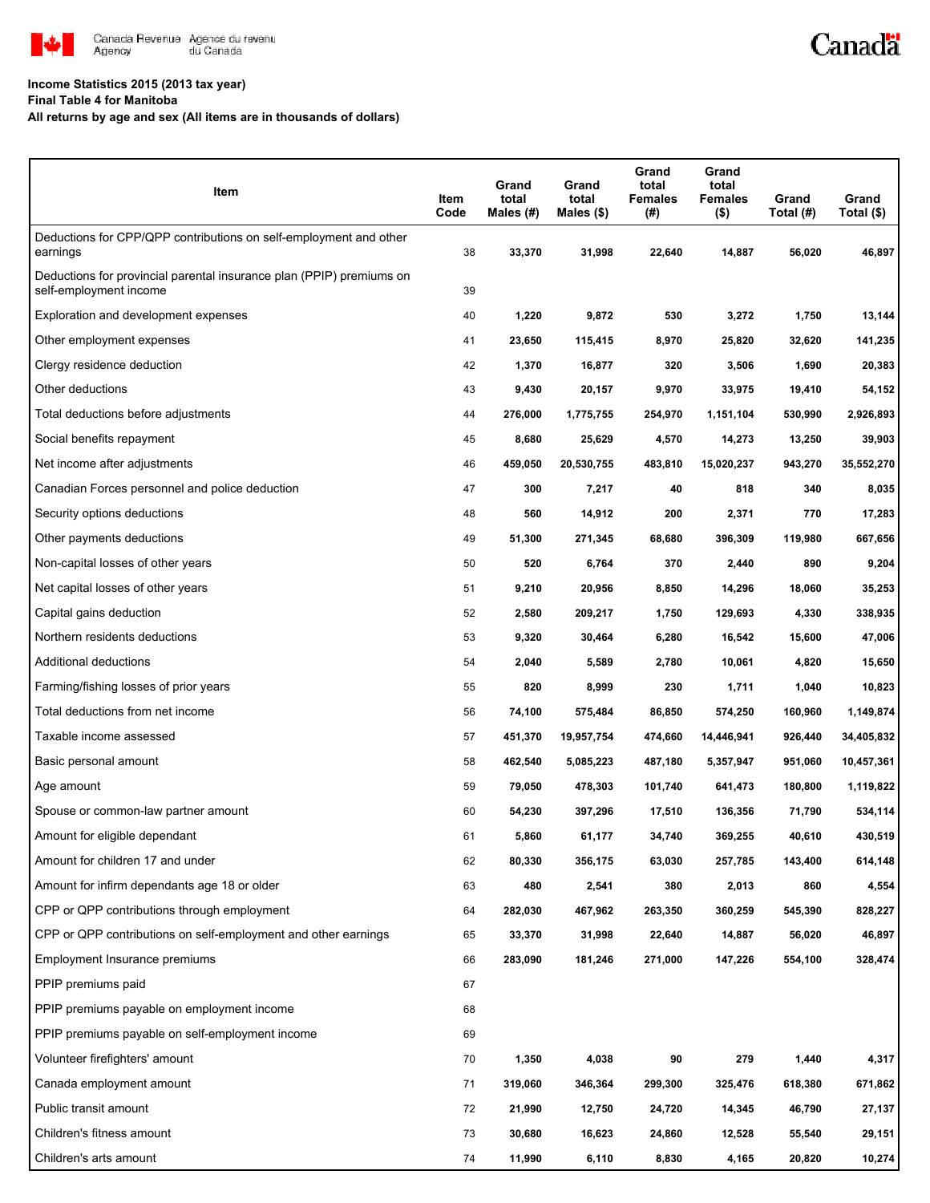**Income Statistics 2015 (2013 tax year)**
**Final Table 4 for Manitoba**
**All returns by age and sex (All items are in thousands of dollars)**

| Item | Item Code | Grand total Males (#) | Grand total Males ($) | Grand total Females (#) | Grand total Females ($) | Grand Total (#) | Grand Total ($) |
|---|---|---|---|---|---|---|---|
| Deductions for CPP/QPP contributions on self-employment and other earnings | 38 | 33,370 | 31,998 | 22,640 | 14,887 | 56,020 | 46,897 |
| Deductions for provincial parental insurance plan (PPIP) premiums on self-employment income | 39 | | | | | | |
| Exploration and development expenses | 40 | 1,220 | 9,872 | 530 | 3,272 | 1,750 | 13,144 |
| Other employment expenses | 41 | 23,650 | 115,415 | 8,970 | 25,820 | 32,620 | 141,235 |
| Clergy residence deduction | 42 | 1,370 | 16,877 | 320 | 3,506 | 1,690 | 20,383 |
| Other deductions | 43 | 9,430 | 20,157 | 9,970 | 33,975 | 19,410 | 54,152 |
| Total deductions before adjustments | 44 | 276,000 | 1,775,755 | 254,970 | 1,151,104 | 530,990 | 2,926,893 |
| Social benefits repayment | 45 | 8,680 | 25,629 | 4,570 | 14,273 | 13,250 | 39,903 |
| Net income after adjustments | 46 | 459,050 | 20,530,755 | 483,810 | 15,020,237 | 943,270 | 35,552,270 |
| Canadian Forces personnel and police deduction | 47 | 300 | 7,217 | 40 | 818 | 340 | 8,035 |
| Security options deductions | 48 | 560 | 14,912 | 200 | 2,371 | 770 | 17,283 |
| Other payments deductions | 49 | 51,300 | 271,345 | 68,680 | 396,309 | 119,980 | 667,656 |
| Non-capital losses of other years | 50 | 520 | 6,764 | 370 | 2,440 | 890 | 9,204 |
| Net capital losses of other years | 51 | 9,210 | 20,956 | 8,850 | 14,296 | 18,060 | 35,253 |
| Capital gains deduction | 52 | 2,580 | 209,217 | 1,750 | 129,693 | 4,330 | 338,935 |
| Northern residents deductions | 53 | 9,320 | 30,464 | 6,280 | 16,542 | 15,600 | 47,006 |
| Additional deductions | 54 | 2,040 | 5,589 | 2,780 | 10,061 | 4,820 | 15,650 |
| Farming/fishing losses of prior years | 55 | 820 | 8,999 | 230 | 1,711 | 1,040 | 10,823 |
| Total deductions from net income | 56 | 74,100 | 575,484 | 86,850 | 574,250 | 160,960 | 1,149,874 |
| Taxable income assessed | 57 | 451,370 | 19,957,754 | 474,660 | 14,446,941 | 926,440 | 34,405,832 |
| Basic personal amount | 58 | 462,540 | 5,085,223 | 487,180 | 5,357,947 | 951,060 | 10,457,361 |
| Age amount | 59 | 79,050 | 478,303 | 101,740 | 641,473 | 180,800 | 1,119,822 |
| Spouse or common-law partner amount | 60 | 54,230 | 397,296 | 17,510 | 136,356 | 71,790 | 534,114 |
| Amount for eligible dependant | 61 | 5,860 | 61,177 | 34,740 | 369,255 | 40,610 | 430,519 |
| Amount for children 17 and under | 62 | 80,330 | 356,175 | 63,030 | 257,785 | 143,400 | 614,148 |
| Amount for infirm dependants age 18 or older | 63 | 480 | 2,541 | 380 | 2,013 | 860 | 4,554 |
| CPP or QPP contributions through employment | 64 | 282,030 | 467,962 | 263,350 | 360,259 | 545,390 | 828,227 |
| CPP or QPP contributions on self-employment and other earnings | 65 | 33,370 | 31,998 | 22,640 | 14,887 | 56,020 | 46,897 |
| Employment Insurance premiums | 66 | 283,090 | 181,246 | 271,000 | 147,226 | 554,100 | 328,474 |
| PPIP premiums paid | 67 | | | | | | |
| PPIP premiums payable on employment income | 68 | | | | | | |
| PPIP premiums payable on self-employment income | 69 | | | | | | |
| Volunteer firefighters' amount | 70 | 1,350 | 4,038 | 90 | 279 | 1,440 | 4,317 |
| Canada employment amount | 71 | 319,060 | 346,364 | 299,300 | 325,476 | 618,380 | 671,862 |
| Public transit amount | 72 | 21,990 | 12,750 | 24,720 | 14,345 | 46,790 | 27,137 |
| Children's fitness amount | 73 | 30,680 | 16,623 | 24,860 | 12,528 | 55,540 | 29,151 |
| Children's arts amount | 74 | 11,990 | 6,110 | 8,830 | 4,165 | 20,820 | 10,274 |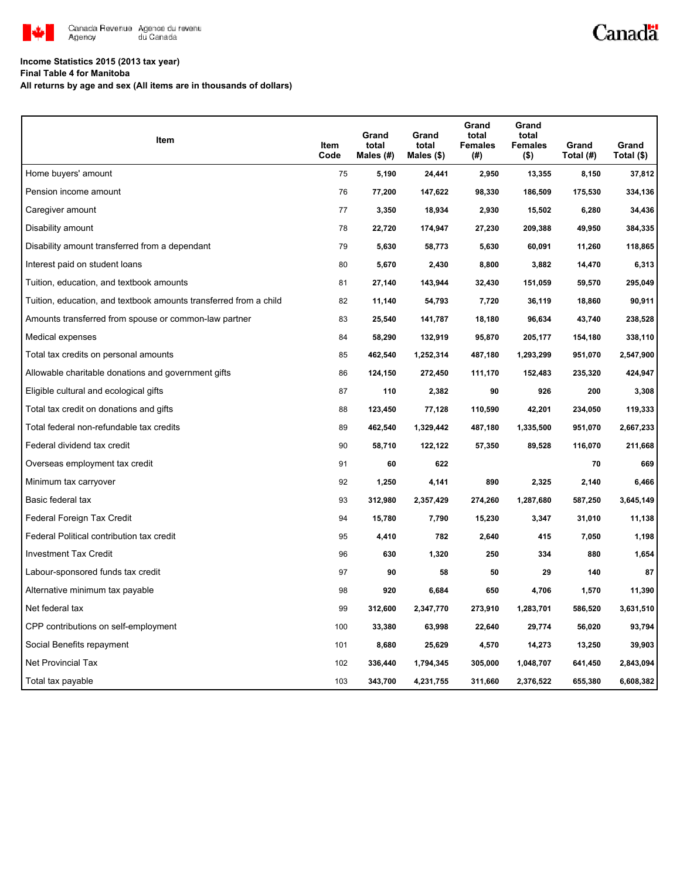**Income Statistics 2015 (2013 tax year)**
**Final Table 4 for Manitoba**
**All returns by age and sex (All items are in thousands of dollars)**

| Item | Item Code | Grand total Males (#) | Grand total Males ($) | Grand total Females (#) | Grand total Females ($) | Grand Total (#) | Grand Total ($) |
|---|---|---|---|---|---|---|---|
| Home buyers' amount | 75 | 5,190 | 24,441 | 2,950 | 13,355 | 8,150 | 37,812 |
| Pension income amount | 76 | 77,200 | 147,622 | 98,330 | 186,509 | 175,530 | 334,136 |
| Caregiver amount | 77 | 3,350 | 18,934 | 2,930 | 15,502 | 6,280 | 34,436 |
| Disability amount | 78 | 22,720 | 174,947 | 27,230 | 209,388 | 49,950 | 384,335 |
| Disability amount transferred from a dependant | 79 | 5,630 | 58,773 | 5,630 | 60,091 | 11,260 | 118,865 |
| Interest paid on student loans | 80 | 5,670 | 2,430 | 8,800 | 3,882 | 14,470 | 6,313 |
| Tuition, education, and textbook amounts | 81 | 27,140 | 143,944 | 32,430 | 151,059 | 59,570 | 295,049 |
| Tuition, education, and textbook amounts transferred from a child | 82 | 11,140 | 54,793 | 7,720 | 36,119 | 18,860 | 90,911 |
| Amounts transferred from spouse or common-law partner | 83 | 25,540 | 141,787 | 18,180 | 96,634 | 43,740 | 238,528 |
| Medical expenses | 84 | 58,290 | 132,919 | 95,870 | 205,177 | 154,180 | 338,110 |
| Total tax credits on personal amounts | 85 | 462,540 | 1,252,314 | 487,180 | 1,293,299 | 951,070 | 2,547,900 |
| Allowable charitable donations and government gifts | 86 | 124,150 | 272,450 | 111,170 | 152,483 | 235,320 | 424,947 |
| Eligible cultural and ecological gifts | 87 | 110 | 2,382 | 90 | 926 | 200 | 3,308 |
| Total tax credit on donations and gifts | 88 | 123,450 | 77,128 | 110,590 | 42,201 | 234,050 | 119,333 |
| Total federal non-refundable tax credits | 89 | 462,540 | 1,329,442 | 487,180 | 1,335,500 | 951,070 | 2,667,233 |
| Federal dividend tax credit | 90 | 58,710 | 122,122 | 57,350 | 89,528 | 116,070 | 211,668 |
| Overseas employment tax credit | 91 | 60 | 622 | | | 70 | 669 |
| Minimum tax carryover | 92 | 1,250 | 4,141 | 890 | 2,325 | 2,140 | 6,466 |
| Basic federal tax | 93 | 312,980 | 2,357,429 | 274,260 | 1,287,680 | 587,250 | 3,645,149 |
| Federal Foreign Tax Credit | 94 | 15,780 | 7,790 | 15,230 | 3,347 | 31,010 | 11,138 |
| Federal Political contribution tax credit | 95 | 4,410 | 782 | 2,640 | 415 | 7,050 | 1,198 |
| Investment Tax Credit | 96 | 630 | 1,320 | 250 | 334 | 880 | 1,654 |
| Labour-sponsored funds tax credit | 97 | 90 | 58 | 50 | 29 | 140 | 87 |
| Alternative minimum tax payable | 98 | 920 | 6,684 | 650 | 4,706 | 1,570 | 11,390 |
| Net federal tax | 99 | 312,600 | 2,347,770 | 273,910 | 1,283,701 | 586,520 | 3,631,510 |
| CPP contributions on self-employment | 100 | 33,380 | 63,998 | 22,640 | 29,774 | 56,020 | 93,794 |
| Social Benefits repayment | 101 | 8,680 | 25,629 | 4,570 | 14,273 | 13,250 | 39,903 |
| Net Provincial Tax | 102 | 336,440 | 1,794,345 | 305,000 | 1,048,707 | 641,450 | 2,843,094 |
| Total tax payable | 103 | 343,700 | 4,231,755 | 311,660 | 2,376,522 | 655,380 | 6,608,382 |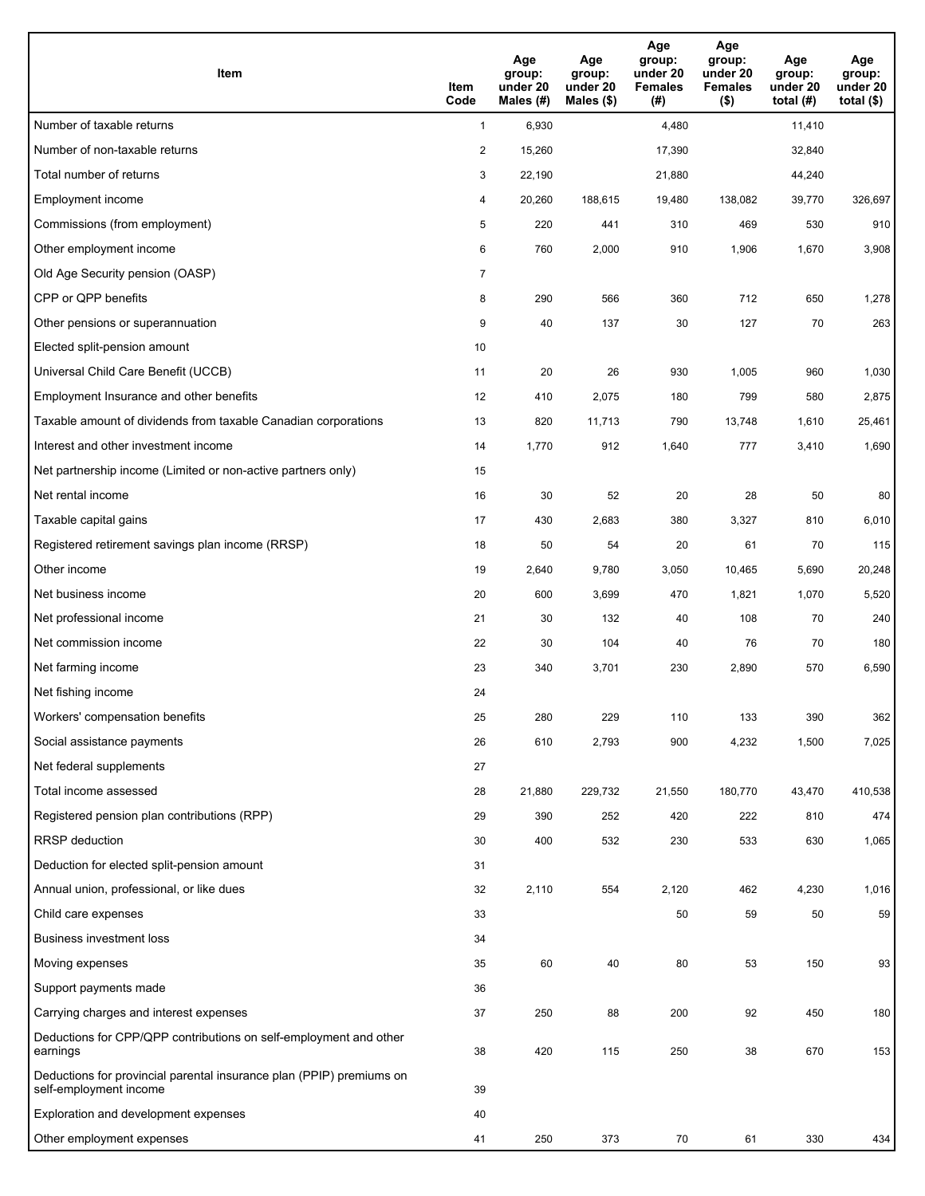| Item | Item Code | Age group: under 20 Males (#) | Age group: under 20 Males ($) | Age group: under 20 Females (#) | Age group: under 20 Females ($) | Age group: under 20 total (#) | Age group: under 20 total ($) |
|---|---|---|---|---|---|---|---|
| Number of taxable returns | 1 | 6,930 | | 4,480 | | 11,410 | |
| Number of non-taxable returns | 2 | 15,260 | | 17,390 | | 32,840 | |
| Total number of returns | 3 | 22,190 | | 21,880 | | 44,240 | |
| Employment income | 4 | 20,260 | 188,615 | 19,480 | 138,082 | 39,770 | 326,697 |
| Commissions (from employment) | 5 | 220 | 441 | 310 | 469 | 530 | 910 |
| Other employment income | 6 | 760 | 2,000 | 910 | 1,906 | 1,670 | 3,908 |
| Old Age Security pension (OASP) | 7 | | | | | | |
| CPP or QPP benefits | 8 | 290 | 566 | 360 | 712 | 650 | 1,278 |
| Other pensions or superannuation | 9 | 40 | 137 | 30 | 127 | 70 | 263 |
| Elected split-pension amount | 10 | | | | | | |
| Universal Child Care Benefit (UCCB) | 11 | 20 | 26 | 930 | 1,005 | 960 | 1,030 |
| Employment Insurance and other benefits | 12 | 410 | 2,075 | 180 | 799 | 580 | 2,875 |
| Taxable amount of dividends from taxable Canadian corporations | 13 | 820 | 11,713 | 790 | 13,748 | 1,610 | 25,461 |
| Interest and other investment income | 14 | 1,770 | 912 | 1,640 | 777 | 3,410 | 1,690 |
| Net partnership income (Limited or non-active partners only) | 15 | | | | | | |
| Net rental income | 16 | 30 | 52 | 20 | 28 | 50 | 80 |
| Taxable capital gains | 17 | 430 | 2,683 | 380 | 3,327 | 810 | 6,010 |
| Registered retirement savings plan income (RRSP) | 18 | 50 | 54 | 20 | 61 | 70 | 115 |
| Other income | 19 | 2,640 | 9,780 | 3,050 | 10,465 | 5,690 | 20,248 |
| Net business income | 20 | 600 | 3,699 | 470 | 1,821 | 1,070 | 5,520 |
| Net professional income | 21 | 30 | 132 | 40 | 108 | 70 | 240 |
| Net commission income | 22 | 30 | 104 | 40 | 76 | 70 | 180 |
| Net farming income | 23 | 340 | 3,701 | 230 | 2,890 | 570 | 6,590 |
| Net fishing income | 24 | | | | | | |
| Workers' compensation benefits | 25 | 280 | 229 | 110 | 133 | 390 | 362 |
| Social assistance payments | 26 | 610 | 2,793 | 900 | 4,232 | 1,500 | 7,025 |
| Net federal supplements | 27 | | | | | | |
| Total income assessed | 28 | 21,880 | 229,732 | 21,550 | 180,770 | 43,470 | 410,538 |
| Registered pension plan contributions (RPP) | 29 | 390 | 252 | 420 | 222 | 810 | 474 |
| RRSP deduction | 30 | 400 | 532 | 230 | 533 | 630 | 1,065 |
| Deduction for elected split-pension amount | 31 | | | | | | |
| Annual union, professional, or like dues | 32 | 2,110 | 554 | 2,120 | 462 | 4,230 | 1,016 |
| Child care expenses | 33 | | | 50 | 59 | 50 | 59 |
| Business investment loss | 34 | | | | | | |
| Moving expenses | 35 | 60 | 40 | 80 | 53 | 150 | 93 |
| Support payments made | 36 | | | | | | |
| Carrying charges and interest expenses | 37 | 250 | 88 | 200 | 92 | 450 | 180 |
| Deductions for CPP/QPP contributions on self-employment and other earnings | 38 | 420 | 115 | 250 | 38 | 670 | 153 |
| Deductions for provincial parental insurance plan (PPIP) premiums on self-employment income | 39 | | | | | | |
| Exploration and development expenses | 40 | | | | | | |
| Other employment expenses | 41 | 250 | 373 | 70 | 61 | 330 | 434 |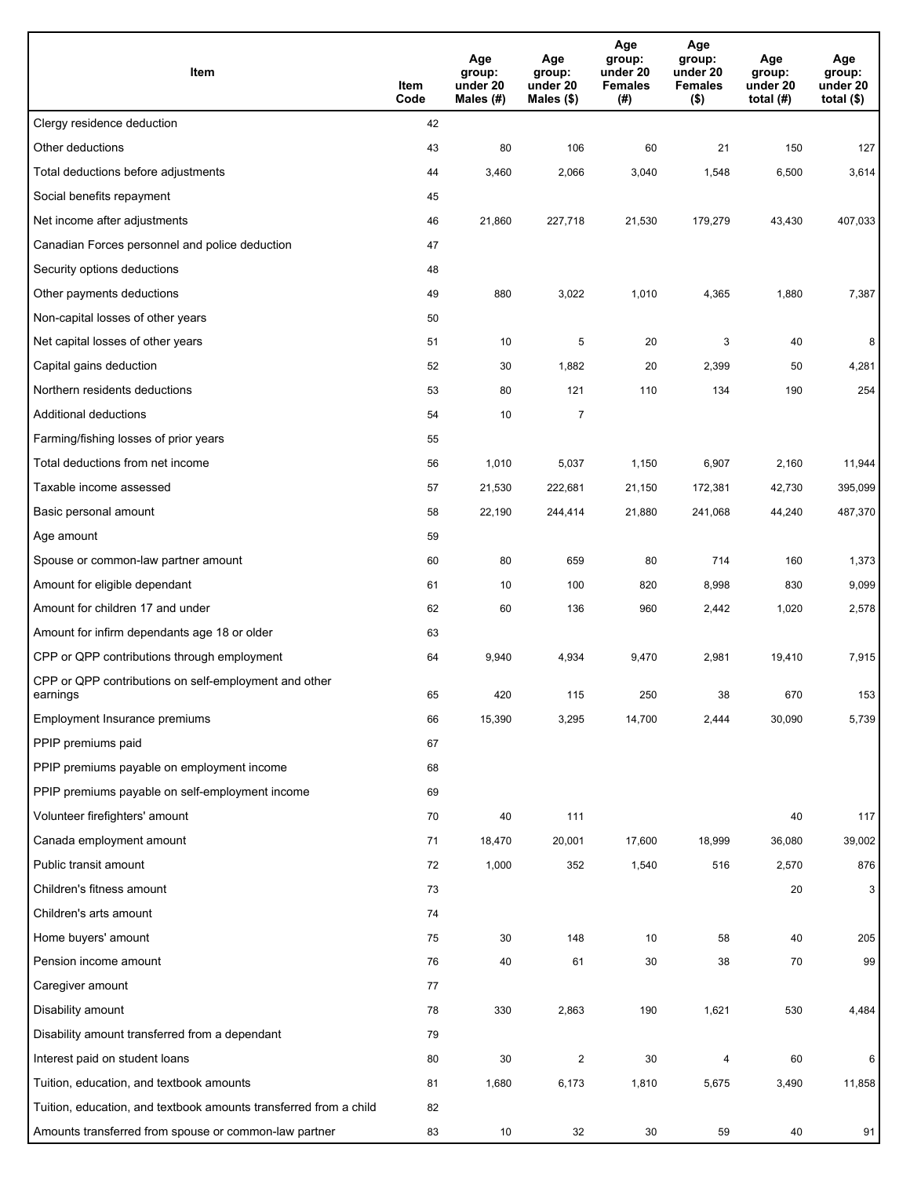| Item | Item Code | Age group: under 20 Males (#) | Age group: under 20 Males ($) | Age group: under 20 Females (#) | Age group: under 20 Females ($) | Age group: under 20 total (#) | Age group: under 20 total ($) |
|---|---|---|---|---|---|---|---|
| Clergy residence deduction | 42 | | | | | | |
| Other deductions | 43 | 80 | 106 | 60 | 21 | 150 | 127 |
| Total deductions before adjustments | 44 | 3,460 | 2,066 | 3,040 | 1,548 | 6,500 | 3,614 |
| Social benefits repayment | 45 | | | | | | |
| Net income after adjustments | 46 | 21,860 | 227,718 | 21,530 | 179,279 | 43,430 | 407,033 |
| Canadian Forces personnel and police deduction | 47 | | | | | | |
| Security options deductions | 48 | | | | | | |
| Other payments deductions | 49 | 880 | 3,022 | 1,010 | 4,365 | 1,880 | 7,387 |
| Non-capital losses of other years | 50 | | | | | | |
| Net capital losses of other years | 51 | 10 | 5 | 20 | 3 | 40 | 8 |
| Capital gains deduction | 52 | 30 | 1,882 | 20 | 2,399 | 50 | 4,281 |
| Northern residents deductions | 53 | 80 | 121 | 110 | 134 | 190 | 254 |
| Additional deductions | 54 | 10 | 7 | | | | |
| Farming/fishing losses of prior years | 55 | | | | | | |
| Total deductions from net income | 56 | 1,010 | 5,037 | 1,150 | 6,907 | 2,160 | 11,944 |
| Taxable income assessed | 57 | 21,530 | 222,681 | 21,150 | 172,381 | 42,730 | 395,099 |
| Basic personal amount | 58 | 22,190 | 244,414 | 21,880 | 241,068 | 44,240 | 487,370 |
| Age amount | 59 | | | | | | |
| Spouse or common-law partner amount | 60 | 80 | 659 | 80 | 714 | 160 | 1,373 |
| Amount for eligible dependant | 61 | 10 | 100 | 820 | 8,998 | 830 | 9,099 |
| Amount for children 17 and under | 62 | 60 | 136 | 960 | 2,442 | 1,020 | 2,578 |
| Amount for infirm dependants age 18 or older | 63 | | | | | | |
| CPP or QPP contributions through employment | 64 | 9,940 | 4,934 | 9,470 | 2,981 | 19,410 | 7,915 |
| CPP or QPP contributions on self-employment and other earnings | 65 | 420 | 115 | 250 | 38 | 670 | 153 |
| Employment Insurance premiums | 66 | 15,390 | 3,295 | 14,700 | 2,444 | 30,090 | 5,739 |
| PPIP premiums paid | 67 | | | | | | |
| PPIP premiums payable on employment income | 68 | | | | | | |
| PPIP premiums payable on self-employment income | 69 | | | | | | |
| Volunteer firefighters' amount | 70 | 40 | 111 | | | 40 | 117 |
| Canada employment amount | 71 | 18,470 | 20,001 | 17,600 | 18,999 | 36,080 | 39,002 |
| Public transit amount | 72 | 1,000 | 352 | 1,540 | 516 | 2,570 | 876 |
| Children's fitness amount | 73 | | | | | 20 | 3 |
| Children's arts amount | 74 | | | | | | |
| Home buyers' amount | 75 | 30 | 148 | 10 | 58 | 40 | 205 |
| Pension income amount | 76 | 40 | 61 | 30 | 38 | 70 | 99 |
| Caregiver amount | 77 | | | | | | |
| Disability amount | 78 | 330 | 2,863 | 190 | 1,621 | 530 | 4,484 |
| Disability amount transferred from a dependant | 79 | | | | | | |
| Interest paid on student loans | 80 | 30 | 2 | 30 | 4 | 60 | 6 |
| Tuition, education, and textbook amounts | 81 | 1,680 | 6,173 | 1,810 | 5,675 | 3,490 | 11,858 |
| Tuition, education, and textbook amounts transferred from a child | 82 | | | | | | |
| Amounts transferred from spouse or common-law partner | 83 | 10 | 32 | 30 | 59 | 40 | 91 |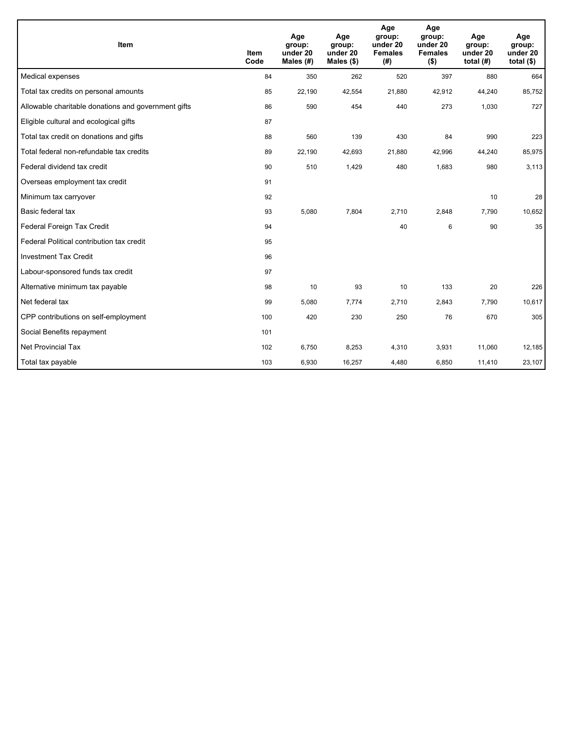| Item | Item Code | Age group: under 20 Males (#) | Age group: under 20 Males ($) | Age group: under 20 Females (#) | Age group: under 20 Females ($) | Age group: under 20 total (#) | Age group: under 20 total ($) |
|---|---|---|---|---|---|---|---|
| Medical expenses | 84 | 350 | 262 | 520 | 397 | 880 | 664 |
| Total tax credits on personal amounts | 85 | 22,190 | 42,554 | 21,880 | 42,912 | 44,240 | 85,752 |
| Allowable charitable donations and government gifts | 86 | 590 | 454 | 440 | 273 | 1,030 | 727 |
| Eligible cultural and ecological gifts | 87 | | | | | | |
| Total tax credit on donations and gifts | 88 | 560 | 139 | 430 | 84 | 990 | 223 |
| Total federal non-refundable tax credits | 89 | 22,190 | 42,693 | 21,880 | 42,996 | 44,240 | 85,975 |
| Federal dividend tax credit | 90 | 510 | 1,429 | 480 | 1,683 | 980 | 3,113 |
| Overseas employment tax credit | 91 | | | | | | |
| Minimum tax carryover | 92 | | | | | 10 | 28 |
| Basic federal tax | 93 | 5,080 | 7,804 | 2,710 | 2,848 | 7,790 | 10,652 |
| Federal Foreign Tax Credit | 94 | | | 40 | 6 | 90 | 35 |
| Federal Political contribution tax credit | 95 | | | | | | |
| Investment Tax Credit | 96 | | | | | | |
| Labour-sponsored funds tax credit | 97 | | | | | | |
| Alternative minimum tax payable | 98 | 10 | 93 | 10 | 133 | 20 | 226 |
| Net federal tax | 99 | 5,080 | 7,774 | 2,710 | 2,843 | 7,790 | 10,617 |
| CPP contributions on self-employment | 100 | 420 | 230 | 250 | 76 | 670 | 305 |
| Social Benefits repayment | 101 | | | | | | |
| Net Provincial Tax | 102 | 6,750 | 8,253 | 4,310 | 3,931 | 11,060 | 12,185 |
| Total tax payable | 103 | 6,930 | 16,257 | 4,480 | 6,850 | 11,410 | 23,107 |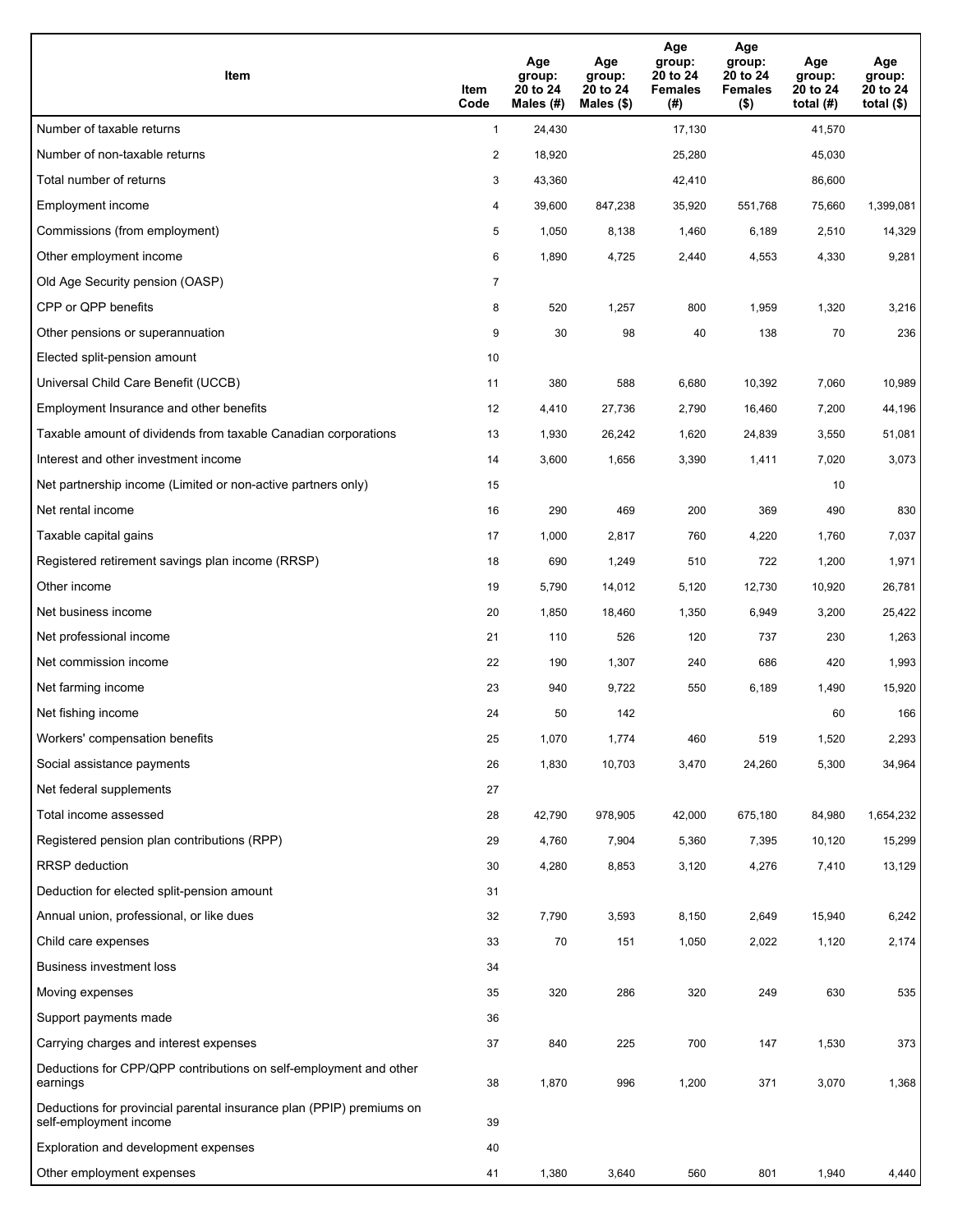| Item | Item Code | Age group: 20 to 24 Males (#) | Age group: 20 to 24 Males ($) | Age group: 20 to 24 Females (#) | Age group: 20 to 24 Females ($) | Age group: 20 to 24 total (#) | Age group: 20 to 24 total ($) |
|---|---|---|---|---|---|---|---|
| Number of taxable returns | 1 | 24,430 | | 17,130 | | 41,570 | |
| Number of non-taxable returns | 2 | 18,920 | | 25,280 | | 45,030 | |
| Total number of returns | 3 | 43,360 | | 42,410 | | 86,600 | |
| Employment income | 4 | 39,600 | 847,238 | 35,920 | 551,768 | 75,660 | 1,399,081 |
| Commissions (from employment) | 5 | 1,050 | 8,138 | 1,460 | 6,189 | 2,510 | 14,329 |
| Other employment income | 6 | 1,890 | 4,725 | 2,440 | 4,553 | 4,330 | 9,281 |
| Old Age Security pension (OASP) | 7 | | | | | | |
| CPP or QPP benefits | 8 | 520 | 1,257 | 800 | 1,959 | 1,320 | 3,216 |
| Other pensions or superannuation | 9 | 30 | 98 | 40 | 138 | 70 | 236 |
| Elected split-pension amount | 10 | | | | | | |
| Universal Child Care Benefit (UCCB) | 11 | 380 | 588 | 6,680 | 10,392 | 7,060 | 10,989 |
| Employment Insurance and other benefits | 12 | 4,410 | 27,736 | 2,790 | 16,460 | 7,200 | 44,196 |
| Taxable amount of dividends from taxable Canadian corporations | 13 | 1,930 | 26,242 | 1,620 | 24,839 | 3,550 | 51,081 |
| Interest and other investment income | 14 | 3,600 | 1,656 | 3,390 | 1,411 | 7,020 | 3,073 |
| Net partnership income (Limited or non-active partners only) | 15 | | | | | 10 | |
| Net rental income | 16 | 290 | 469 | 200 | 369 | 490 | 830 |
| Taxable capital gains | 17 | 1,000 | 2,817 | 760 | 4,220 | 1,760 | 7,037 |
| Registered retirement savings plan income (RRSP) | 18 | 690 | 1,249 | 510 | 722 | 1,200 | 1,971 |
| Other income | 19 | 5,790 | 14,012 | 5,120 | 12,730 | 10,920 | 26,781 |
| Net business income | 20 | 1,850 | 18,460 | 1,350 | 6,949 | 3,200 | 25,422 |
| Net professional income | 21 | 110 | 526 | 120 | 737 | 230 | 1,263 |
| Net commission income | 22 | 190 | 1,307 | 240 | 686 | 420 | 1,993 |
| Net farming income | 23 | 940 | 9,722 | 550 | 6,189 | 1,490 | 15,920 |
| Net fishing income | 24 | 50 | 142 | | | 60 | 166 |
| Workers' compensation benefits | 25 | 1,070 | 1,774 | 460 | 519 | 1,520 | 2,293 |
| Social assistance payments | 26 | 1,830 | 10,703 | 3,470 | 24,260 | 5,300 | 34,964 |
| Net federal supplements | 27 | | | | | | |
| Total income assessed | 28 | 42,790 | 978,905 | 42,000 | 675,180 | 84,980 | 1,654,232 |
| Registered pension plan contributions (RPP) | 29 | 4,760 | 7,904 | 5,360 | 7,395 | 10,120 | 15,299 |
| RRSP deduction | 30 | 4,280 | 8,853 | 3,120 | 4,276 | 7,410 | 13,129 |
| Deduction for elected split-pension amount | 31 | | | | | | |
| Annual union, professional, or like dues | 32 | 7,790 | 3,593 | 8,150 | 2,649 | 15,940 | 6,242 |
| Child care expenses | 33 | 70 | 151 | 1,050 | 2,022 | 1,120 | 2,174 |
| Business investment loss | 34 | | | | | | |
| Moving expenses | 35 | 320 | 286 | 320 | 249 | 630 | 535 |
| Support payments made | 36 | | | | | | |
| Carrying charges and interest expenses | 37 | 840 | 225 | 700 | 147 | 1,530 | 373 |
| Deductions for CPP/QPP contributions on self-employment and other earnings | 38 | 1,870 | 996 | 1,200 | 371 | 3,070 | 1,368 |
| Deductions for provincial parental insurance plan (PPIP) premiums on self-employment income | 39 | | | | | | |
| Exploration and development expenses | 40 | | | | | | |
| Other employment expenses | 41 | 1,380 | 3,640 | 560 | 801 | 1,940 | 4,440 |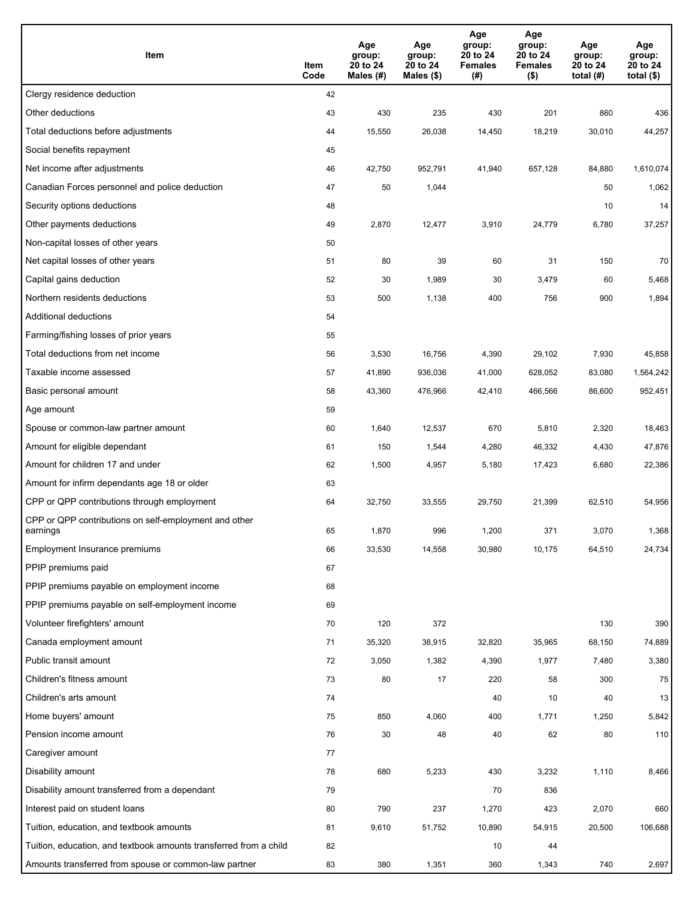| Item | Item Code | Age group: 20 to 24 Males (#) | Age group: 20 to 24 Males ($) | Age group: 20 to 24 Females (#) | Age group: 20 to 24 Females ($) | Age group: 20 to 24 total (#) | Age group: 20 to 24 total ($) |
|---|---|---|---|---|---|---|---|
| Clergy residence deduction | 42 | | | | | | |
| Other deductions | 43 | 430 | 235 | 430 | 201 | 860 | 436 |
| Total deductions before adjustments | 44 | 15,550 | 26,038 | 14,450 | 18,219 | 30,010 | 44,257 |
| Social benefits repayment | 45 | | | | | | |
| Net income after adjustments | 46 | 42,750 | 952,791 | 41,940 | 657,128 | 84,880 | 1,610,074 |
| Canadian Forces personnel and police deduction | 47 | 50 | 1,044 | | | 50 | 1,062 |
| Security options deductions | 48 | | | | | 10 | 14 |
| Other payments deductions | 49 | 2,870 | 12,477 | 3,910 | 24,779 | 6,780 | 37,257 |
| Non-capital losses of other years | 50 | | | | | | |
| Net capital losses of other years | 51 | 80 | 39 | 60 | 31 | 150 | 70 |
| Capital gains deduction | 52 | 30 | 1,989 | 30 | 3,479 | 60 | 5,468 |
| Northern residents deductions | 53 | 500 | 1,138 | 400 | 756 | 900 | 1,894 |
| Additional deductions | 54 | | | | | | |
| Farming/fishing losses of prior years | 55 | | | | | | |
| Total deductions from net income | 56 | 3,530 | 16,756 | 4,390 | 29,102 | 7,930 | 45,858 |
| Taxable income assessed | 57 | 41,890 | 936,036 | 41,000 | 628,052 | 83,080 | 1,564,242 |
| Basic personal amount | 58 | 43,360 | 476,966 | 42,410 | 466,566 | 86,600 | 952,451 |
| Age amount | 59 | | | | | | |
| Spouse or common-law partner amount | 60 | 1,640 | 12,537 | 670 | 5,810 | 2,320 | 18,463 |
| Amount for eligible dependant | 61 | 150 | 1,544 | 4,280 | 46,332 | 4,430 | 47,876 |
| Amount for children 17 and under | 62 | 1,500 | 4,957 | 5,180 | 17,423 | 6,680 | 22,386 |
| Amount for infirm dependants age 18 or older | 63 | | | | | | |
| CPP or QPP contributions through employment | 64 | 32,750 | 33,555 | 29,750 | 21,399 | 62,510 | 54,956 |
| CPP or QPP contributions on self-employment and other earnings | 65 | 1,870 | 996 | 1,200 | 371 | 3,070 | 1,368 |
| Employment Insurance premiums | 66 | 33,530 | 14,558 | 30,980 | 10,175 | 64,510 | 24,734 |
| PPIP premiums paid | 67 | | | | | | |
| PPIP premiums payable on employment income | 68 | | | | | | |
| PPIP premiums payable on self-employment income | 69 | | | | | | |
| Volunteer firefighters' amount | 70 | 120 | 372 | | | 130 | 390 |
| Canada employment amount | 71 | 35,320 | 38,915 | 32,820 | 35,965 | 68,150 | 74,889 |
| Public transit amount | 72 | 3,050 | 1,382 | 4,390 | 1,977 | 7,480 | 3,380 |
| Children's fitness amount | 73 | 80 | 17 | 220 | 58 | 300 | 75 |
| Children's arts amount | 74 | | | 40 | 10 | 40 | 13 |
| Home buyers' amount | 75 | 850 | 4,060 | 400 | 1,771 | 1,250 | 5,842 |
| Pension income amount | 76 | 30 | 48 | 40 | 62 | 80 | 110 |
| Caregiver amount | 77 | | | | | | |
| Disability amount | 78 | 680 | 5,233 | 430 | 3,232 | 1,110 | 8,466 |
| Disability amount transferred from a dependant | 79 | | | 70 | 836 | | |
| Interest paid on student loans | 80 | 790 | 237 | 1,270 | 423 | 2,070 | 660 |
| Tuition, education, and textbook amounts | 81 | 9,610 | 51,752 | 10,890 | 54,915 | 20,500 | 106,688 |
| Tuition, education, and textbook amounts transferred from a child | 82 | | | 10 | 44 | | |
| Amounts transferred from spouse or common-law partner | 83 | 380 | 1,351 | 360 | 1,343 | 740 | 2,697 |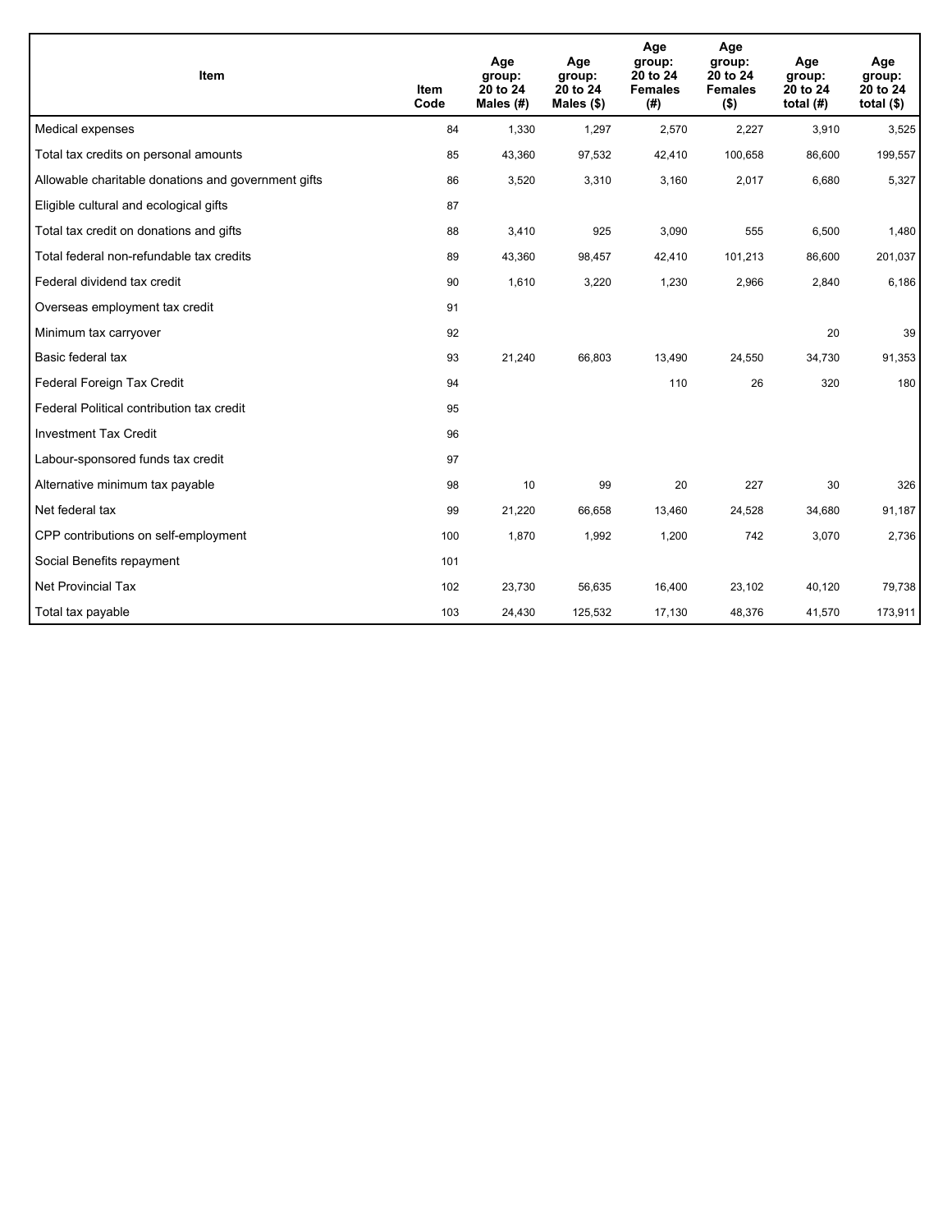| Item | Item Code | Age group: 20 to 24 Males (#) | Age group: 20 to 24 Males ($) | Age group: 20 to 24 Females (#) | Age group: 20 to 24 Females ($) | Age group: 20 to 24 total (#) | Age group: 20 to 24 total ($) |
| --- | --- | --- | --- | --- | --- | --- | --- |
| Medical expenses | 84 | 1,330 | 1,297 | 2,570 | 2,227 | 3,910 | 3,525 |
| Total tax credits on personal amounts | 85 | 43,360 | 97,532 | 42,410 | 100,658 | 86,600 | 199,557 |
| Allowable charitable donations and government gifts | 86 | 3,520 | 3,310 | 3,160 | 2,017 | 6,680 | 5,327 |
| Eligible cultural and ecological gifts | 87 | | | | | | |
| Total tax credit on donations and gifts | 88 | 3,410 | 925 | 3,090 | 555 | 6,500 | 1,480 |
| Total federal non-refundable tax credits | 89 | 43,360 | 98,457 | 42,410 | 101,213 | 86,600 | 201,037 |
| Federal dividend tax credit | 90 | 1,610 | 3,220 | 1,230 | 2,966 | 2,840 | 6,186 |
| Overseas employment tax credit | 91 | | | | | | |
| Minimum tax carryover | 92 | | | | | 20 | 39 |
| Basic federal tax | 93 | 21,240 | 66,803 | 13,490 | 24,550 | 34,730 | 91,353 |
| Federal Foreign Tax Credit | 94 | | | 110 | 26 | 320 | 180 |
| Federal Political contribution tax credit | 95 | | | | | | |
| Investment Tax Credit | 96 | | | | | | |
| Labour-sponsored funds tax credit | 97 | | | | | | |
| Alternative minimum tax payable | 98 | 10 | 99 | 20 | 227 | 30 | 326 |
| Net federal tax | 99 | 21,220 | 66,658 | 13,460 | 24,528 | 34,680 | 91,187 |
| CPP contributions on self-employment | 100 | 1,870 | 1,992 | 1,200 | 742 | 3,070 | 2,736 |
| Social Benefits repayment | 101 | | | | | | |
| Net Provincial Tax | 102 | 23,730 | 56,635 | 16,400 | 23,102 | 40,120 | 79,738 |
| Total tax payable | 103 | 24,430 | 125,532 | 17,130 | 48,376 | 41,570 | 173,911 |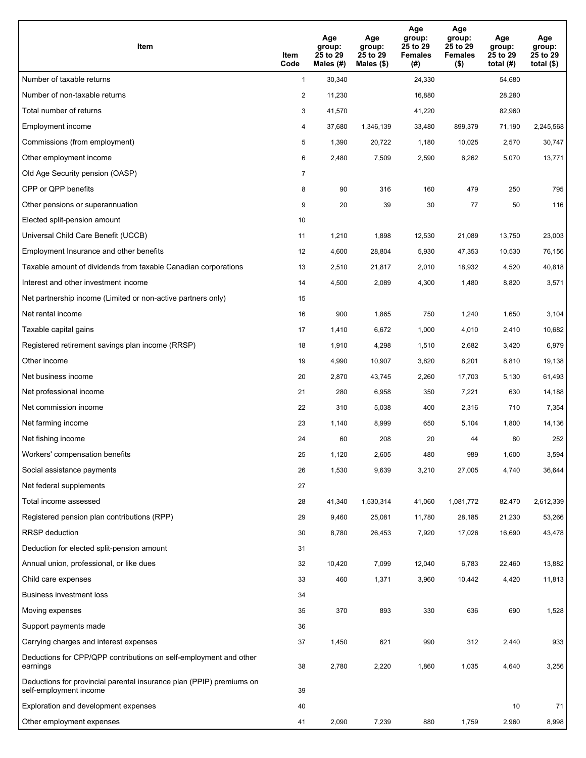| Item | Item Code | Age group: 25 to 29 Males (#) | Age group: 25 to 29 Males ($) | Age group: 25 to 29 Females (#) | Age group: 25 to 29 Females ($) | Age group: 25 to 29 total (#) | Age group: 25 to 29 total ($) |
|---|---|---|---|---|---|---|---|
| Number of taxable returns | 1 | 30,340 | | 24,330 | | 54,680 | |
| Number of non-taxable returns | 2 | 11,230 | | 16,880 | | 28,280 | |
| Total number of returns | 3 | 41,570 | | 41,220 | | 82,960 | |
| Employment income | 4 | 37,680 | 1,346,139 | 33,480 | 899,379 | 71,190 | 2,245,568 |
| Commissions (from employment) | 5 | 1,390 | 20,722 | 1,180 | 10,025 | 2,570 | 30,747 |
| Other employment income | 6 | 2,480 | 7,509 | 2,590 | 6,262 | 5,070 | 13,771 |
| Old Age Security pension (OASP) | 7 | | | | | | |
| CPP or QPP benefits | 8 | 90 | 316 | 160 | 479 | 250 | 795 |
| Other pensions or superannuation | 9 | 20 | 39 | 30 | 77 | 50 | 116 |
| Elected split-pension amount | 10 | | | | | | |
| Universal Child Care Benefit (UCCB) | 11 | 1,210 | 1,898 | 12,530 | 21,089 | 13,750 | 23,003 |
| Employment Insurance and other benefits | 12 | 4,600 | 28,804 | 5,930 | 47,353 | 10,530 | 76,156 |
| Taxable amount of dividends from taxable Canadian corporations | 13 | 2,510 | 21,817 | 2,010 | 18,932 | 4,520 | 40,818 |
| Interest and other investment income | 14 | 4,500 | 2,089 | 4,300 | 1,480 | 8,820 | 3,571 |
| Net partnership income (Limited or non-active partners only) | 15 | | | | | | |
| Net rental income | 16 | 900 | 1,865 | 750 | 1,240 | 1,650 | 3,104 |
| Taxable capital gains | 17 | 1,410 | 6,672 | 1,000 | 4,010 | 2,410 | 10,682 |
| Registered retirement savings plan income (RRSP) | 18 | 1,910 | 4,298 | 1,510 | 2,682 | 3,420 | 6,979 |
| Other income | 19 | 4,990 | 10,907 | 3,820 | 8,201 | 8,810 | 19,138 |
| Net business income | 20 | 2,870 | 43,745 | 2,260 | 17,703 | 5,130 | 61,493 |
| Net professional income | 21 | 280 | 6,958 | 350 | 7,221 | 630 | 14,188 |
| Net commission income | 22 | 310 | 5,038 | 400 | 2,316 | 710 | 7,354 |
| Net farming income | 23 | 1,140 | 8,999 | 650 | 5,104 | 1,800 | 14,136 |
| Net fishing income | 24 | 60 | 208 | 20 | 44 | 80 | 252 |
| Workers' compensation benefits | 25 | 1,120 | 2,605 | 480 | 989 | 1,600 | 3,594 |
| Social assistance payments | 26 | 1,530 | 9,639 | 3,210 | 27,005 | 4,740 | 36,644 |
| Net federal supplements | 27 | | | | | | |
| Total income assessed | 28 | 41,340 | 1,530,314 | 41,060 | 1,081,772 | 82,470 | 2,612,339 |
| Registered pension plan contributions (RPP) | 29 | 9,460 | 25,081 | 11,780 | 28,185 | 21,230 | 53,266 |
| RRSP deduction | 30 | 8,780 | 26,453 | 7,920 | 17,026 | 16,690 | 43,478 |
| Deduction for elected split-pension amount | 31 | | | | | | |
| Annual union, professional, or like dues | 32 | 10,420 | 7,099 | 12,040 | 6,783 | 22,460 | 13,882 |
| Child care expenses | 33 | 460 | 1,371 | 3,960 | 10,442 | 4,420 | 11,813 |
| Business investment loss | 34 | | | | | | |
| Moving expenses | 35 | 370 | 893 | 330 | 636 | 690 | 1,528 |
| Support payments made | 36 | | | | | | |
| Carrying charges and interest expenses | 37 | 1,450 | 621 | 990 | 312 | 2,440 | 933 |
| Deductions for CPP/QPP contributions on self-employment and other earnings | 38 | 2,780 | 2,220 | 1,860 | 1,035 | 4,640 | 3,256 |
| Deductions for provincial parental insurance plan (PPIP) premiums on self-employment income | 39 | | | | | | |
| Exploration and development expenses | 40 | | | | | 10 | 71 |
| Other employment expenses | 41 | 2,090 | 7,239 | 880 | 1,759 | 2,960 | 8,998 |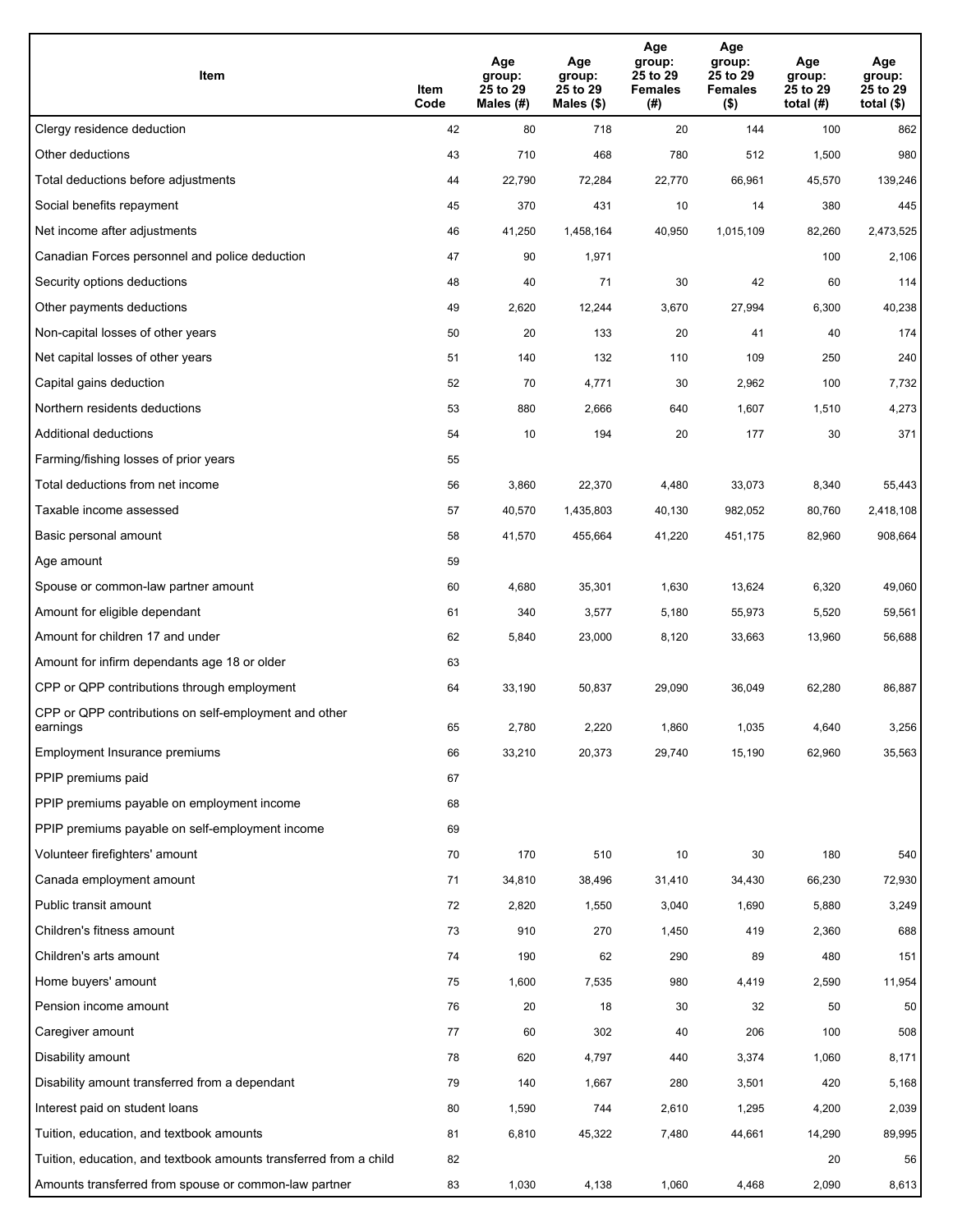| Item | Item Code | Age group: 25 to 29 Males (#) | Age group: 25 to 29 Males ($) | Age group: 25 to 29 Females (#) | Age group: 25 to 29 Females ($) | Age group: 25 to 29 total (#) | Age group: 25 to 29 total ($) |
|---|---|---|---|---|---|---|---|
| Clergy residence deduction | 42 | 80 | 718 | 20 | 144 | 100 | 862 |
| Other deductions | 43 | 710 | 468 | 780 | 512 | 1,500 | 980 |
| Total deductions before adjustments | 44 | 22,790 | 72,284 | 22,770 | 66,961 | 45,570 | 139,246 |
| Social benefits repayment | 45 | 370 | 431 | 10 | 14 | 380 | 445 |
| Net income after adjustments | 46 | 41,250 | 1,458,164 | 40,950 | 1,015,109 | 82,260 | 2,473,525 |
| Canadian Forces personnel and police deduction | 47 | 90 | 1,971 | | | 100 | 2,106 |
| Security options deductions | 48 | 40 | 71 | 30 | 42 | 60 | 114 |
| Other payments deductions | 49 | 2,620 | 12,244 | 3,670 | 27,994 | 6,300 | 40,238 |
| Non-capital losses of other years | 50 | 20 | 133 | 20 | 41 | 40 | 174 |
| Net capital losses of other years | 51 | 140 | 132 | 110 | 109 | 250 | 240 |
| Capital gains deduction | 52 | 70 | 4,771 | 30 | 2,962 | 100 | 7,732 |
| Northern residents deductions | 53 | 880 | 2,666 | 640 | 1,607 | 1,510 | 4,273 |
| Additional deductions | 54 | 10 | 194 | 20 | 177 | 30 | 371 |
| Farming/fishing losses of prior years | 55 | | | | | | |
| Total deductions from net income | 56 | 3,860 | 22,370 | 4,480 | 33,073 | 8,340 | 55,443 |
| Taxable income assessed | 57 | 40,570 | 1,435,803 | 40,130 | 982,052 | 80,760 | 2,418,108 |
| Basic personal amount | 58 | 41,570 | 455,664 | 41,220 | 451,175 | 82,960 | 908,664 |
| Age amount | 59 | | | | | | |
| Spouse or common-law partner amount | 60 | 4,680 | 35,301 | 1,630 | 13,624 | 6,320 | 49,060 |
| Amount for eligible dependant | 61 | 340 | 3,577 | 5,180 | 55,973 | 5,520 | 59,561 |
| Amount for children 17 and under | 62 | 5,840 | 23,000 | 8,120 | 33,663 | 13,960 | 56,688 |
| Amount for infirm dependants age 18 or older | 63 | | | | | | |
| CPP or QPP contributions through employment | 64 | 33,190 | 50,837 | 29,090 | 36,049 | 62,280 | 86,887 |
| CPP or QPP contributions on self-employment and other earnings | 65 | 2,780 | 2,220 | 1,860 | 1,035 | 4,640 | 3,256 |
| Employment Insurance premiums | 66 | 33,210 | 20,373 | 29,740 | 15,190 | 62,960 | 35,563 |
| PPIP premiums paid | 67 | | | | | | |
| PPIP premiums payable on employment income | 68 | | | | | | |
| PPIP premiums payable on self-employment income | 69 | | | | | | |
| Volunteer firefighters' amount | 70 | 170 | 510 | 10 | 30 | 180 | 540 |
| Canada employment amount | 71 | 34,810 | 38,496 | 31,410 | 34,430 | 66,230 | 72,930 |
| Public transit amount | 72 | 2,820 | 1,550 | 3,040 | 1,690 | 5,880 | 3,249 |
| Children's fitness amount | 73 | 910 | 270 | 1,450 | 419 | 2,360 | 688 |
| Children's arts amount | 74 | 190 | 62 | 290 | 89 | 480 | 151 |
| Home buyers' amount | 75 | 1,600 | 7,535 | 980 | 4,419 | 2,590 | 11,954 |
| Pension income amount | 76 | 20 | 18 | 30 | 32 | 50 | 50 |
| Caregiver amount | 77 | 60 | 302 | 40 | 206 | 100 | 508 |
| Disability amount | 78 | 620 | 4,797 | 440 | 3,374 | 1,060 | 8,171 |
| Disability amount transferred from a dependant | 79 | 140 | 1,667 | 280 | 3,501 | 420 | 5,168 |
| Interest paid on student loans | 80 | 1,590 | 744 | 2,610 | 1,295 | 4,200 | 2,039 |
| Tuition, education, and textbook amounts | 81 | 6,810 | 45,322 | 7,480 | 44,661 | 14,290 | 89,995 |
| Tuition, education, and textbook amounts transferred from a child | 82 | | | | | 20 | 56 |
| Amounts transferred from spouse or common-law partner | 83 | 1,030 | 4,138 | 1,060 | 4,468 | 2,090 | 8,613 |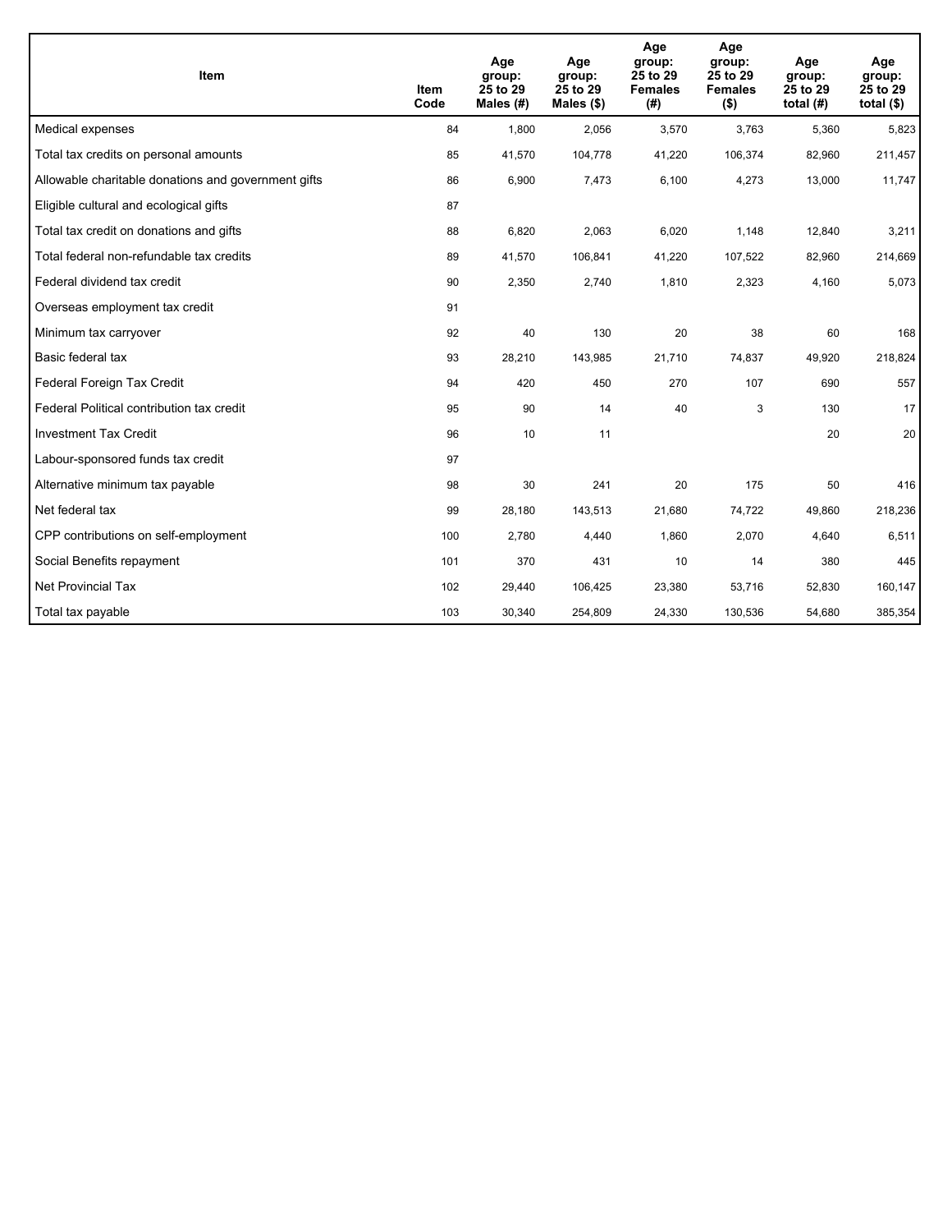| Item | Item Code | Age group: 25 to 29 Males (#) | Age group: 25 to 29 Males ($) | Age group: 25 to 29 Females (#) | Age group: 25 to 29 Females ($) | Age group: 25 to 29 total (#) | Age group: 25 to 29 total ($) |
| --- | --- | --- | --- | --- | --- | --- | --- |
| Medical expenses | 84 | 1,800 | 2,056 | 3,570 | 3,763 | 5,360 | 5,823 |
| Total tax credits on personal amounts | 85 | 41,570 | 104,778 | 41,220 | 106,374 | 82,960 | 211,457 |
| Allowable charitable donations and government gifts | 86 | 6,900 | 7,473 | 6,100 | 4,273 | 13,000 | 11,747 |
| Eligible cultural and ecological gifts | 87 | | | | | | |
| Total tax credit on donations and gifts | 88 | 6,820 | 2,063 | 6,020 | 1,148 | 12,840 | 3,211 |
| Total federal non-refundable tax credits | 89 | 41,570 | 106,841 | 41,220 | 107,522 | 82,960 | 214,669 |
| Federal dividend tax credit | 90 | 2,350 | 2,740 | 1,810 | 2,323 | 4,160 | 5,073 |
| Overseas employment tax credit | 91 | | | | | | |
| Minimum tax carryover | 92 | 40 | 130 | 20 | 38 | 60 | 168 |
| Basic federal tax | 93 | 28,210 | 143,985 | 21,710 | 74,837 | 49,920 | 218,824 |
| Federal Foreign Tax Credit | 94 | 420 | 450 | 270 | 107 | 690 | 557 |
| Federal Political contribution tax credit | 95 | 90 | 14 | 40 | 3 | 130 | 17 |
| Investment Tax Credit | 96 | 10 | 11 | | | 20 | 20 |
| Labour-sponsored funds tax credit | 97 | | | | | | |
| Alternative minimum tax payable | 98 | 30 | 241 | 20 | 175 | 50 | 416 |
| Net federal tax | 99 | 28,180 | 143,513 | 21,680 | 74,722 | 49,860 | 218,236 |
| CPP contributions on self-employment | 100 | 2,780 | 4,440 | 1,860 | 2,070 | 4,640 | 6,511 |
| Social Benefits repayment | 101 | 370 | 431 | 10 | 14 | 380 | 445 |
| Net Provincial Tax | 102 | 29,440 | 106,425 | 23,380 | 53,716 | 52,830 | 160,147 |
| Total tax payable | 103 | 30,340 | 254,809 | 24,330 | 130,536 | 54,680 | 385,354 |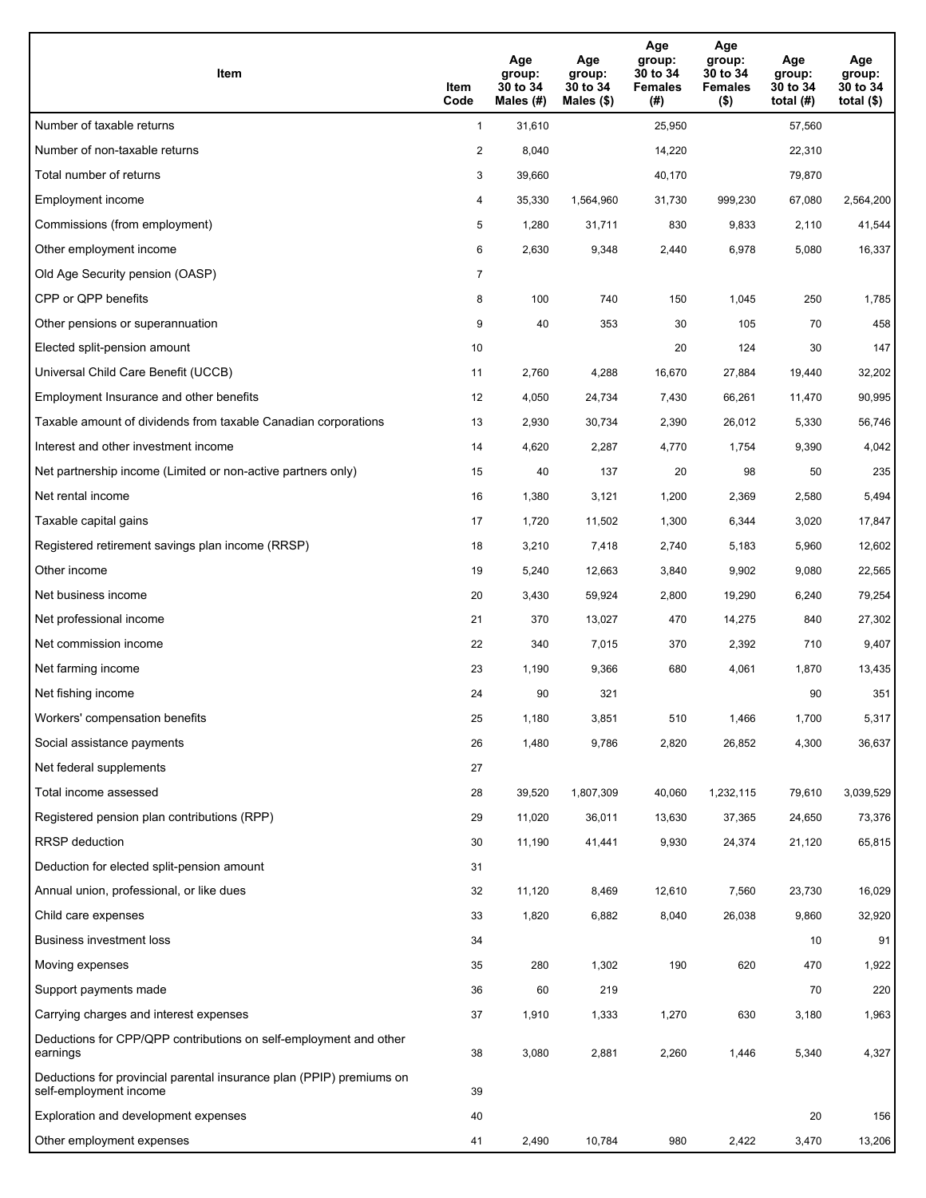| Item | Item Code | Age group: 30 to 34 Males (#) | Age group: 30 to 34 Males ($) | Age group: 30 to 34 Females (#) | Age group: 30 to 34 Females ($) | Age group: 30 to 34 total (#) | Age group: 30 to 34 total ($) |
|---|---|---|---|---|---|---|---|
| Number of taxable returns | 1 | 31,610 | | 25,950 | | 57,560 | |
| Number of non-taxable returns | 2 | 8,040 | | 14,220 | | 22,310 | |
| Total number of returns | 3 | 39,660 | | 40,170 | | 79,870 | |
| Employment income | 4 | 35,330 | 1,564,960 | 31,730 | 999,230 | 67,080 | 2,564,200 |
| Commissions (from employment) | 5 | 1,280 | 31,711 | 830 | 9,833 | 2,110 | 41,544 |
| Other employment income | 6 | 2,630 | 9,348 | 2,440 | 6,978 | 5,080 | 16,337 |
| Old Age Security pension (OASP) | 7 | | | | | | |
| CPP or QPP benefits | 8 | 100 | 740 | 150 | 1,045 | 250 | 1,785 |
| Other pensions or superannuation | 9 | 40 | 353 | 30 | 105 | 70 | 458 |
| Elected split-pension amount | 10 | | | 20 | 124 | 30 | 147 |
| Universal Child Care Benefit (UCCB) | 11 | 2,760 | 4,288 | 16,670 | 27,884 | 19,440 | 32,202 |
| Employment Insurance and other benefits | 12 | 4,050 | 24,734 | 7,430 | 66,261 | 11,470 | 90,995 |
| Taxable amount of dividends from taxable Canadian corporations | 13 | 2,930 | 30,734 | 2,390 | 26,012 | 5,330 | 56,746 |
| Interest and other investment income | 14 | 4,620 | 2,287 | 4,770 | 1,754 | 9,390 | 4,042 |
| Net partnership income (Limited or non-active partners only) | 15 | 40 | 137 | 20 | 98 | 50 | 235 |
| Net rental income | 16 | 1,380 | 3,121 | 1,200 | 2,369 | 2,580 | 5,494 |
| Taxable capital gains | 17 | 1,720 | 11,502 | 1,300 | 6,344 | 3,020 | 17,847 |
| Registered retirement savings plan income (RRSP) | 18 | 3,210 | 7,418 | 2,740 | 5,183 | 5,960 | 12,602 |
| Other income | 19 | 5,240 | 12,663 | 3,840 | 9,902 | 9,080 | 22,565 |
| Net business income | 20 | 3,430 | 59,924 | 2,800 | 19,290 | 6,240 | 79,254 |
| Net professional income | 21 | 370 | 13,027 | 470 | 14,275 | 840 | 27,302 |
| Net commission income | 22 | 340 | 7,015 | 370 | 2,392 | 710 | 9,407 |
| Net farming income | 23 | 1,190 | 9,366 | 680 | 4,061 | 1,870 | 13,435 |
| Net fishing income | 24 | 90 | 321 | | | 90 | 351 |
| Workers' compensation benefits | 25 | 1,180 | 3,851 | 510 | 1,466 | 1,700 | 5,317 |
| Social assistance payments | 26 | 1,480 | 9,786 | 2,820 | 26,852 | 4,300 | 36,637 |
| Net federal supplements | 27 | | | | | | |
| Total income assessed | 28 | 39,520 | 1,807,309 | 40,060 | 1,232,115 | 79,610 | 3,039,529 |
| Registered pension plan contributions (RPP) | 29 | 11,020 | 36,011 | 13,630 | 37,365 | 24,650 | 73,376 |
| RRSP deduction | 30 | 11,190 | 41,441 | 9,930 | 24,374 | 21,120 | 65,815 |
| Deduction for elected split-pension amount | 31 | | | | | | |
| Annual union, professional, or like dues | 32 | 11,120 | 8,469 | 12,610 | 7,560 | 23,730 | 16,029 |
| Child care expenses | 33 | 1,820 | 6,882 | 8,040 | 26,038 | 9,860 | 32,920 |
| Business investment loss | 34 | | | | | 10 | 91 |
| Moving expenses | 35 | 280 | 1,302 | 190 | 620 | 470 | 1,922 |
| Support payments made | 36 | 60 | 219 | | | 70 | 220 |
| Carrying charges and interest expenses | 37 | 1,910 | 1,333 | 1,270 | 630 | 3,180 | 1,963 |
| Deductions for CPP/QPP contributions on self-employment and other earnings | 38 | 3,080 | 2,881 | 2,260 | 1,446 | 5,340 | 4,327 |
| Deductions for provincial parental insurance plan (PPIP) premiums on self-employment income | 39 | | | | | | |
| Exploration and development expenses | 40 | | | | | 20 | 156 |
| Other employment expenses | 41 | 2,490 | 10,784 | 980 | 2,422 | 3,470 | 13,206 |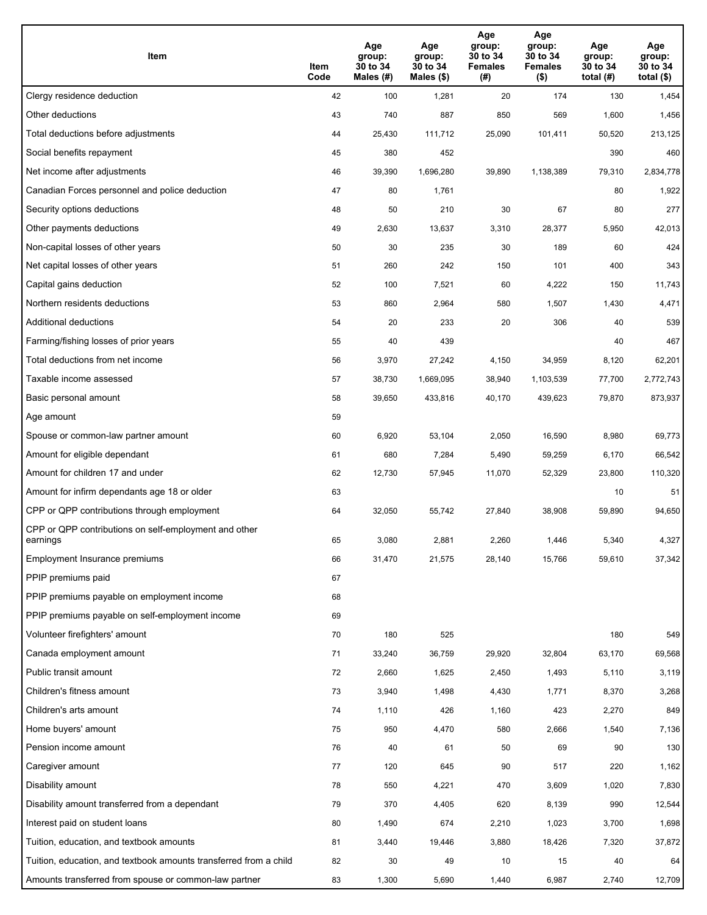| Item | Item Code | Age group: 30 to 34 Males (#) | Age group: 30 to 34 Males ($) | Age group: 30 to 34 Females (#) | Age group: 30 to 34 Females ($) | Age group: 30 to 34 total (#) | Age group: 30 to 34 total ($) |
|---|---|---|---|---|---|---|---|
| Clergy residence deduction | 42 | 100 | 1,281 | 20 | 174 | 130 | 1,454 |
| Other deductions | 43 | 740 | 887 | 850 | 569 | 1,600 | 1,456 |
| Total deductions before adjustments | 44 | 25,430 | 111,712 | 25,090 | 101,411 | 50,520 | 213,125 |
| Social benefits repayment | 45 | 380 | 452 | | | 390 | 460 |
| Net income after adjustments | 46 | 39,390 | 1,696,280 | 39,890 | 1,138,389 | 79,310 | 2,834,778 |
| Canadian Forces personnel and police deduction | 47 | 80 | 1,761 | | | 80 | 1,922 |
| Security options deductions | 48 | 50 | 210 | 30 | 67 | 80 | 277 |
| Other payments deductions | 49 | 2,630 | 13,637 | 3,310 | 28,377 | 5,950 | 42,013 |
| Non-capital losses of other years | 50 | 30 | 235 | 30 | 189 | 60 | 424 |
| Net capital losses of other years | 51 | 260 | 242 | 150 | 101 | 400 | 343 |
| Capital gains deduction | 52 | 100 | 7,521 | 60 | 4,222 | 150 | 11,743 |
| Northern residents deductions | 53 | 860 | 2,964 | 580 | 1,507 | 1,430 | 4,471 |
| Additional deductions | 54 | 20 | 233 | 20 | 306 | 40 | 539 |
| Farming/fishing losses of prior years | 55 | 40 | 439 | | | 40 | 467 |
| Total deductions from net income | 56 | 3,970 | 27,242 | 4,150 | 34,959 | 8,120 | 62,201 |
| Taxable income assessed | 57 | 38,730 | 1,669,095 | 38,940 | 1,103,539 | 77,700 | 2,772,743 |
| Basic personal amount | 58 | 39,650 | 433,816 | 40,170 | 439,623 | 79,870 | 873,937 |
| Age amount | 59 | | | | | | |
| Spouse or common-law partner amount | 60 | 6,920 | 53,104 | 2,050 | 16,590 | 8,980 | 69,773 |
| Amount for eligible dependant | 61 | 680 | 7,284 | 5,490 | 59,259 | 6,170 | 66,542 |
| Amount for children 17 and under | 62 | 12,730 | 57,945 | 11,070 | 52,329 | 23,800 | 110,320 |
| Amount for infirm dependants age 18 or older | 63 | | | | | 10 | 51 |
| CPP or QPP contributions through employment | 64 | 32,050 | 55,742 | 27,840 | 38,908 | 59,890 | 94,650 |
| CPP or QPP contributions on self-employment and other earnings | 65 | 3,080 | 2,881 | 2,260 | 1,446 | 5,340 | 4,327 |
| Employment Insurance premiums | 66 | 31,470 | 21,575 | 28,140 | 15,766 | 59,610 | 37,342 |
| PPIP premiums paid | 67 | | | | | | |
| PPIP premiums payable on employment income | 68 | | | | | | |
| PPIP premiums payable on self-employment income | 69 | | | | | | |
| Volunteer firefighters' amount | 70 | 180 | 525 | | | 180 | 549 |
| Canada employment amount | 71 | 33,240 | 36,759 | 29,920 | 32,804 | 63,170 | 69,568 |
| Public transit amount | 72 | 2,660 | 1,625 | 2,450 | 1,493 | 5,110 | 3,119 |
| Children's fitness amount | 73 | 3,940 | 1,498 | 4,430 | 1,771 | 8,370 | 3,268 |
| Children's arts amount | 74 | 1,110 | 426 | 1,160 | 423 | 2,270 | 849 |
| Home buyers' amount | 75 | 950 | 4,470 | 580 | 2,666 | 1,540 | 7,136 |
| Pension income amount | 76 | 40 | 61 | 50 | 69 | 90 | 130 |
| Caregiver amount | 77 | 120 | 645 | 90 | 517 | 220 | 1,162 |
| Disability amount | 78 | 550 | 4,221 | 470 | 3,609 | 1,020 | 7,830 |
| Disability amount transferred from a dependant | 79 | 370 | 4,405 | 620 | 8,139 | 990 | 12,544 |
| Interest paid on student loans | 80 | 1,490 | 674 | 2,210 | 1,023 | 3,700 | 1,698 |
| Tuition, education, and textbook amounts | 81 | 3,440 | 19,446 | 3,880 | 18,426 | 7,320 | 37,872 |
| Tuition, education, and textbook amounts transferred from a child | 82 | 30 | 49 | 10 | 15 | 40 | 64 |
| Amounts transferred from spouse or common-law partner | 83 | 1,300 | 5,690 | 1,440 | 6,987 | 2,740 | 12,709 |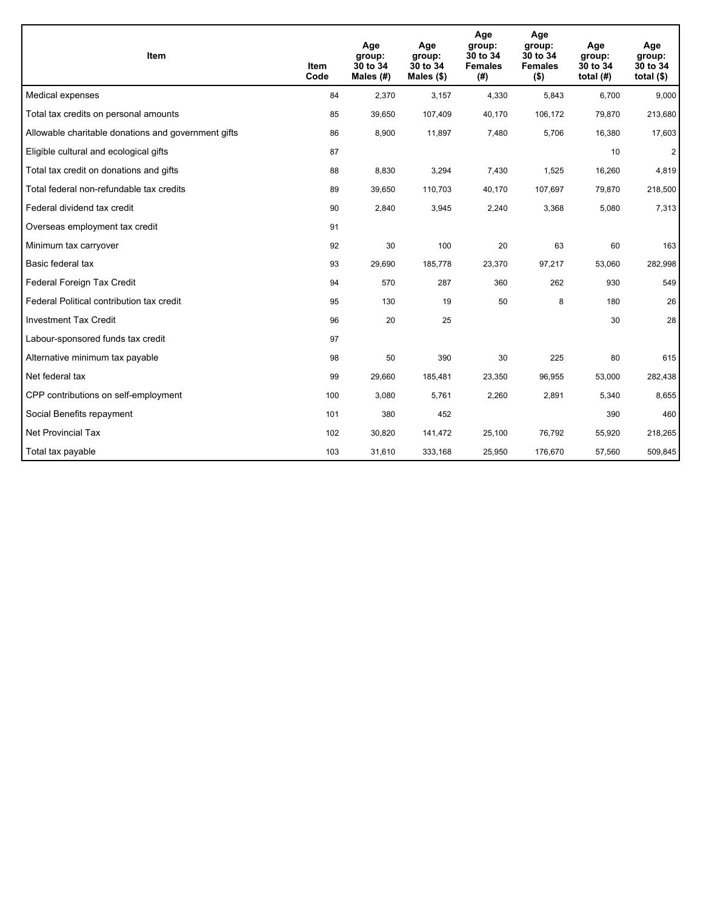| Item | Item Code | Age group: 30 to 34 Males (#) | Age group: 30 to 34 Males ($) | Age group: 30 to 34 Females (#) | Age group: 30 to 34 Females ($) | Age group: 30 to 34 total (#) | Age group: 30 to 34 total ($) |
| --- | --- | --- | --- | --- | --- | --- | --- |
| Medical expenses | 84 | 2,370 | 3,157 | 4,330 | 5,843 | 6,700 | 9,000 |
| Total tax credits on personal amounts | 85 | 39,650 | 107,409 | 40,170 | 106,172 | 79,870 | 213,680 |
| Allowable charitable donations and government gifts | 86 | 8,900 | 11,897 | 7,480 | 5,706 | 16,380 | 17,603 |
| Eligible cultural and ecological gifts | 87 | | | | | 10 | 2 |
| Total tax credit on donations and gifts | 88 | 8,830 | 3,294 | 7,430 | 1,525 | 16,260 | 4,819 |
| Total federal non-refundable tax credits | 89 | 39,650 | 110,703 | 40,170 | 107,697 | 79,870 | 218,500 |
| Federal dividend tax credit | 90 | 2,840 | 3,945 | 2,240 | 3,368 | 5,080 | 7,313 |
| Overseas employment tax credit | 91 | | | | | | |
| Minimum tax carryover | 92 | 30 | 100 | 20 | 63 | 60 | 163 |
| Basic federal tax | 93 | 29,690 | 185,778 | 23,370 | 97,217 | 53,060 | 282,998 |
| Federal Foreign Tax Credit | 94 | 570 | 287 | 360 | 262 | 930 | 549 |
| Federal Political contribution tax credit | 95 | 130 | 19 | 50 | 8 | 180 | 26 |
| Investment Tax Credit | 96 | 20 | 25 | | | 30 | 28 |
| Labour-sponsored funds tax credit | 97 | | | | | | |
| Alternative minimum tax payable | 98 | 50 | 390 | 30 | 225 | 80 | 615 |
| Net federal tax | 99 | 29,660 | 185,481 | 23,350 | 96,955 | 53,000 | 282,438 |
| CPP contributions on self-employment | 100 | 3,080 | 5,761 | 2,260 | 2,891 | 5,340 | 8,655 |
| Social Benefits repayment | 101 | 380 | 452 | | | 390 | 460 |
| Net Provincial Tax | 102 | 30,820 | 141,472 | 25,100 | 76,792 | 55,920 | 218,265 |
| Total tax payable | 103 | 31,610 | 333,168 | 25,950 | 176,670 | 57,560 | 509,845 |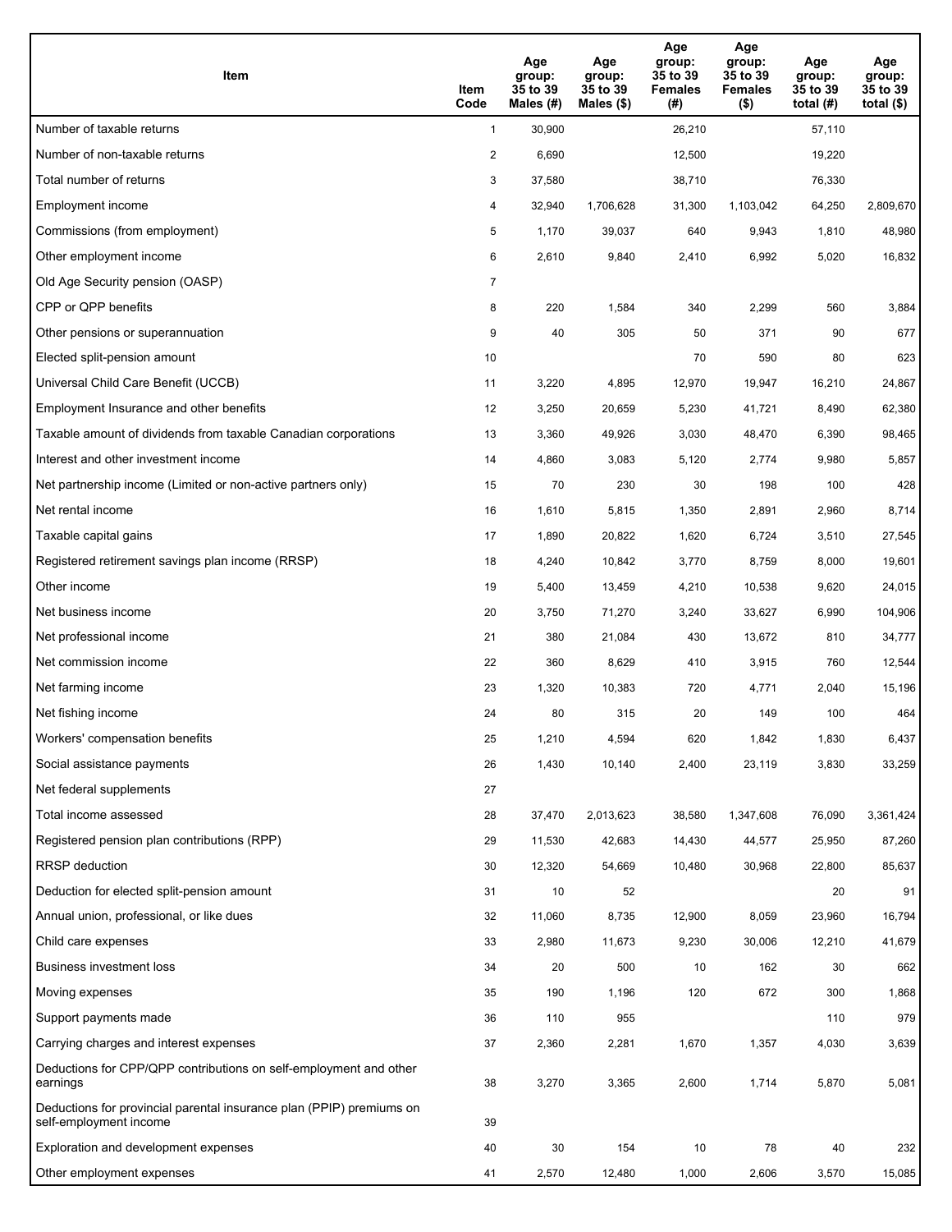| Item | Item Code | Age group: 35 to 39 Males (#) | Age group: 35 to 39 Males ($) | Age group: 35 to 39 Females (#) | Age group: 35 to 39 Females ($) | Age group: 35 to 39 total (#) | Age group: 35 to 39 total ($) |
| --- | --- | --- | --- | --- | --- | --- | --- |
| Number of taxable returns | 1 | 30,900 | | 26,210 | | 57,110 | |
| Number of non-taxable returns | 2 | 6,690 | | 12,500 | | 19,220 | |
| Total number of returns | 3 | 37,580 | | 38,710 | | 76,330 | |
| Employment income | 4 | 32,940 | 1,706,628 | 31,300 | 1,103,042 | 64,250 | 2,809,670 |
| Commissions (from employment) | 5 | 1,170 | 39,037 | 640 | 9,943 | 1,810 | 48,980 |
| Other employment income | 6 | 2,610 | 9,840 | 2,410 | 6,992 | 5,020 | 16,832 |
| Old Age Security pension (OASP) | 7 | | | | | | |
| CPP or QPP benefits | 8 | 220 | 1,584 | 340 | 2,299 | 560 | 3,884 |
| Other pensions or superannuation | 9 | 40 | 305 | 50 | 371 | 90 | 677 |
| Elected split-pension amount | 10 | | | 70 | 590 | 80 | 623 |
| Universal Child Care Benefit (UCCB) | 11 | 3,220 | 4,895 | 12,970 | 19,947 | 16,210 | 24,867 |
| Employment Insurance and other benefits | 12 | 3,250 | 20,659 | 5,230 | 41,721 | 8,490 | 62,380 |
| Taxable amount of dividends from taxable Canadian corporations | 13 | 3,360 | 49,926 | 3,030 | 48,470 | 6,390 | 98,465 |
| Interest and other investment income | 14 | 4,860 | 3,083 | 5,120 | 2,774 | 9,980 | 5,857 |
| Net partnership income (Limited or non-active partners only) | 15 | 70 | 230 | 30 | 198 | 100 | 428 |
| Net rental income | 16 | 1,610 | 5,815 | 1,350 | 2,891 | 2,960 | 8,714 |
| Taxable capital gains | 17 | 1,890 | 20,822 | 1,620 | 6,724 | 3,510 | 27,545 |
| Registered retirement savings plan income (RRSP) | 18 | 4,240 | 10,842 | 3,770 | 8,759 | 8,000 | 19,601 |
| Other income | 19 | 5,400 | 13,459 | 4,210 | 10,538 | 9,620 | 24,015 |
| Net business income | 20 | 3,750 | 71,270 | 3,240 | 33,627 | 6,990 | 104,906 |
| Net professional income | 21 | 380 | 21,084 | 430 | 13,672 | 810 | 34,777 |
| Net commission income | 22 | 360 | 8,629 | 410 | 3,915 | 760 | 12,544 |
| Net farming income | 23 | 1,320 | 10,383 | 720 | 4,771 | 2,040 | 15,196 |
| Net fishing income | 24 | 80 | 315 | 20 | 149 | 100 | 464 |
| Workers' compensation benefits | 25 | 1,210 | 4,594 | 620 | 1,842 | 1,830 | 6,437 |
| Social assistance payments | 26 | 1,430 | 10,140 | 2,400 | 23,119 | 3,830 | 33,259 |
| Net federal supplements | 27 | | | | | | |
| Total income assessed | 28 | 37,470 | 2,013,623 | 38,580 | 1,347,608 | 76,090 | 3,361,424 |
| Registered pension plan contributions (RPP) | 29 | 11,530 | 42,683 | 14,430 | 44,577 | 25,950 | 87,260 |
| RRSP deduction | 30 | 12,320 | 54,669 | 10,480 | 30,968 | 22,800 | 85,637 |
| Deduction for elected split-pension amount | 31 | 10 | 52 | | | 20 | 91 |
| Annual union, professional, or like dues | 32 | 11,060 | 8,735 | 12,900 | 8,059 | 23,960 | 16,794 |
| Child care expenses | 33 | 2,980 | 11,673 | 9,230 | 30,006 | 12,210 | 41,679 |
| Business investment loss | 34 | 20 | 500 | 10 | 162 | 30 | 662 |
| Moving expenses | 35 | 190 | 1,196 | 120 | 672 | 300 | 1,868 |
| Support payments made | 36 | 110 | 955 | | | 110 | 979 |
| Carrying charges and interest expenses | 37 | 2,360 | 2,281 | 1,670 | 1,357 | 4,030 | 3,639 |
| Deductions for CPP/QPP contributions on self-employment and other earnings | 38 | 3,270 | 3,365 | 2,600 | 1,714 | 5,870 | 5,081 |
| Deductions for provincial parental insurance plan (PPIP) premiums on self-employment income | 39 | | | | | | |
| Exploration and development expenses | 40 | 30 | 154 | 10 | 78 | 40 | 232 |
| Other employment expenses | 41 | 2,570 | 12,480 | 1,000 | 2,606 | 3,570 | 15,085 |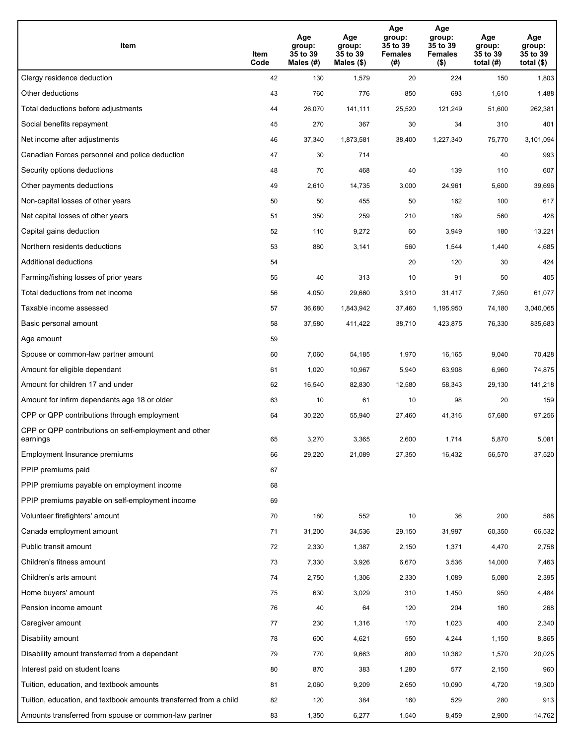| Item | Item Code | Age group: 35 to 39 Males (#) | Age group: 35 to 39 Males ($) | Age group: 35 to 39 Females (#) | Age group: 35 to 39 Females ($) | Age group: 35 to 39 total (#) | Age group: 35 to 39 total ($) |
|---|---|---|---|---|---|---|---|
| Clergy residence deduction | 42 | 130 | 1,579 | 20 | 224 | 150 | 1,803 |
| Other deductions | 43 | 760 | 776 | 850 | 693 | 1,610 | 1,488 |
| Total deductions before adjustments | 44 | 26,070 | 141,111 | 25,520 | 121,249 | 51,600 | 262,381 |
| Social benefits repayment | 45 | 270 | 367 | 30 | 34 | 310 | 401 |
| Net income after adjustments | 46 | 37,340 | 1,873,581 | 38,400 | 1,227,340 | 75,770 | 3,101,094 |
| Canadian Forces personnel and police deduction | 47 | 30 | 714 | | | 40 | 993 |
| Security options deductions | 48 | 70 | 468 | 40 | 139 | 110 | 607 |
| Other payments deductions | 49 | 2,610 | 14,735 | 3,000 | 24,961 | 5,600 | 39,696 |
| Non-capital losses of other years | 50 | 50 | 455 | 50 | 162 | 100 | 617 |
| Net capital losses of other years | 51 | 350 | 259 | 210 | 169 | 560 | 428 |
| Capital gains deduction | 52 | 110 | 9,272 | 60 | 3,949 | 180 | 13,221 |
| Northern residents deductions | 53 | 880 | 3,141 | 560 | 1,544 | 1,440 | 4,685 |
| Additional deductions | 54 | | | 20 | 120 | 30 | 424 |
| Farming/fishing losses of prior years | 55 | 40 | 313 | 10 | 91 | 50 | 405 |
| Total deductions from net income | 56 | 4,050 | 29,660 | 3,910 | 31,417 | 7,950 | 61,077 |
| Taxable income assessed | 57 | 36,680 | 1,843,942 | 37,460 | 1,195,950 | 74,180 | 3,040,065 |
| Basic personal amount | 58 | 37,580 | 411,422 | 38,710 | 423,875 | 76,330 | 835,683 |
| Age amount | 59 | | | | | | |
| Spouse or common-law partner amount | 60 | 7,060 | 54,185 | 1,970 | 16,165 | 9,040 | 70,428 |
| Amount for eligible dependant | 61 | 1,020 | 10,967 | 5,940 | 63,908 | 6,960 | 74,875 |
| Amount for children 17 and under | 62 | 16,540 | 82,830 | 12,580 | 58,343 | 29,130 | 141,218 |
| Amount for infirm dependants age 18 or older | 63 | 10 | 61 | 10 | 98 | 20 | 159 |
| CPP or QPP contributions through employment | 64 | 30,220 | 55,940 | 27,460 | 41,316 | 57,680 | 97,256 |
| CPP or QPP contributions on self-employment and other earnings | 65 | 3,270 | 3,365 | 2,600 | 1,714 | 5,870 | 5,081 |
| Employment Insurance premiums | 66 | 29,220 | 21,089 | 27,350 | 16,432 | 56,570 | 37,520 |
| PPIP premiums paid | 67 | | | | | | |
| PPIP premiums payable on employment income | 68 | | | | | | |
| PPIP premiums payable on self-employment income | 69 | | | | | | |
| Volunteer firefighters' amount | 70 | 180 | 552 | 10 | 36 | 200 | 588 |
| Canada employment amount | 71 | 31,200 | 34,536 | 29,150 | 31,997 | 60,350 | 66,532 |
| Public transit amount | 72 | 2,330 | 1,387 | 2,150 | 1,371 | 4,470 | 2,758 |
| Children's fitness amount | 73 | 7,330 | 3,926 | 6,670 | 3,536 | 14,000 | 7,463 |
| Children's arts amount | 74 | 2,750 | 1,306 | 2,330 | 1,089 | 5,080 | 2,395 |
| Home buyers' amount | 75 | 630 | 3,029 | 310 | 1,450 | 950 | 4,484 |
| Pension income amount | 76 | 40 | 64 | 120 | 204 | 160 | 268 |
| Caregiver amount | 77 | 230 | 1,316 | 170 | 1,023 | 400 | 2,340 |
| Disability amount | 78 | 600 | 4,621 | 550 | 4,244 | 1,150 | 8,865 |
| Disability amount transferred from a dependant | 79 | 770 | 9,663 | 800 | 10,362 | 1,570 | 20,025 |
| Interest paid on student loans | 80 | 870 | 383 | 1,280 | 577 | 2,150 | 960 |
| Tuition, education, and textbook amounts | 81 | 2,060 | 9,209 | 2,650 | 10,090 | 4,720 | 19,300 |
| Tuition, education, and textbook amounts transferred from a child | 82 | 120 | 384 | 160 | 529 | 280 | 913 |
| Amounts transferred from spouse or common-law partner | 83 | 1,350 | 6,277 | 1,540 | 8,459 | 2,900 | 14,762 |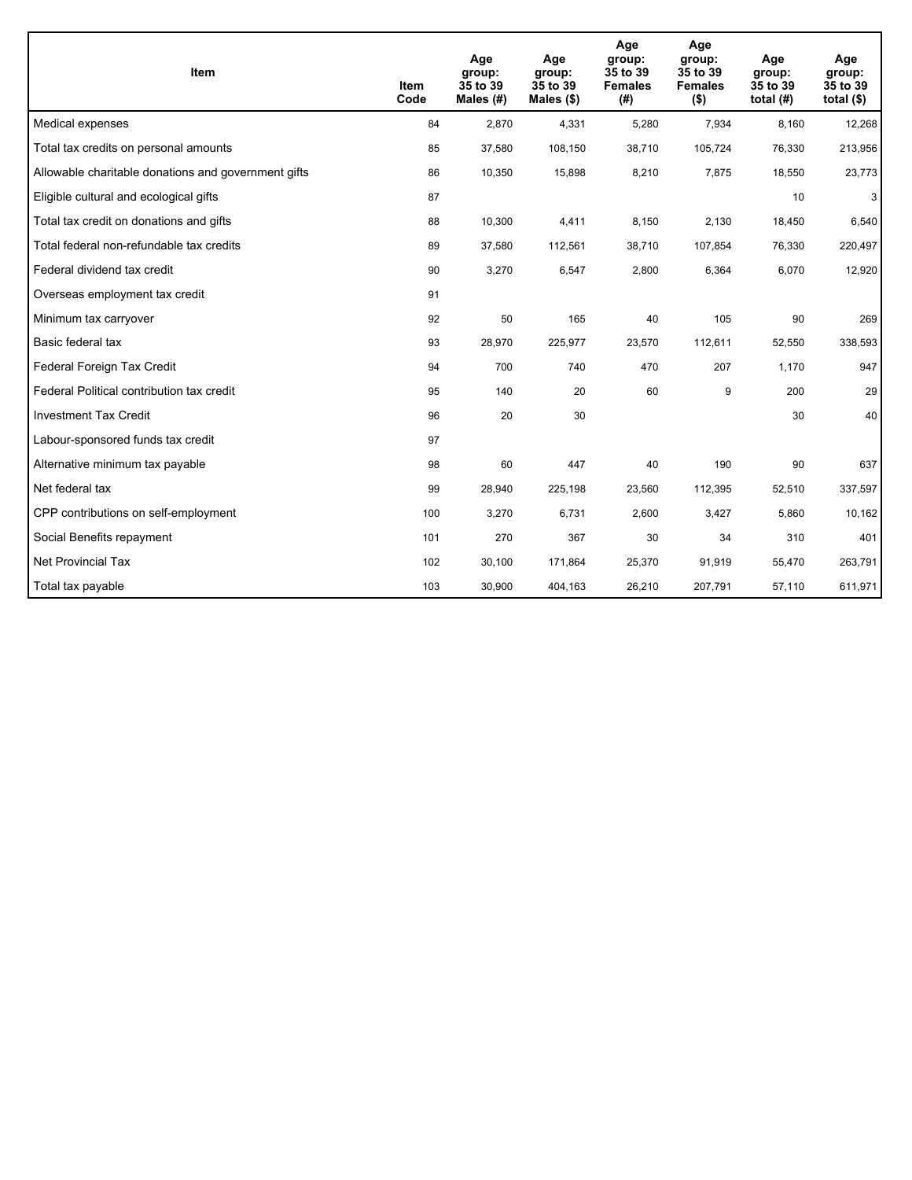| Item | Item Code | Age group: 35 to 39 Males (#) | Age group: 35 to 39 Males ($) | Age group: 35 to 39 Females (#) | Age group: 35 to 39 Females ($) | Age group: 35 to 39 total (#) | Age group: 35 to 39 total ($) |
|---|---|---|---|---|---|---|---|
| Medical expenses | 84 | 2,870 | 4,331 | 5,280 | 7,934 | 8,160 | 12,268 |
| Total tax credits on personal amounts | 85 | 37,580 | 108,150 | 38,710 | 105,724 | 76,330 | 213,956 |
| Allowable charitable donations and government gifts | 86 | 10,350 | 15,898 | 8,210 | 7,875 | 18,550 | 23,773 |
| Eligible cultural and ecological gifts | 87 | | | | | 10 | 3 |
| Total tax credit on donations and gifts | 88 | 10,300 | 4,411 | 8,150 | 2,130 | 18,450 | 6,540 |
| Total federal non-refundable tax credits | 89 | 37,580 | 112,561 | 38,710 | 107,854 | 76,330 | 220,497 |
| Federal dividend tax credit | 90 | 3,270 | 6,547 | 2,800 | 6,364 | 6,070 | 12,920 |
| Overseas employment tax credit | 91 | | | | | | |
| Minimum tax carryover | 92 | 50 | 165 | 40 | 105 | 90 | 269 |
| Basic federal tax | 93 | 28,970 | 225,977 | 23,570 | 112,611 | 52,550 | 338,593 |
| Federal Foreign Tax Credit | 94 | 700 | 740 | 470 | 207 | 1,170 | 947 |
| Federal Political contribution tax credit | 95 | 140 | 20 | 60 | 9 | 200 | 29 |
| Investment Tax Credit | 96 | 20 | 30 | | | 30 | 40 |
| Labour-sponsored funds tax credit | 97 | | | | | | |
| Alternative minimum tax payable | 98 | 60 | 447 | 40 | 190 | 90 | 637 |
| Net federal tax | 99 | 28,940 | 225,198 | 23,560 | 112,395 | 52,510 | 337,597 |
| CPP contributions on self-employment | 100 | 3,270 | 6,731 | 2,600 | 3,427 | 5,860 | 10,162 |
| Social Benefits repayment | 101 | 270 | 367 | 30 | 34 | 310 | 401 |
| Net Provincial Tax | 102 | 30,100 | 171,864 | 25,370 | 91,919 | 55,470 | 263,791 |
| Total tax payable | 103 | 30,900 | 404,163 | 26,210 | 207,791 | 57,110 | 611,971 |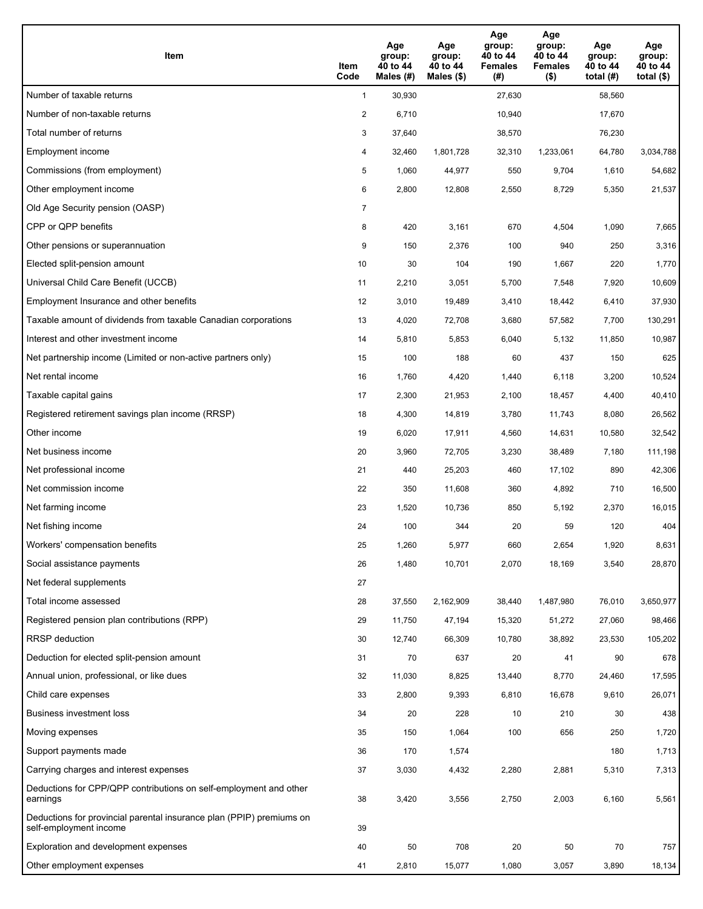| Item | Item Code | Age group: 40 to 44 Males (#) | Age group: 40 to 44 Males ($) | Age group: 40 to 44 Females (#) | Age group: 40 to 44 Females ($) | Age group: 40 to 44 total (#) | Age group: 40 to 44 total ($) |
|---|---|---|---|---|---|---|---|
| Number of taxable returns | 1 | 30,930 | | 27,630 | | 58,560 | |
| Number of non-taxable returns | 2 | 6,710 | | 10,940 | | 17,670 | |
| Total number of returns | 3 | 37,640 | | 38,570 | | 76,230 | |
| Employment income | 4 | 32,460 | 1,801,728 | 32,310 | 1,233,061 | 64,780 | 3,034,788 |
| Commissions (from employment) | 5 | 1,060 | 44,977 | 550 | 9,704 | 1,610 | 54,682 |
| Other employment income | 6 | 2,800 | 12,808 | 2,550 | 8,729 | 5,350 | 21,537 |
| Old Age Security pension (OASP) | 7 | | | | | | |
| CPP or QPP benefits | 8 | 420 | 3,161 | 670 | 4,504 | 1,090 | 7,665 |
| Other pensions or superannuation | 9 | 150 | 2,376 | 100 | 940 | 250 | 3,316 |
| Elected split-pension amount | 10 | 30 | 104 | 190 | 1,667 | 220 | 1,770 |
| Universal Child Care Benefit (UCCB) | 11 | 2,210 | 3,051 | 5,700 | 7,548 | 7,920 | 10,609 |
| Employment Insurance and other benefits | 12 | 3,010 | 19,489 | 3,410 | 18,442 | 6,410 | 37,930 |
| Taxable amount of dividends from taxable Canadian corporations | 13 | 4,020 | 72,708 | 3,680 | 57,582 | 7,700 | 130,291 |
| Interest and other investment income | 14 | 5,810 | 5,853 | 6,040 | 5,132 | 11,850 | 10,987 |
| Net partnership income (Limited or non-active partners only) | 15 | 100 | 188 | 60 | 437 | 150 | 625 |
| Net rental income | 16 | 1,760 | 4,420 | 1,440 | 6,118 | 3,200 | 10,524 |
| Taxable capital gains | 17 | 2,300 | 21,953 | 2,100 | 18,457 | 4,400 | 40,410 |
| Registered retirement savings plan income (RRSP) | 18 | 4,300 | 14,819 | 3,780 | 11,743 | 8,080 | 26,562 |
| Other income | 19 | 6,020 | 17,911 | 4,560 | 14,631 | 10,580 | 32,542 |
| Net business income | 20 | 3,960 | 72,705 | 3,230 | 38,489 | 7,180 | 111,198 |
| Net professional income | 21 | 440 | 25,203 | 460 | 17,102 | 890 | 42,306 |
| Net commission income | 22 | 350 | 11,608 | 360 | 4,892 | 710 | 16,500 |
| Net farming income | 23 | 1,520 | 10,736 | 850 | 5,192 | 2,370 | 16,015 |
| Net fishing income | 24 | 100 | 344 | 20 | 59 | 120 | 404 |
| Workers' compensation benefits | 25 | 1,260 | 5,977 | 660 | 2,654 | 1,920 | 8,631 |
| Social assistance payments | 26 | 1,480 | 10,701 | 2,070 | 18,169 | 3,540 | 28,870 |
| Net federal supplements | 27 | | | | | | |
| Total income assessed | 28 | 37,550 | 2,162,909 | 38,440 | 1,487,980 | 76,010 | 3,650,977 |
| Registered pension plan contributions (RPP) | 29 | 11,750 | 47,194 | 15,320 | 51,272 | 27,060 | 98,466 |
| RRSP deduction | 30 | 12,740 | 66,309 | 10,780 | 38,892 | 23,530 | 105,202 |
| Deduction for elected split-pension amount | 31 | 70 | 637 | 20 | 41 | 90 | 678 |
| Annual union, professional, or like dues | 32 | 11,030 | 8,825 | 13,440 | 8,770 | 24,460 | 17,595 |
| Child care expenses | 33 | 2,800 | 9,393 | 6,810 | 16,678 | 9,610 | 26,071 |
| Business investment loss | 34 | 20 | 228 | 10 | 210 | 30 | 438 |
| Moving expenses | 35 | 150 | 1,064 | 100 | 656 | 250 | 1,720 |
| Support payments made | 36 | 170 | 1,574 | | | 180 | 1,713 |
| Carrying charges and interest expenses | 37 | 3,030 | 4,432 | 2,280 | 2,881 | 5,310 | 7,313 |
| Deductions for CPP/QPP contributions on self-employment and other earnings | 38 | 3,420 | 3,556 | 2,750 | 2,003 | 6,160 | 5,561 |
| Deductions for provincial parental insurance plan (PPIP) premiums on self-employment income | 39 | | | | | | |
| Exploration and development expenses | 40 | 50 | 708 | 20 | 50 | 70 | 757 |
| Other employment expenses | 41 | 2,810 | 15,077 | 1,080 | 3,057 | 3,890 | 18,134 |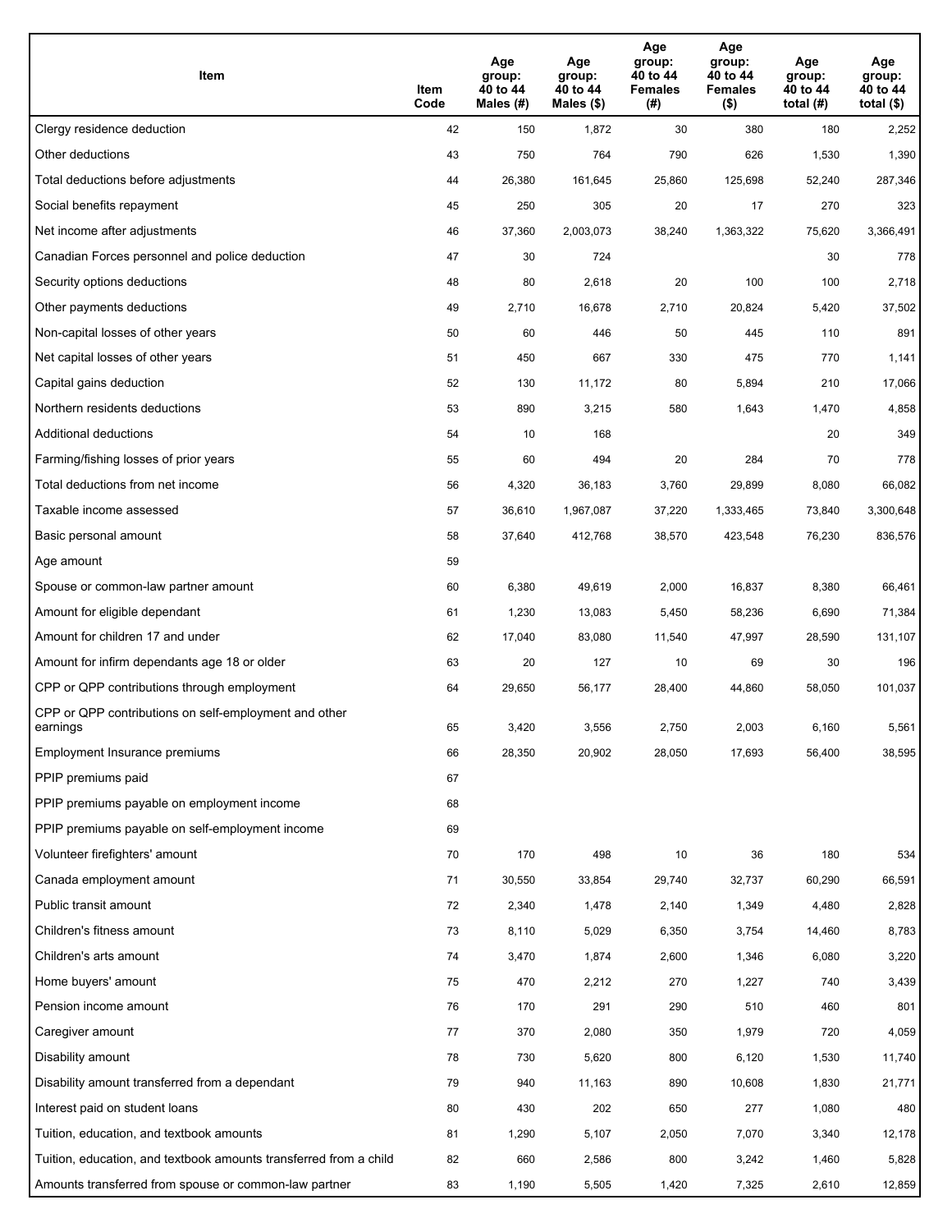| Item | Item Code | Age group: 40 to 44 Males (#) | Age group: 40 to 44 Males ($) | Age group: 40 to 44 Females (#) | Age group: 40 to 44 Females ($) | Age group: 40 to 44 total (#) | Age group: 40 to 44 total ($) |
|---|---|---|---|---|---|---|---|
| Clergy residence deduction | 42 | 150 | 1,872 | 30 | 380 | 180 | 2,252 |
| Other deductions | 43 | 750 | 764 | 790 | 626 | 1,530 | 1,390 |
| Total deductions before adjustments | 44 | 26,380 | 161,645 | 25,860 | 125,698 | 52,240 | 287,346 |
| Social benefits repayment | 45 | 250 | 305 | 20 | 17 | 270 | 323 |
| Net income after adjustments | 46 | 37,360 | 2,003,073 | 38,240 | 1,363,322 | 75,620 | 3,366,491 |
| Canadian Forces personnel and police deduction | 47 | 30 | 724 | | | 30 | 778 |
| Security options deductions | 48 | 80 | 2,618 | 20 | 100 | 100 | 2,718 |
| Other payments deductions | 49 | 2,710 | 16,678 | 2,710 | 20,824 | 5,420 | 37,502 |
| Non-capital losses of other years | 50 | 60 | 446 | 50 | 445 | 110 | 891 |
| Net capital losses of other years | 51 | 450 | 667 | 330 | 475 | 770 | 1,141 |
| Capital gains deduction | 52 | 130 | 11,172 | 80 | 5,894 | 210 | 17,066 |
| Northern residents deductions | 53 | 890 | 3,215 | 580 | 1,643 | 1,470 | 4,858 |
| Additional deductions | 54 | 10 | 168 | | | 20 | 349 |
| Farming/fishing losses of prior years | 55 | 60 | 494 | 20 | 284 | 70 | 778 |
| Total deductions from net income | 56 | 4,320 | 36,183 | 3,760 | 29,899 | 8,080 | 66,082 |
| Taxable income assessed | 57 | 36,610 | 1,967,087 | 37,220 | 1,333,465 | 73,840 | 3,300,648 |
| Basic personal amount | 58 | 37,640 | 412,768 | 38,570 | 423,548 | 76,230 | 836,576 |
| Age amount | 59 | | | | | | |
| Spouse or common-law partner amount | 60 | 6,380 | 49,619 | 2,000 | 16,837 | 8,380 | 66,461 |
| Amount for eligible dependant | 61 | 1,230 | 13,083 | 5,450 | 58,236 | 6,690 | 71,384 |
| Amount for children 17 and under | 62 | 17,040 | 83,080 | 11,540 | 47,997 | 28,590 | 131,107 |
| Amount for infirm dependants age 18 or older | 63 | 20 | 127 | 10 | 69 | 30 | 196 |
| CPP or QPP contributions through employment | 64 | 29,650 | 56,177 | 28,400 | 44,860 | 58,050 | 101,037 |
| CPP or QPP contributions on self-employment and other earnings | 65 | 3,420 | 3,556 | 2,750 | 2,003 | 6,160 | 5,561 |
| Employment Insurance premiums | 66 | 28,350 | 20,902 | 28,050 | 17,693 | 56,400 | 38,595 |
| PPIP premiums paid | 67 | | | | | | |
| PPIP premiums payable on employment income | 68 | | | | | | |
| PPIP premiums payable on self-employment income | 69 | | | | | | |
| Volunteer firefighters' amount | 70 | 170 | 498 | 10 | 36 | 180 | 534 |
| Canada employment amount | 71 | 30,550 | 33,854 | 29,740 | 32,737 | 60,290 | 66,591 |
| Public transit amount | 72 | 2,340 | 1,478 | 2,140 | 1,349 | 4,480 | 2,828 |
| Children's fitness amount | 73 | 8,110 | 5,029 | 6,350 | 3,754 | 14,460 | 8,783 |
| Children's arts amount | 74 | 3,470 | 1,874 | 2,600 | 1,346 | 6,080 | 3,220 |
| Home buyers' amount | 75 | 470 | 2,212 | 270 | 1,227 | 740 | 3,439 |
| Pension income amount | 76 | 170 | 291 | 290 | 510 | 460 | 801 |
| Caregiver amount | 77 | 370 | 2,080 | 350 | 1,979 | 720 | 4,059 |
| Disability amount | 78 | 730 | 5,620 | 800 | 6,120 | 1,530 | 11,740 |
| Disability amount transferred from a dependant | 79 | 940 | 11,163 | 890 | 10,608 | 1,830 | 21,771 |
| Interest paid on student loans | 80 | 430 | 202 | 650 | 277 | 1,080 | 480 |
| Tuition, education, and textbook amounts | 81 | 1,290 | 5,107 | 2,050 | 7,070 | 3,340 | 12,178 |
| Tuition, education, and textbook amounts transferred from a child | 82 | 660 | 2,586 | 800 | 3,242 | 1,460 | 5,828 |
| Amounts transferred from spouse or common-law partner | 83 | 1,190 | 5,505 | 1,420 | 7,325 | 2,610 | 12,859 |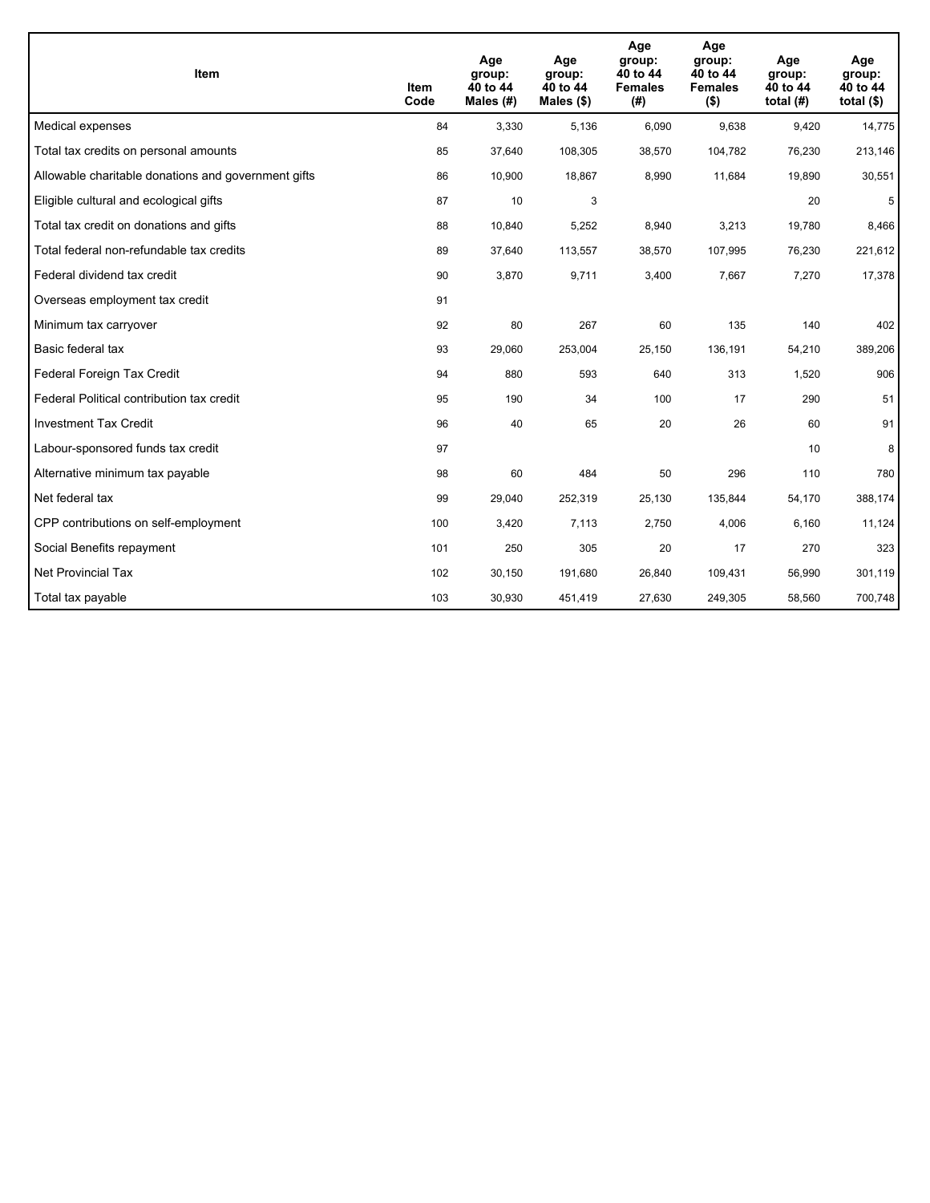| Item | Item Code | Age group: 40 to 44 Males (#) | Age group: 40 to 44 Males ($) | Age group: 40 to 44 Females (#) | Age group: 40 to 44 Females ($) | Age group: 40 to 44 total (#) | Age group: 40 to 44 total ($) |
|---|---|---|---|---|---|---|---|
| Medical expenses | 84 | 3,330 | 5,136 | 6,090 | 9,638 | 9,420 | 14,775 |
| Total tax credits on personal amounts | 85 | 37,640 | 108,305 | 38,570 | 104,782 | 76,230 | 213,146 |
| Allowable charitable donations and government gifts | 86 | 10,900 | 18,867 | 8,990 | 11,684 | 19,890 | 30,551 |
| Eligible cultural and ecological gifts | 87 | 10 | 3 | | | 20 | 5 |
| Total tax credit on donations and gifts | 88 | 10,840 | 5,252 | 8,940 | 3,213 | 19,780 | 8,466 |
| Total federal non-refundable tax credits | 89 | 37,640 | 113,557 | 38,570 | 107,995 | 76,230 | 221,612 |
| Federal dividend tax credit | 90 | 3,870 | 9,711 | 3,400 | 7,667 | 7,270 | 17,378 |
| Overseas employment tax credit | 91 | | | | | | |
| Minimum tax carryover | 92 | 80 | 267 | 60 | 135 | 140 | 402 |
| Basic federal tax | 93 | 29,060 | 253,004 | 25,150 | 136,191 | 54,210 | 389,206 |
| Federal Foreign Tax Credit | 94 | 880 | 593 | 640 | 313 | 1,520 | 906 |
| Federal Political contribution tax credit | 95 | 190 | 34 | 100 | 17 | 290 | 51 |
| Investment Tax Credit | 96 | 40 | 65 | 20 | 26 | 60 | 91 |
| Labour-sponsored funds tax credit | 97 | | | | | 10 | 8 |
| Alternative minimum tax payable | 98 | 60 | 484 | 50 | 296 | 110 | 780 |
| Net federal tax | 99 | 29,040 | 252,319 | 25,130 | 135,844 | 54,170 | 388,174 |
| CPP contributions on self-employment | 100 | 3,420 | 7,113 | 2,750 | 4,006 | 6,160 | 11,124 |
| Social Benefits repayment | 101 | 250 | 305 | 20 | 17 | 270 | 323 |
| Net Provincial Tax | 102 | 30,150 | 191,680 | 26,840 | 109,431 | 56,990 | 301,119 |
| Total tax payable | 103 | 30,930 | 451,419 | 27,630 | 249,305 | 58,560 | 700,748 |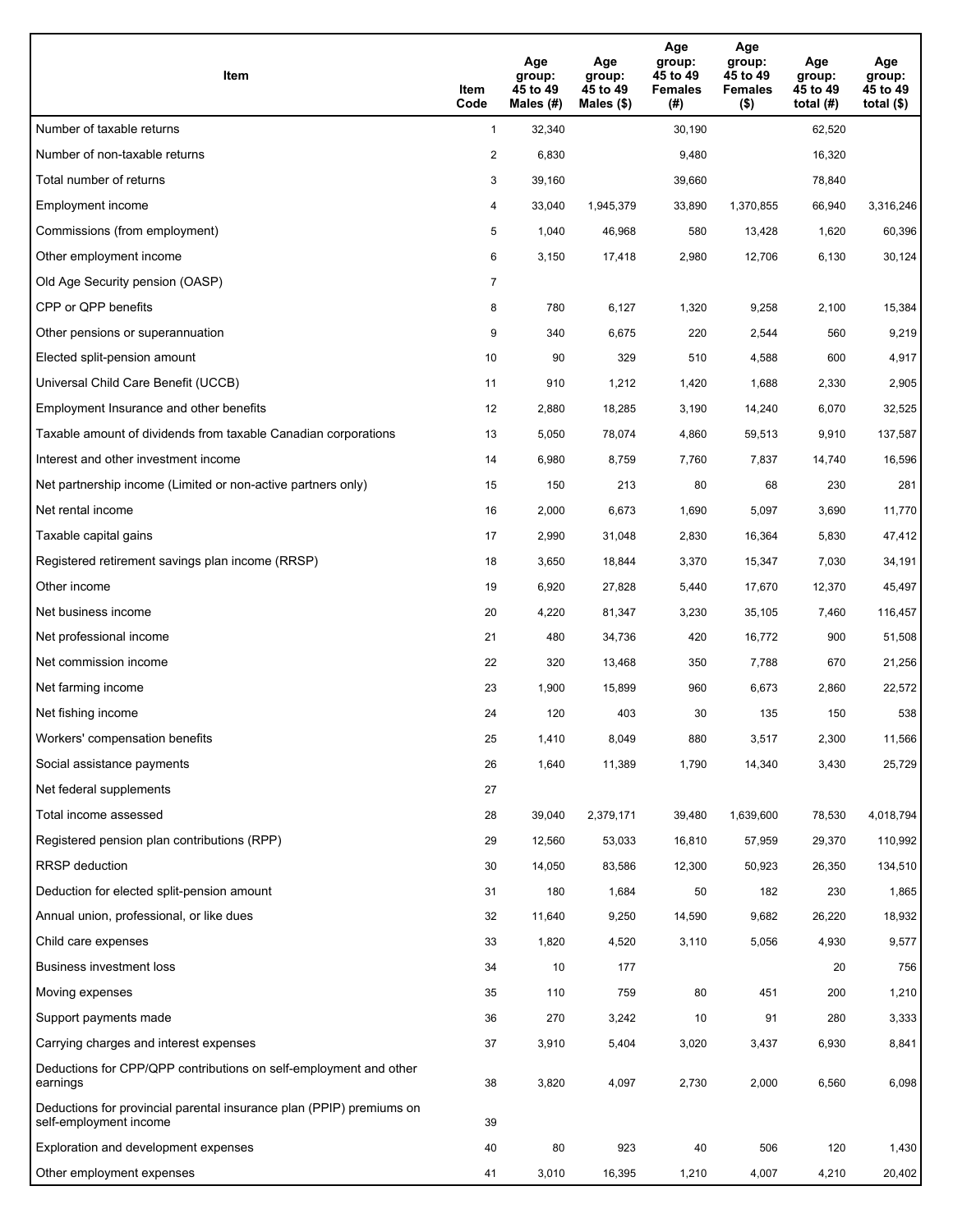| Item | Item Code | Age group: 45 to 49 Males (#) | Age group: 45 to 49 Males ($) | Age group: 45 to 49 Females (#) | Age group: 45 to 49 Females ($) | Age group: 45 to 49 total (#) | Age group: 45 to 49 total ($) |
|---|---|---|---|---|---|---|---|
| Number of taxable returns | 1 | 32,340 | | 30,190 | | 62,520 | |
| Number of non-taxable returns | 2 | 6,830 | | 9,480 | | 16,320 | |
| Total number of returns | 3 | 39,160 | | 39,660 | | 78,840 | |
| Employment income | 4 | 33,040 | 1,945,379 | 33,890 | 1,370,855 | 66,940 | 3,316,246 |
| Commissions (from employment) | 5 | 1,040 | 46,968 | 580 | 13,428 | 1,620 | 60,396 |
| Other employment income | 6 | 3,150 | 17,418 | 2,980 | 12,706 | 6,130 | 30,124 |
| Old Age Security pension (OASP) | 7 | | | | | | |
| CPP or QPP benefits | 8 | 780 | 6,127 | 1,320 | 9,258 | 2,100 | 15,384 |
| Other pensions or superannuation | 9 | 340 | 6,675 | 220 | 2,544 | 560 | 9,219 |
| Elected split-pension amount | 10 | 90 | 329 | 510 | 4,588 | 600 | 4,917 |
| Universal Child Care Benefit (UCCB) | 11 | 910 | 1,212 | 1,420 | 1,688 | 2,330 | 2,905 |
| Employment Insurance and other benefits | 12 | 2,880 | 18,285 | 3,190 | 14,240 | 6,070 | 32,525 |
| Taxable amount of dividends from taxable Canadian corporations | 13 | 5,050 | 78,074 | 4,860 | 59,513 | 9,910 | 137,587 |
| Interest and other investment income | 14 | 6,980 | 8,759 | 7,760 | 7,837 | 14,740 | 16,596 |
| Net partnership income (Limited or non-active partners only) | 15 | 150 | 213 | 80 | 68 | 230 | 281 |
| Net rental income | 16 | 2,000 | 6,673 | 1,690 | 5,097 | 3,690 | 11,770 |
| Taxable capital gains | 17 | 2,990 | 31,048 | 2,830 | 16,364 | 5,830 | 47,412 |
| Registered retirement savings plan income (RRSP) | 18 | 3,650 | 18,844 | 3,370 | 15,347 | 7,030 | 34,191 |
| Other income | 19 | 6,920 | 27,828 | 5,440 | 17,670 | 12,370 | 45,497 |
| Net business income | 20 | 4,220 | 81,347 | 3,230 | 35,105 | 7,460 | 116,457 |
| Net professional income | 21 | 480 | 34,736 | 420 | 16,772 | 900 | 51,508 |
| Net commission income | 22 | 320 | 13,468 | 350 | 7,788 | 670 | 21,256 |
| Net farming income | 23 | 1,900 | 15,899 | 960 | 6,673 | 2,860 | 22,572 |
| Net fishing income | 24 | 120 | 403 | 30 | 135 | 150 | 538 |
| Workers' compensation benefits | 25 | 1,410 | 8,049 | 880 | 3,517 | 2,300 | 11,566 |
| Social assistance payments | 26 | 1,640 | 11,389 | 1,790 | 14,340 | 3,430 | 25,729 |
| Net federal supplements | 27 | | | | | | |
| Total income assessed | 28 | 39,040 | 2,379,171 | 39,480 | 1,639,600 | 78,530 | 4,018,794 |
| Registered pension plan contributions (RPP) | 29 | 12,560 | 53,033 | 16,810 | 57,959 | 29,370 | 110,992 |
| RRSP deduction | 30 | 14,050 | 83,586 | 12,300 | 50,923 | 26,350 | 134,510 |
| Deduction for elected split-pension amount | 31 | 180 | 1,684 | 50 | 182 | 230 | 1,865 |
| Annual union, professional, or like dues | 32 | 11,640 | 9,250 | 14,590 | 9,682 | 26,220 | 18,932 |
| Child care expenses | 33 | 1,820 | 4,520 | 3,110 | 5,056 | 4,930 | 9,577 |
| Business investment loss | 34 | 10 | 177 | | | 20 | 756 |
| Moving expenses | 35 | 110 | 759 | 80 | 451 | 200 | 1,210 |
| Support payments made | 36 | 270 | 3,242 | 10 | 91 | 280 | 3,333 |
| Carrying charges and interest expenses | 37 | 3,910 | 5,404 | 3,020 | 3,437 | 6,930 | 8,841 |
| Deductions for CPP/QPP contributions on self-employment and other earnings | 38 | 3,820 | 4,097 | 2,730 | 2,000 | 6,560 | 6,098 |
| Deductions for provincial parental insurance plan (PPIP) premiums on self-employment income | 39 | | | | | | |
| Exploration and development expenses | 40 | 80 | 923 | 40 | 506 | 120 | 1,430 |
| Other employment expenses | 41 | 3,010 | 16,395 | 1,210 | 4,007 | 4,210 | 20,402 |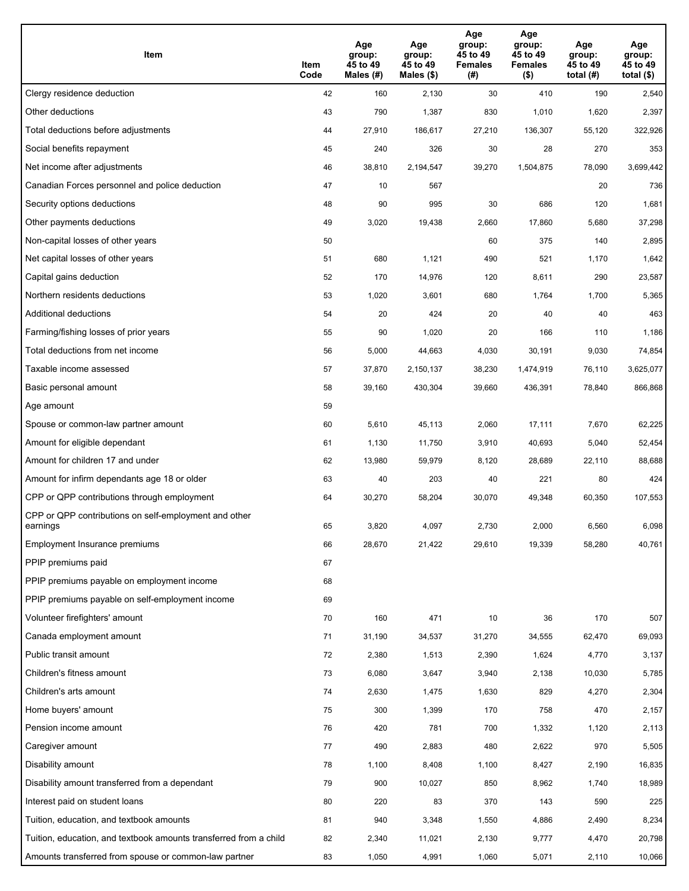| Item | Item Code | Age group: 45 to 49 Males (#) | Age group: 45 to 49 Males ($) | Age group: 45 to 49 Females (#) | Age group: 45 to 49 Females ($) | Age group: 45 to 49 total (#) | Age group: 45 to 49 total ($) |
|---|---|---|---|---|---|---|---|
| Clergy residence deduction | 42 | 160 | 2,130 | 30 | 410 | 190 | 2,540 |
| Other deductions | 43 | 790 | 1,387 | 830 | 1,010 | 1,620 | 2,397 |
| Total deductions before adjustments | 44 | 27,910 | 186,617 | 27,210 | 136,307 | 55,120 | 322,926 |
| Social benefits repayment | 45 | 240 | 326 | 30 | 28 | 270 | 353 |
| Net income after adjustments | 46 | 38,810 | 2,194,547 | 39,270 | 1,504,875 | 78,090 | 3,699,442 |
| Canadian Forces personnel and police deduction | 47 | 10 | 567 | | | 20 | 736 |
| Security options deductions | 48 | 90 | 995 | 30 | 686 | 120 | 1,681 |
| Other payments deductions | 49 | 3,020 | 19,438 | 2,660 | 17,860 | 5,680 | 37,298 |
| Non-capital losses of other years | 50 | | | 60 | 375 | 140 | 2,895 |
| Net capital losses of other years | 51 | 680 | 1,121 | 490 | 521 | 1,170 | 1,642 |
| Capital gains deduction | 52 | 170 | 14,976 | 120 | 8,611 | 290 | 23,587 |
| Northern residents deductions | 53 | 1,020 | 3,601 | 680 | 1,764 | 1,700 | 5,365 |
| Additional deductions | 54 | 20 | 424 | 20 | 40 | 40 | 463 |
| Farming/fishing losses of prior years | 55 | 90 | 1,020 | 20 | 166 | 110 | 1,186 |
| Total deductions from net income | 56 | 5,000 | 44,663 | 4,030 | 30,191 | 9,030 | 74,854 |
| Taxable income assessed | 57 | 37,870 | 2,150,137 | 38,230 | 1,474,919 | 76,110 | 3,625,077 |
| Basic personal amount | 58 | 39,160 | 430,304 | 39,660 | 436,391 | 78,840 | 866,868 |
| Age amount | 59 | | | | | | |
| Spouse or common-law partner amount | 60 | 5,610 | 45,113 | 2,060 | 17,111 | 7,670 | 62,225 |
| Amount for eligible dependant | 61 | 1,130 | 11,750 | 3,910 | 40,693 | 5,040 | 52,454 |
| Amount for children 17 and under | 62 | 13,980 | 59,979 | 8,120 | 28,689 | 22,110 | 88,688 |
| Amount for infirm dependants age 18 or older | 63 | 40 | 203 | 40 | 221 | 80 | 424 |
| CPP or QPP contributions through employment | 64 | 30,270 | 58,204 | 30,070 | 49,348 | 60,350 | 107,553 |
| CPP or QPP contributions on self-employment and other earnings | 65 | 3,820 | 4,097 | 2,730 | 2,000 | 6,560 | 6,098 |
| Employment Insurance premiums | 66 | 28,670 | 21,422 | 29,610 | 19,339 | 58,280 | 40,761 |
| PPIP premiums paid | 67 | | | | | | |
| PPIP premiums payable on employment income | 68 | | | | | | |
| PPIP premiums payable on self-employment income | 69 | | | | | | |
| Volunteer firefighters' amount | 70 | 160 | 471 | 10 | 36 | 170 | 507 |
| Canada employment amount | 71 | 31,190 | 34,537 | 31,270 | 34,555 | 62,470 | 69,093 |
| Public transit amount | 72 | 2,380 | 1,513 | 2,390 | 1,624 | 4,770 | 3,137 |
| Children's fitness amount | 73 | 6,080 | 3,647 | 3,940 | 2,138 | 10,030 | 5,785 |
| Children's arts amount | 74 | 2,630 | 1,475 | 1,630 | 829 | 4,270 | 2,304 |
| Home buyers' amount | 75 | 300 | 1,399 | 170 | 758 | 470 | 2,157 |
| Pension income amount | 76 | 420 | 781 | 700 | 1,332 | 1,120 | 2,113 |
| Caregiver amount | 77 | 490 | 2,883 | 480 | 2,622 | 970 | 5,505 |
| Disability amount | 78 | 1,100 | 8,408 | 1,100 | 8,427 | 2,190 | 16,835 |
| Disability amount transferred from a dependant | 79 | 900 | 10,027 | 850 | 8,962 | 1,740 | 18,989 |
| Interest paid on student loans | 80 | 220 | 83 | 370 | 143 | 590 | 225 |
| Tuition, education, and textbook amounts | 81 | 940 | 3,348 | 1,550 | 4,886 | 2,490 | 8,234 |
| Tuition, education, and textbook amounts transferred from a child | 82 | 2,340 | 11,021 | 2,130 | 9,777 | 4,470 | 20,798 |
| Amounts transferred from spouse or common-law partner | 83 | 1,050 | 4,991 | 1,060 | 5,071 | 2,110 | 10,066 |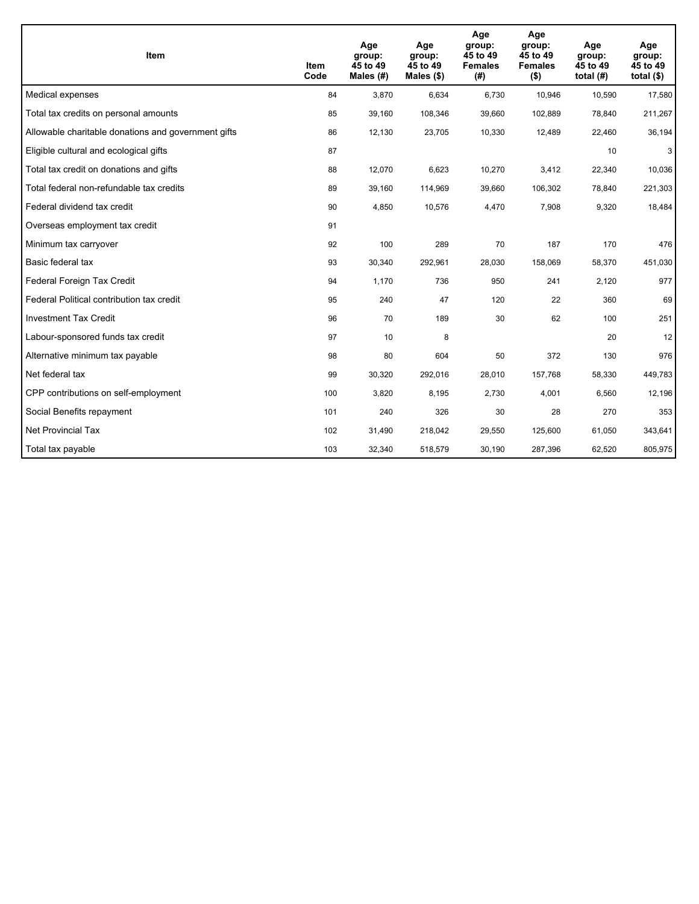| Item | Item Code | Age group: 45 to 49 Males (#) | Age group: 45 to 49 Males ($) | Age group: 45 to 49 Females (#) | Age group: 45 to 49 Females ($) | Age group: 45 to 49 total (#) | Age group: 45 to 49 total ($) |
| --- | --- | --- | --- | --- | --- | --- | --- |
| Medical expenses | 84 | 3,870 | 6,634 | 6,730 | 10,946 | 10,590 | 17,580 |
| Total tax credits on personal amounts | 85 | 39,160 | 108,346 | 39,660 | 102,889 | 78,840 | 211,267 |
| Allowable charitable donations and government gifts | 86 | 12,130 | 23,705 | 10,330 | 12,489 | 22,460 | 36,194 |
| Eligible cultural and ecological gifts | 87 | | | | | 10 | 3 |
| Total tax credit on donations and gifts | 88 | 12,070 | 6,623 | 10,270 | 3,412 | 22,340 | 10,036 |
| Total federal non-refundable tax credits | 89 | 39,160 | 114,969 | 39,660 | 106,302 | 78,840 | 221,303 |
| Federal dividend tax credit | 90 | 4,850 | 10,576 | 4,470 | 7,908 | 9,320 | 18,484 |
| Overseas employment tax credit | 91 | | | | | | |
| Minimum tax carryover | 92 | 100 | 289 | 70 | 187 | 170 | 476 |
| Basic federal tax | 93 | 30,340 | 292,961 | 28,030 | 158,069 | 58,370 | 451,030 |
| Federal Foreign Tax Credit | 94 | 1,170 | 736 | 950 | 241 | 2,120 | 977 |
| Federal Political contribution tax credit | 95 | 240 | 47 | 120 | 22 | 360 | 69 |
| Investment Tax Credit | 96 | 70 | 189 | 30 | 62 | 100 | 251 |
| Labour-sponsored funds tax credit | 97 | 10 | 8 | | | 20 | 12 |
| Alternative minimum tax payable | 98 | 80 | 604 | 50 | 372 | 130 | 976 |
| Net federal tax | 99 | 30,320 | 292,016 | 28,010 | 157,768 | 58,330 | 449,783 |
| CPP contributions on self-employment | 100 | 3,820 | 8,195 | 2,730 | 4,001 | 6,560 | 12,196 |
| Social Benefits repayment | 101 | 240 | 326 | 30 | 28 | 270 | 353 |
| Net Provincial Tax | 102 | 31,490 | 218,042 | 29,550 | 125,600 | 61,050 | 343,641 |
| Total tax payable | 103 | 32,340 | 518,579 | 30,190 | 287,396 | 62,520 | 805,975 |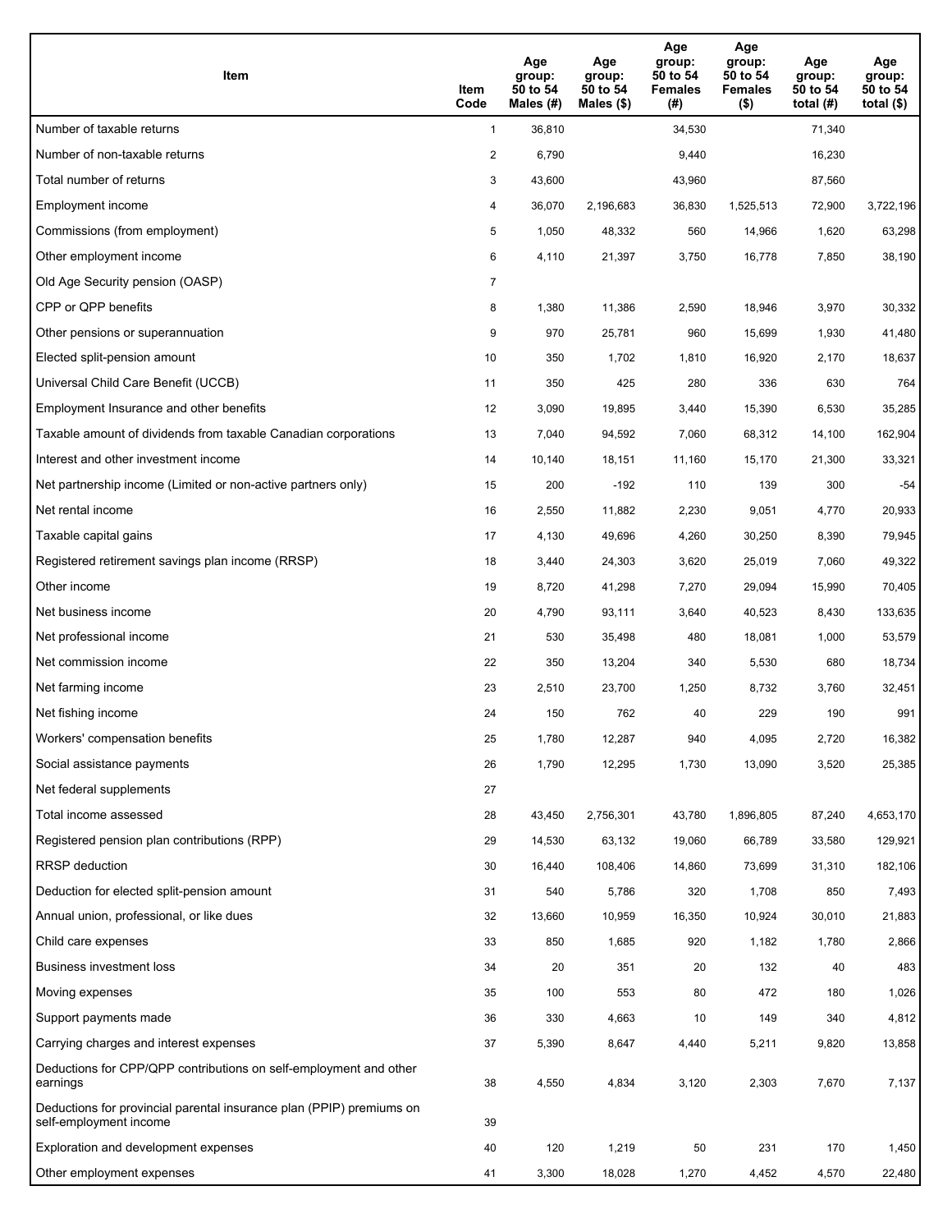| Item | Item Code | Age group: 50 to 54 Males (#) | Age group: 50 to 54 Males ($) | Age group: 50 to 54 Females (#) | Age group: 50 to 54 Females ($) | Age group: 50 to 54 total (#) | Age group: 50 to 54 total ($) |
|---|---|---|---|---|---|---|---|
| Number of taxable returns | 1 | 36,810 | | 34,530 | | 71,340 | |
| Number of non-taxable returns | 2 | 6,790 | | 9,440 | | 16,230 | |
| Total number of returns | 3 | 43,600 | | 43,960 | | 87,560 | |
| Employment income | 4 | 36,070 | 2,196,683 | 36,830 | 1,525,513 | 72,900 | 3,722,196 |
| Commissions (from employment) | 5 | 1,050 | 48,332 | 560 | 14,966 | 1,620 | 63,298 |
| Other employment income | 6 | 4,110 | 21,397 | 3,750 | 16,778 | 7,850 | 38,190 |
| Old Age Security pension (OASP) | 7 | | | | | | |
| CPP or QPP benefits | 8 | 1,380 | 11,386 | 2,590 | 18,946 | 3,970 | 30,332 |
| Other pensions or superannuation | 9 | 970 | 25,781 | 960 | 15,699 | 1,930 | 41,480 |
| Elected split-pension amount | 10 | 350 | 1,702 | 1,810 | 16,920 | 2,170 | 18,637 |
| Universal Child Care Benefit (UCCB) | 11 | 350 | 425 | 280 | 336 | 630 | 764 |
| Employment Insurance and other benefits | 12 | 3,090 | 19,895 | 3,440 | 15,390 | 6,530 | 35,285 |
| Taxable amount of dividends from taxable Canadian corporations | 13 | 7,040 | 94,592 | 7,060 | 68,312 | 14,100 | 162,904 |
| Interest and other investment income | 14 | 10,140 | 18,151 | 11,160 | 15,170 | 21,300 | 33,321 |
| Net partnership income (Limited or non-active partners only) | 15 | 200 | -192 | 110 | 139 | 300 | -54 |
| Net rental income | 16 | 2,550 | 11,882 | 2,230 | 9,051 | 4,770 | 20,933 |
| Taxable capital gains | 17 | 4,130 | 49,696 | 4,260 | 30,250 | 8,390 | 79,945 |
| Registered retirement savings plan income (RRSP) | 18 | 3,440 | 24,303 | 3,620 | 25,019 | 7,060 | 49,322 |
| Other income | 19 | 8,720 | 41,298 | 7,270 | 29,094 | 15,990 | 70,405 |
| Net business income | 20 | 4,790 | 93,111 | 3,640 | 40,523 | 8,430 | 133,635 |
| Net professional income | 21 | 530 | 35,498 | 480 | 18,081 | 1,000 | 53,579 |
| Net commission income | 22 | 350 | 13,204 | 340 | 5,530 | 680 | 18,734 |
| Net farming income | 23 | 2,510 | 23,700 | 1,250 | 8,732 | 3,760 | 32,451 |
| Net fishing income | 24 | 150 | 762 | 40 | 229 | 190 | 991 |
| Workers' compensation benefits | 25 | 1,780 | 12,287 | 940 | 4,095 | 2,720 | 16,382 |
| Social assistance payments | 26 | 1,790 | 12,295 | 1,730 | 13,090 | 3,520 | 25,385 |
| Net federal supplements | 27 | | | | | | |
| Total income assessed | 28 | 43,450 | 2,756,301 | 43,780 | 1,896,805 | 87,240 | 4,653,170 |
| Registered pension plan contributions (RPP) | 29 | 14,530 | 63,132 | 19,060 | 66,789 | 33,580 | 129,921 |
| RRSP deduction | 30 | 16,440 | 108,406 | 14,860 | 73,699 | 31,310 | 182,106 |
| Deduction for elected split-pension amount | 31 | 540 | 5,786 | 320 | 1,708 | 850 | 7,493 |
| Annual union, professional, or like dues | 32 | 13,660 | 10,959 | 16,350 | 10,924 | 30,010 | 21,883 |
| Child care expenses | 33 | 850 | 1,685 | 920 | 1,182 | 1,780 | 2,866 |
| Business investment loss | 34 | 20 | 351 | 20 | 132 | 40 | 483 |
| Moving expenses | 35 | 100 | 553 | 80 | 472 | 180 | 1,026 |
| Support payments made | 36 | 330 | 4,663 | 10 | 149 | 340 | 4,812 |
| Carrying charges and interest expenses | 37 | 5,390 | 8,647 | 4,440 | 5,211 | 9,820 | 13,858 |
| Deductions for CPP/QPP contributions on self-employment and other earnings | 38 | 4,550 | 4,834 | 3,120 | 2,303 | 7,670 | 7,137 |
| Deductions for provincial parental insurance plan (PPIP) premiums on self-employment income | 39 | | | | | | |
| Exploration and development expenses | 40 | 120 | 1,219 | 50 | 231 | 170 | 1,450 |
| Other employment expenses | 41 | 3,300 | 18,028 | 1,270 | 4,452 | 4,570 | 22,480 |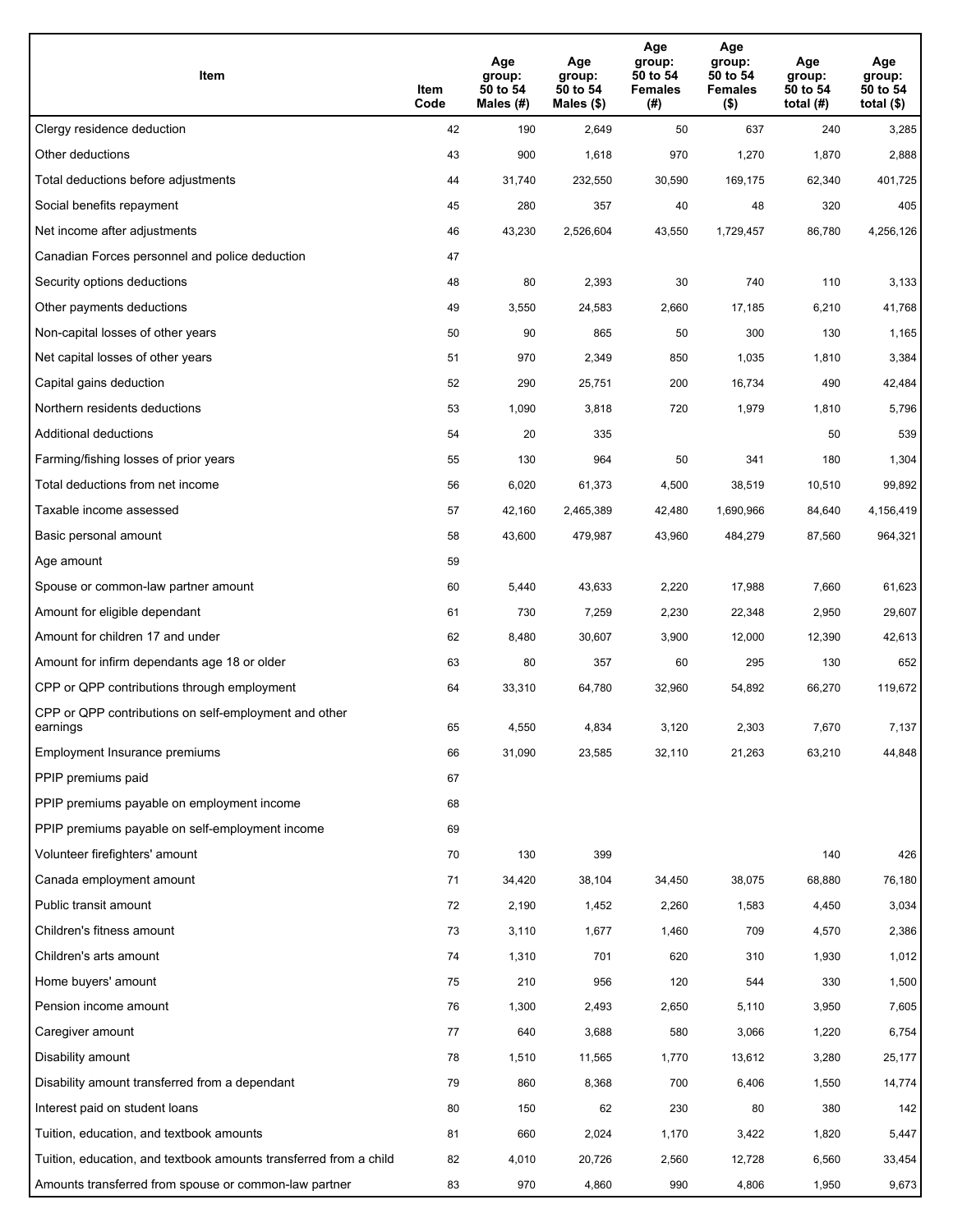| Item | Item Code | Age group: 50 to 54 Males (#) | Age group: 50 to 54 Males ($) | Age group: 50 to 54 Females (#) | Age group: 50 to 54 Females ($) | Age group: 50 to 54 total (#) | Age group: 50 to 54 total ($) |
|---|---|---|---|---|---|---|---|
| Clergy residence deduction | 42 | 190 | 2,649 | 50 | 637 | 240 | 3,285 |
| Other deductions | 43 | 900 | 1,618 | 970 | 1,270 | 1,870 | 2,888 |
| Total deductions before adjustments | 44 | 31,740 | 232,550 | 30,590 | 169,175 | 62,340 | 401,725 |
| Social benefits repayment | 45 | 280 | 357 | 40 | 48 | 320 | 405 |
| Net income after adjustments | 46 | 43,230 | 2,526,604 | 43,550 | 1,729,457 | 86,780 | 4,256,126 |
| Canadian Forces personnel and police deduction | 47 | | | | | | |
| Security options deductions | 48 | 80 | 2,393 | 30 | 740 | 110 | 3,133 |
| Other payments deductions | 49 | 3,550 | 24,583 | 2,660 | 17,185 | 6,210 | 41,768 |
| Non-capital losses of other years | 50 | 90 | 865 | 50 | 300 | 130 | 1,165 |
| Net capital losses of other years | 51 | 970 | 2,349 | 850 | 1,035 | 1,810 | 3,384 |
| Capital gains deduction | 52 | 290 | 25,751 | 200 | 16,734 | 490 | 42,484 |
| Northern residents deductions | 53 | 1,090 | 3,818 | 720 | 1,979 | 1,810 | 5,796 |
| Additional deductions | 54 | 20 | 335 | | | 50 | 539 |
| Farming/fishing losses of prior years | 55 | 130 | 964 | 50 | 341 | 180 | 1,304 |
| Total deductions from net income | 56 | 6,020 | 61,373 | 4,500 | 38,519 | 10,510 | 99,892 |
| Taxable income assessed | 57 | 42,160 | 2,465,389 | 42,480 | 1,690,966 | 84,640 | 4,156,419 |
| Basic personal amount | 58 | 43,600 | 479,987 | 43,960 | 484,279 | 87,560 | 964,321 |
| Age amount | 59 | | | | | | |
| Spouse or common-law partner amount | 60 | 5,440 | 43,633 | 2,220 | 17,988 | 7,660 | 61,623 |
| Amount for eligible dependant | 61 | 730 | 7,259 | 2,230 | 22,348 | 2,950 | 29,607 |
| Amount for children 17 and under | 62 | 8,480 | 30,607 | 3,900 | 12,000 | 12,390 | 42,613 |
| Amount for infirm dependants age 18 or older | 63 | 80 | 357 | 60 | 295 | 130 | 652 |
| CPP or QPP contributions through employment | 64 | 33,310 | 64,780 | 32,960 | 54,892 | 66,270 | 119,672 |
| CPP or QPP contributions on self-employment and other earnings | 65 | 4,550 | 4,834 | 3,120 | 2,303 | 7,670 | 7,137 |
| Employment Insurance premiums | 66 | 31,090 | 23,585 | 32,110 | 21,263 | 63,210 | 44,848 |
| PPIP premiums paid | 67 | | | | | | |
| PPIP premiums payable on employment income | 68 | | | | | | |
| PPIP premiums payable on self-employment income | 69 | | | | | | |
| Volunteer firefighters' amount | 70 | 130 | 399 | | | 140 | 426 |
| Canada employment amount | 71 | 34,420 | 38,104 | 34,450 | 38,075 | 68,880 | 76,180 |
| Public transit amount | 72 | 2,190 | 1,452 | 2,260 | 1,583 | 4,450 | 3,034 |
| Children's fitness amount | 73 | 3,110 | 1,677 | 1,460 | 709 | 4,570 | 2,386 |
| Children's arts amount | 74 | 1,310 | 701 | 620 | 310 | 1,930 | 1,012 |
| Home buyers' amount | 75 | 210 | 956 | 120 | 544 | 330 | 1,500 |
| Pension income amount | 76 | 1,300 | 2,493 | 2,650 | 5,110 | 3,950 | 7,605 |
| Caregiver amount | 77 | 640 | 3,688 | 580 | 3,066 | 1,220 | 6,754 |
| Disability amount | 78 | 1,510 | 11,565 | 1,770 | 13,612 | 3,280 | 25,177 |
| Disability amount transferred from a dependant | 79 | 860 | 8,368 | 700 | 6,406 | 1,550 | 14,774 |
| Interest paid on student loans | 80 | 150 | 62 | 230 | 80 | 380 | 142 |
| Tuition, education, and textbook amounts | 81 | 660 | 2,024 | 1,170 | 3,422 | 1,820 | 5,447 |
| Tuition, education, and textbook amounts transferred from a child | 82 | 4,010 | 20,726 | 2,560 | 12,728 | 6,560 | 33,454 |
| Amounts transferred from spouse or common-law partner | 83 | 970 | 4,860 | 990 | 4,806 | 1,950 | 9,673 |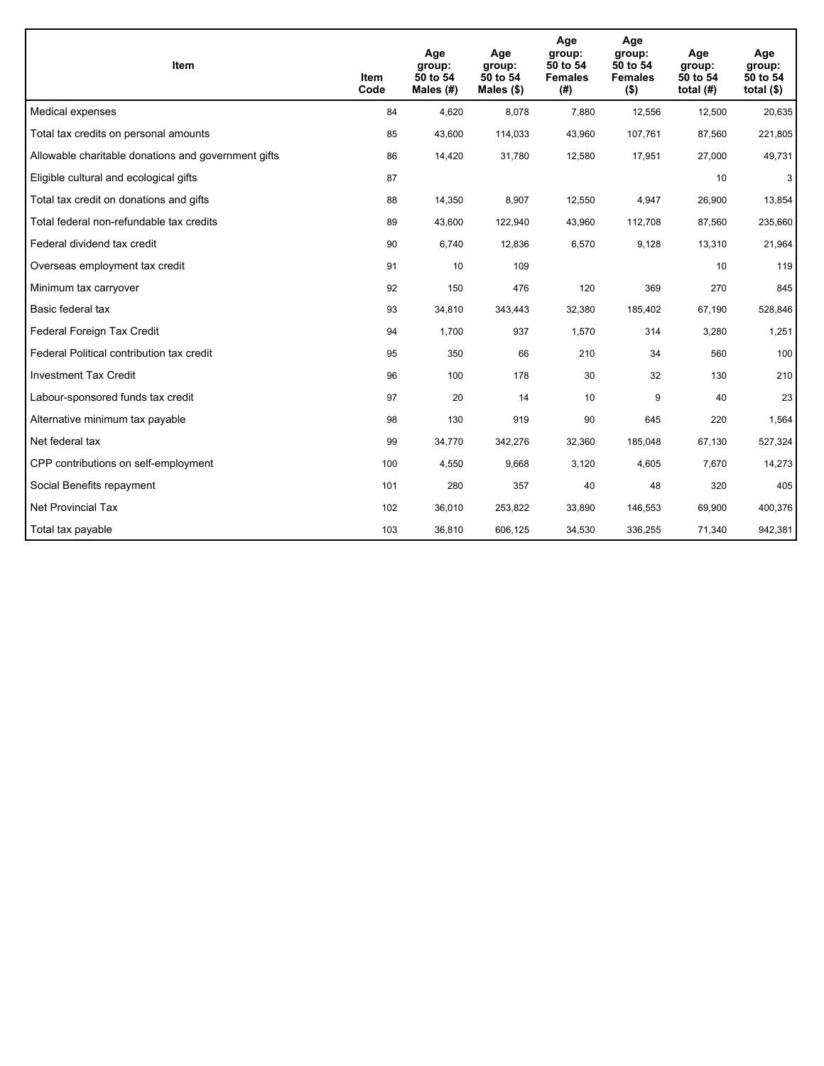| Item | Item Code | Age group: 50 to 54 Males (#) | Age group: 50 to 54 Males ($) | Age group: 50 to 54 Females (#) | Age group: 50 to 54 Females ($) | Age group: 50 to 54 total (#) | Age group: 50 to 54 total ($) |
|---|---|---|---|---|---|---|---|
| Medical expenses | 84 | 4,620 | 8,078 | 7,880 | 12,556 | 12,500 | 20,635 |
| Total tax credits on personal amounts | 85 | 43,600 | 114,033 | 43,960 | 107,761 | 87,560 | 221,805 |
| Allowable charitable donations and government gifts | 86 | 14,420 | 31,780 | 12,580 | 17,951 | 27,000 | 49,731 |
| Eligible cultural and ecological gifts | 87 | | | | | 10 | 3 |
| Total tax credit on donations and gifts | 88 | 14,350 | 8,907 | 12,550 | 4,947 | 26,900 | 13,854 |
| Total federal non-refundable tax credits | 89 | 43,600 | 122,940 | 43,960 | 112,708 | 87,560 | 235,660 |
| Federal dividend tax credit | 90 | 6,740 | 12,836 | 6,570 | 9,128 | 13,310 | 21,964 |
| Overseas employment tax credit | 91 | 10 | 109 | | | 10 | 119 |
| Minimum tax carryover | 92 | 150 | 476 | 120 | 369 | 270 | 845 |
| Basic federal tax | 93 | 34,810 | 343,443 | 32,380 | 185,402 | 67,190 | 528,846 |
| Federal Foreign Tax Credit | 94 | 1,700 | 937 | 1,570 | 314 | 3,280 | 1,251 |
| Federal Political contribution tax credit | 95 | 350 | 66 | 210 | 34 | 560 | 100 |
| Investment Tax Credit | 96 | 100 | 178 | 30 | 32 | 130 | 210 |
| Labour-sponsored funds tax credit | 97 | 20 | 14 | 10 | 9 | 40 | 23 |
| Alternative minimum tax payable | 98 | 130 | 919 | 90 | 645 | 220 | 1,564 |
| Net federal tax | 99 | 34,770 | 342,276 | 32,360 | 185,048 | 67,130 | 527,324 |
| CPP contributions on self-employment | 100 | 4,550 | 9,668 | 3,120 | 4,605 | 7,670 | 14,273 |
| Social Benefits repayment | 101 | 280 | 357 | 40 | 48 | 320 | 405 |
| Net Provincial Tax | 102 | 36,010 | 253,822 | 33,890 | 146,553 | 69,900 | 400,376 |
| Total tax payable | 103 | 36,810 | 606,125 | 34,530 | 336,255 | 71,340 | 942,381 |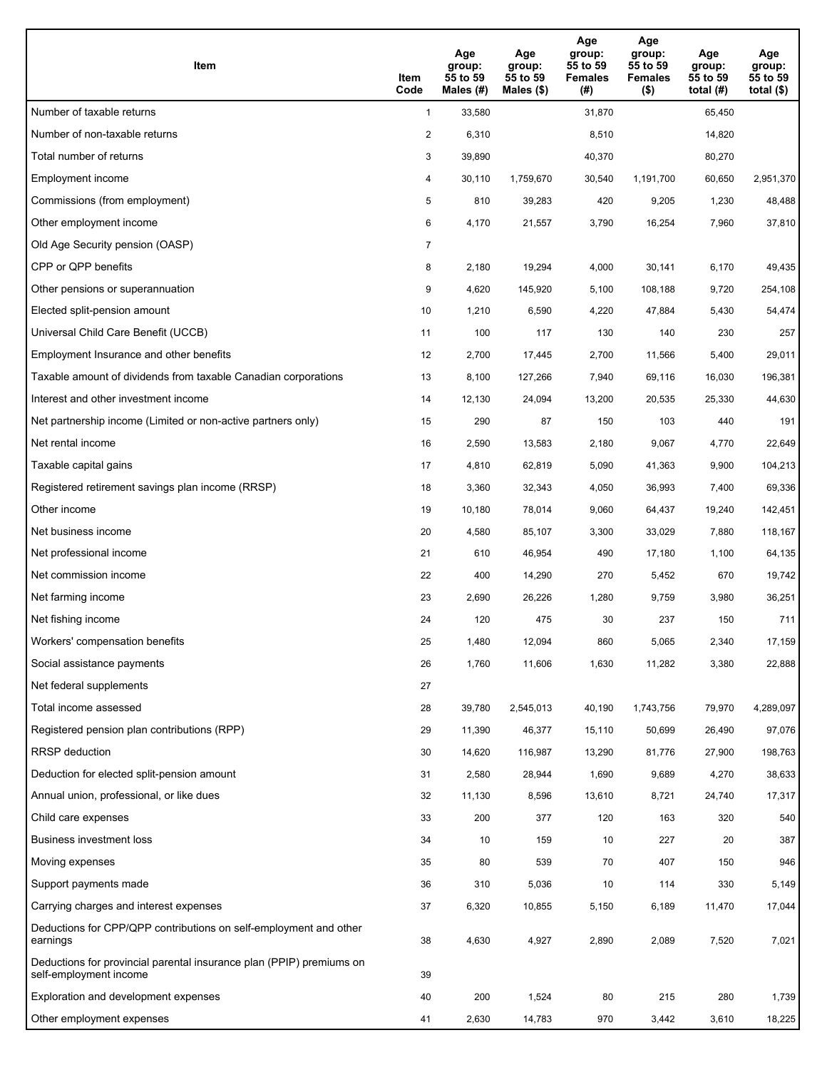| Item | Item Code | Age group: 55 to 59 Males (#) | Age group: 55 to 59 Males ($) | Age group: 55 to 59 Females (#) | Age group: 55 to 59 Females ($) | Age group: 55 to 59 total (#) | Age group: 55 to 59 total ($) |
|---|---|---|---|---|---|---|---|
| Number of taxable returns | 1 | 33,580 | | 31,870 | | 65,450 | |
| Number of non-taxable returns | 2 | 6,310 | | 8,510 | | 14,820 | |
| Total number of returns | 3 | 39,890 | | 40,370 | | 80,270 | |
| Employment income | 4 | 30,110 | 1,759,670 | 30,540 | 1,191,700 | 60,650 | 2,951,370 |
| Commissions (from employment) | 5 | 810 | 39,283 | 420 | 9,205 | 1,230 | 48,488 |
| Other employment income | 6 | 4,170 | 21,557 | 3,790 | 16,254 | 7,960 | 37,810 |
| Old Age Security pension (OASP) | 7 | | | | | | |
| CPP or QPP benefits | 8 | 2,180 | 19,294 | 4,000 | 30,141 | 6,170 | 49,435 |
| Other pensions or superannuation | 9 | 4,620 | 145,920 | 5,100 | 108,188 | 9,720 | 254,108 |
| Elected split-pension amount | 10 | 1,210 | 6,590 | 4,220 | 47,884 | 5,430 | 54,474 |
| Universal Child Care Benefit (UCCB) | 11 | 100 | 117 | 130 | 140 | 230 | 257 |
| Employment Insurance and other benefits | 12 | 2,700 | 17,445 | 2,700 | 11,566 | 5,400 | 29,011 |
| Taxable amount of dividends from taxable Canadian corporations | 13 | 8,100 | 127,266 | 7,940 | 69,116 | 16,030 | 196,381 |
| Interest and other investment income | 14 | 12,130 | 24,094 | 13,200 | 20,535 | 25,330 | 44,630 |
| Net partnership income (Limited or non-active partners only) | 15 | 290 | 87 | 150 | 103 | 440 | 191 |
| Net rental income | 16 | 2,590 | 13,583 | 2,180 | 9,067 | 4,770 | 22,649 |
| Taxable capital gains | 17 | 4,810 | 62,819 | 5,090 | 41,363 | 9,900 | 104,213 |
| Registered retirement savings plan income (RRSP) | 18 | 3,360 | 32,343 | 4,050 | 36,993 | 7,400 | 69,336 |
| Other income | 19 | 10,180 | 78,014 | 9,060 | 64,437 | 19,240 | 142,451 |
| Net business income | 20 | 4,580 | 85,107 | 3,300 | 33,029 | 7,880 | 118,167 |
| Net professional income | 21 | 610 | 46,954 | 490 | 17,180 | 1,100 | 64,135 |
| Net commission income | 22 | 400 | 14,290 | 270 | 5,452 | 670 | 19,742 |
| Net farming income | 23 | 2,690 | 26,226 | 1,280 | 9,759 | 3,980 | 36,251 |
| Net fishing income | 24 | 120 | 475 | 30 | 237 | 150 | 711 |
| Workers' compensation benefits | 25 | 1,480 | 12,094 | 860 | 5,065 | 2,340 | 17,159 |
| Social assistance payments | 26 | 1,760 | 11,606 | 1,630 | 11,282 | 3,380 | 22,888 |
| Net federal supplements | 27 | | | | | | |
| Total income assessed | 28 | 39,780 | 2,545,013 | 40,190 | 1,743,756 | 79,970 | 4,289,097 |
| Registered pension plan contributions (RPP) | 29 | 11,390 | 46,377 | 15,110 | 50,699 | 26,490 | 97,076 |
| RRSP deduction | 30 | 14,620 | 116,987 | 13,290 | 81,776 | 27,900 | 198,763 |
| Deduction for elected split-pension amount | 31 | 2,580 | 28,944 | 1,690 | 9,689 | 4,270 | 38,633 |
| Annual union, professional, or like dues | 32 | 11,130 | 8,596 | 13,610 | 8,721 | 24,740 | 17,317 |
| Child care expenses | 33 | 200 | 377 | 120 | 163 | 320 | 540 |
| Business investment loss | 34 | 10 | 159 | 10 | 227 | 20 | 387 |
| Moving expenses | 35 | 80 | 539 | 70 | 407 | 150 | 946 |
| Support payments made | 36 | 310 | 5,036 | 10 | 114 | 330 | 5,149 |
| Carrying charges and interest expenses | 37 | 6,320 | 10,855 | 5,150 | 6,189 | 11,470 | 17,044 |
| Deductions for CPP/QPP contributions on self-employment and other earnings | 38 | 4,630 | 4,927 | 2,890 | 2,089 | 7,520 | 7,021 |
| Deductions for provincial parental insurance plan (PPIP) premiums on self-employment income | 39 | | | | | | |
| Exploration and development expenses | 40 | 200 | 1,524 | 80 | 215 | 280 | 1,739 |
| Other employment expenses | 41 | 2,630 | 14,783 | 970 | 3,442 | 3,610 | 18,225 |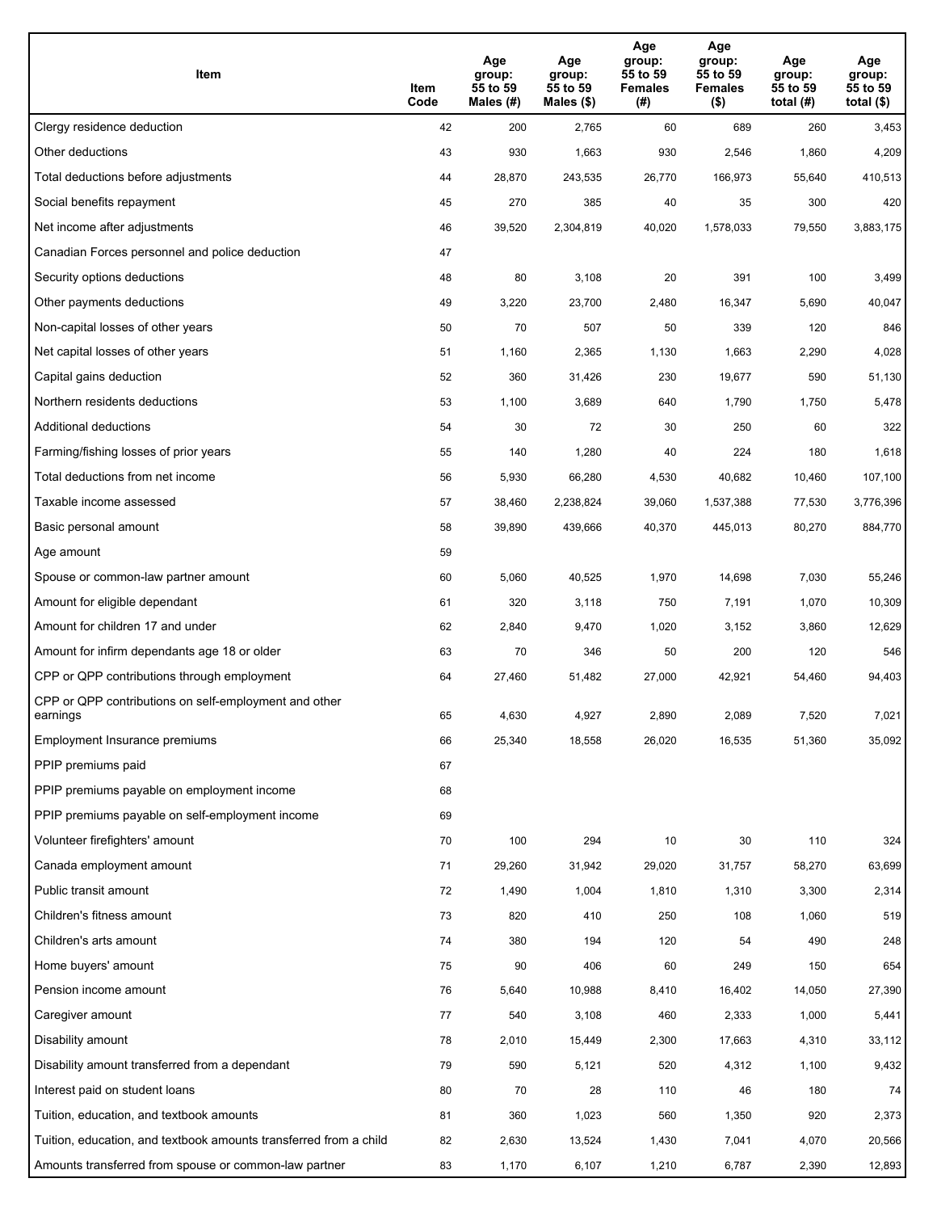| Item | Item Code | Age group: 55 to 59 Males (#) | Age group: 55 to 59 Males ($) | Age group: 55 to 59 Females (#) | Age group: 55 to 59 Females ($) | Age group: 55 to 59 total (#) | Age group: 55 to 59 total ($) |
|---|---|---|---|---|---|---|---|
| Clergy residence deduction | 42 | 200 | 2,765 | 60 | 689 | 260 | 3,453 |
| Other deductions | 43 | 930 | 1,663 | 930 | 2,546 | 1,860 | 4,209 |
| Total deductions before adjustments | 44 | 28,870 | 243,535 | 26,770 | 166,973 | 55,640 | 410,513 |
| Social benefits repayment | 45 | 270 | 385 | 40 | 35 | 300 | 420 |
| Net income after adjustments | 46 | 39,520 | 2,304,819 | 40,020 | 1,578,033 | 79,550 | 3,883,175 |
| Canadian Forces personnel and police deduction | 47 | | | | | | |
| Security options deductions | 48 | 80 | 3,108 | 20 | 391 | 100 | 3,499 |
| Other payments deductions | 49 | 3,220 | 23,700 | 2,480 | 16,347 | 5,690 | 40,047 |
| Non-capital losses of other years | 50 | 70 | 507 | 50 | 339 | 120 | 846 |
| Net capital losses of other years | 51 | 1,160 | 2,365 | 1,130 | 1,663 | 2,290 | 4,028 |
| Capital gains deduction | 52 | 360 | 31,426 | 230 | 19,677 | 590 | 51,130 |
| Northern residents deductions | 53 | 1,100 | 3,689 | 640 | 1,790 | 1,750 | 5,478 |
| Additional deductions | 54 | 30 | 72 | 30 | 250 | 60 | 322 |
| Farming/fishing losses of prior years | 55 | 140 | 1,280 | 40 | 224 | 180 | 1,618 |
| Total deductions from net income | 56 | 5,930 | 66,280 | 4,530 | 40,682 | 10,460 | 107,100 |
| Taxable income assessed | 57 | 38,460 | 2,238,824 | 39,060 | 1,537,388 | 77,530 | 3,776,396 |
| Basic personal amount | 58 | 39,890 | 439,666 | 40,370 | 445,013 | 80,270 | 884,770 |
| Age amount | 59 | | | | | | |
| Spouse or common-law partner amount | 60 | 5,060 | 40,525 | 1,970 | 14,698 | 7,030 | 55,246 |
| Amount for eligible dependant | 61 | 320 | 3,118 | 750 | 7,191 | 1,070 | 10,309 |
| Amount for children 17 and under | 62 | 2,840 | 9,470 | 1,020 | 3,152 | 3,860 | 12,629 |
| Amount for infirm dependants age 18 or older | 63 | 70 | 346 | 50 | 200 | 120 | 546 |
| CPP or QPP contributions through employment | 64 | 27,460 | 51,482 | 27,000 | 42,921 | 54,460 | 94,403 |
| CPP or QPP contributions on self-employment and other earnings | 65 | 4,630 | 4,927 | 2,890 | 2,089 | 7,520 | 7,021 |
| Employment Insurance premiums | 66 | 25,340 | 18,558 | 26,020 | 16,535 | 51,360 | 35,092 |
| PPIP premiums paid | 67 | | | | | | |
| PPIP premiums payable on employment income | 68 | | | | | | |
| PPIP premiums payable on self-employment income | 69 | | | | | | |
| Volunteer firefighters' amount | 70 | 100 | 294 | 10 | 30 | 110 | 324 |
| Canada employment amount | 71 | 29,260 | 31,942 | 29,020 | 31,757 | 58,270 | 63,699 |
| Public transit amount | 72 | 1,490 | 1,004 | 1,810 | 1,310 | 3,300 | 2,314 |
| Children's fitness amount | 73 | 820 | 410 | 250 | 108 | 1,060 | 519 |
| Children's arts amount | 74 | 380 | 194 | 120 | 54 | 490 | 248 |
| Home buyers' amount | 75 | 90 | 406 | 60 | 249 | 150 | 654 |
| Pension income amount | 76 | 5,640 | 10,988 | 8,410 | 16,402 | 14,050 | 27,390 |
| Caregiver amount | 77 | 540 | 3,108 | 460 | 2,333 | 1,000 | 5,441 |
| Disability amount | 78 | 2,010 | 15,449 | 2,300 | 17,663 | 4,310 | 33,112 |
| Disability amount transferred from a dependant | 79 | 590 | 5,121 | 520 | 4,312 | 1,100 | 9,432 |
| Interest paid on student loans | 80 | 70 | 28 | 110 | 46 | 180 | 74 |
| Tuition, education, and textbook amounts | 81 | 360 | 1,023 | 560 | 1,350 | 920 | 2,373 |
| Tuition, education, and textbook amounts transferred from a child | 82 | 2,630 | 13,524 | 1,430 | 7,041 | 4,070 | 20,566 |
| Amounts transferred from spouse or common-law partner | 83 | 1,170 | 6,107 | 1,210 | 6,787 | 2,390 | 12,893 |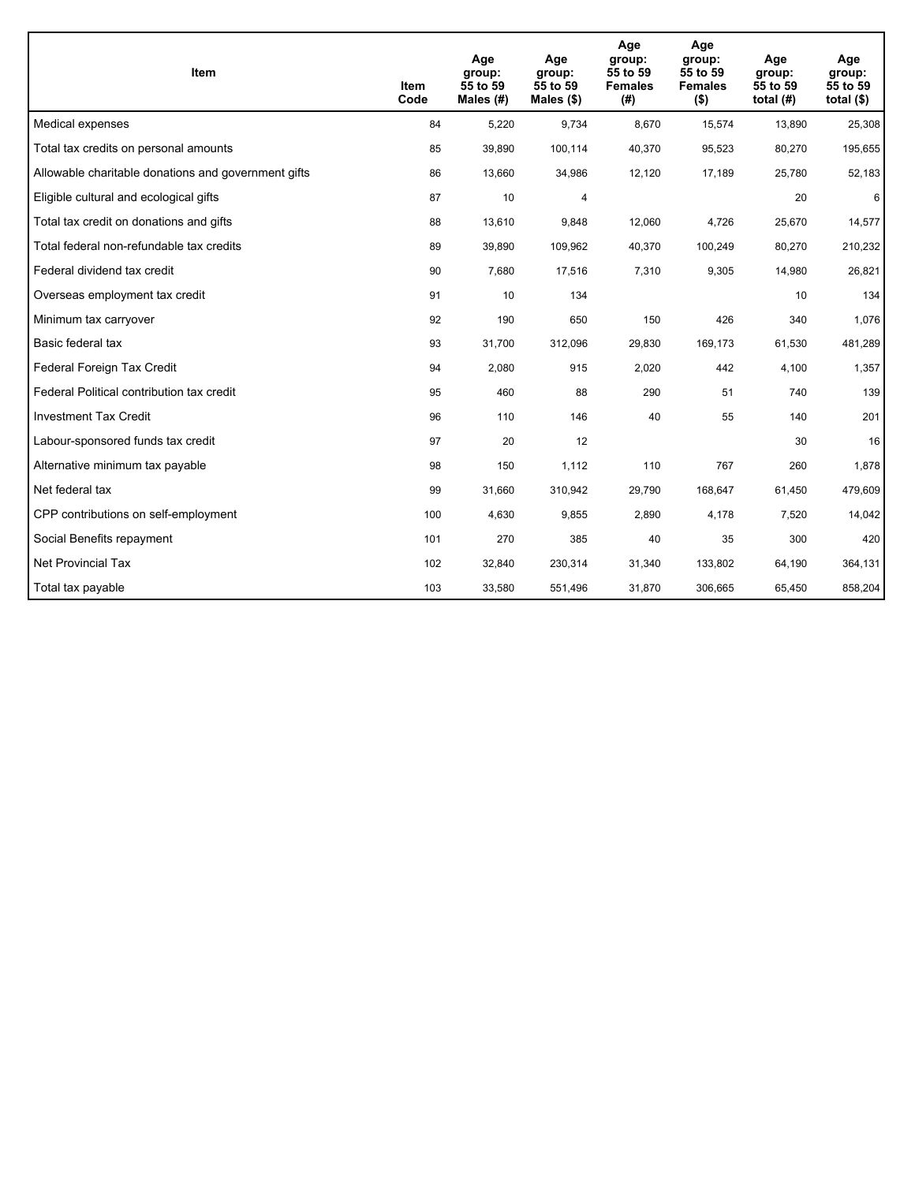| Item | Item Code | Age group: 55 to 59 Males (#) | Age group: 55 to 59 Males ($) | Age group: 55 to 59 Females (#) | Age group: 55 to 59 Females ($) | Age group: 55 to 59 total (#) | Age group: 55 to 59 total ($) |
|---|---|---|---|---|---|---|---|
| Medical expenses | 84 | 5,220 | 9,734 | 8,670 | 15,574 | 13,890 | 25,308 |
| Total tax credits on personal amounts | 85 | 39,890 | 100,114 | 40,370 | 95,523 | 80,270 | 195,655 |
| Allowable charitable donations and government gifts | 86 | 13,660 | 34,986 | 12,120 | 17,189 | 25,780 | 52,183 |
| Eligible cultural and ecological gifts | 87 | 10 | 4 | | | 20 | 6 |
| Total tax credit on donations and gifts | 88 | 13,610 | 9,848 | 12,060 | 4,726 | 25,670 | 14,577 |
| Total federal non-refundable tax credits | 89 | 39,890 | 109,962 | 40,370 | 100,249 | 80,270 | 210,232 |
| Federal dividend tax credit | 90 | 7,680 | 17,516 | 7,310 | 9,305 | 14,980 | 26,821 |
| Overseas employment tax credit | 91 | 10 | 134 | | | 10 | 134 |
| Minimum tax carryover | 92 | 190 | 650 | 150 | 426 | 340 | 1,076 |
| Basic federal tax | 93 | 31,700 | 312,096 | 29,830 | 169,173 | 61,530 | 481,289 |
| Federal Foreign Tax Credit | 94 | 2,080 | 915 | 2,020 | 442 | 4,100 | 1,357 |
| Federal Political contribution tax credit | 95 | 460 | 88 | 290 | 51 | 740 | 139 |
| Investment Tax Credit | 96 | 110 | 146 | 40 | 55 | 140 | 201 |
| Labour-sponsored funds tax credit | 97 | 20 | 12 | | | 30 | 16 |
| Alternative minimum tax payable | 98 | 150 | 1,112 | 110 | 767 | 260 | 1,878 |
| Net federal tax | 99 | 31,660 | 310,942 | 29,790 | 168,647 | 61,450 | 479,609 |
| CPP contributions on self-employment | 100 | 4,630 | 9,855 | 2,890 | 4,178 | 7,520 | 14,042 |
| Social Benefits repayment | 101 | 270 | 385 | 40 | 35 | 300 | 420 |
| Net Provincial Tax | 102 | 32,840 | 230,314 | 31,340 | 133,802 | 64,190 | 364,131 |
| Total tax payable | 103 | 33,580 | 551,496 | 31,870 | 306,665 | 65,450 | 858,204 |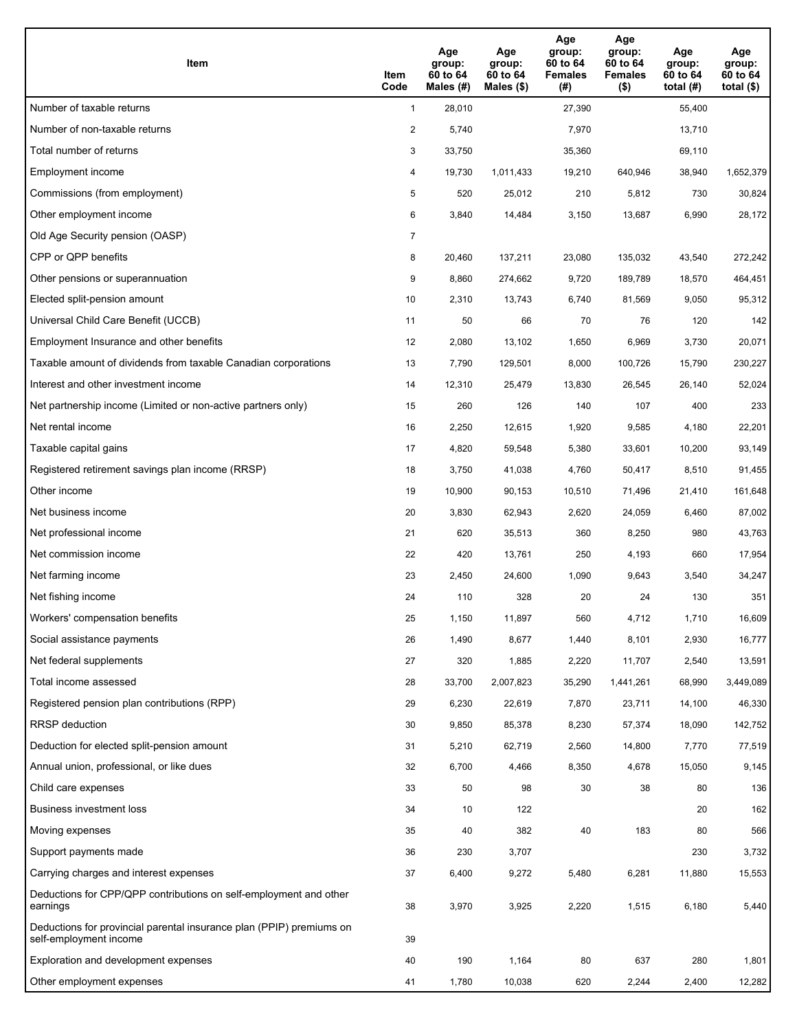| Item | Item Code | Age group: 60 to 64 Males (#) | Age group: 60 to 64 Males ($) | Age group: 60 to 64 Females (#) | Age group: 60 to 64 Females ($) | Age group: 60 to 64 total (#) | Age group: 60 to 64 total ($) |
|---|---|---|---|---|---|---|---|
| Number of taxable returns | 1 | 28,010 | | 27,390 | | 55,400 | |
| Number of non-taxable returns | 2 | 5,740 | | 7,970 | | 13,710 | |
| Total number of returns | 3 | 33,750 | | 35,360 | | 69,110 | |
| Employment income | 4 | 19,730 | 1,011,433 | 19,210 | 640,946 | 38,940 | 1,652,379 |
| Commissions (from employment) | 5 | 520 | 25,012 | 210 | 5,812 | 730 | 30,824 |
| Other employment income | 6 | 3,840 | 14,484 | 3,150 | 13,687 | 6,990 | 28,172 |
| Old Age Security pension (OASP) | 7 | | | | | | |
| CPP or QPP benefits | 8 | 20,460 | 137,211 | 23,080 | 135,032 | 43,540 | 272,242 |
| Other pensions or superannuation | 9 | 8,860 | 274,662 | 9,720 | 189,789 | 18,570 | 464,451 |
| Elected split-pension amount | 10 | 2,310 | 13,743 | 6,740 | 81,569 | 9,050 | 95,312 |
| Universal Child Care Benefit (UCCB) | 11 | 50 | 66 | 70 | 76 | 120 | 142 |
| Employment Insurance and other benefits | 12 | 2,080 | 13,102 | 1,650 | 6,969 | 3,730 | 20,071 |
| Taxable amount of dividends from taxable Canadian corporations | 13 | 7,790 | 129,501 | 8,000 | 100,726 | 15,790 | 230,227 |
| Interest and other investment income | 14 | 12,310 | 25,479 | 13,830 | 26,545 | 26,140 | 52,024 |
| Net partnership income (Limited or non-active partners only) | 15 | 260 | 126 | 140 | 107 | 400 | 233 |
| Net rental income | 16 | 2,250 | 12,615 | 1,920 | 9,585 | 4,180 | 22,201 |
| Taxable capital gains | 17 | 4,820 | 59,548 | 5,380 | 33,601 | 10,200 | 93,149 |
| Registered retirement savings plan income (RRSP) | 18 | 3,750 | 41,038 | 4,760 | 50,417 | 8,510 | 91,455 |
| Other income | 19 | 10,900 | 90,153 | 10,510 | 71,496 | 21,410 | 161,648 |
| Net business income | 20 | 3,830 | 62,943 | 2,620 | 24,059 | 6,460 | 87,002 |
| Net professional income | 21 | 620 | 35,513 | 360 | 8,250 | 980 | 43,763 |
| Net commission income | 22 | 420 | 13,761 | 250 | 4,193 | 660 | 17,954 |
| Net farming income | 23 | 2,450 | 24,600 | 1,090 | 9,643 | 3,540 | 34,247 |
| Net fishing income | 24 | 110 | 328 | 20 | 24 | 130 | 351 |
| Workers' compensation benefits | 25 | 1,150 | 11,897 | 560 | 4,712 | 1,710 | 16,609 |
| Social assistance payments | 26 | 1,490 | 8,677 | 1,440 | 8,101 | 2,930 | 16,777 |
| Net federal supplements | 27 | 320 | 1,885 | 2,220 | 11,707 | 2,540 | 13,591 |
| Total income assessed | 28 | 33,700 | 2,007,823 | 35,290 | 1,441,261 | 68,990 | 3,449,089 |
| Registered pension plan contributions (RPP) | 29 | 6,230 | 22,619 | 7,870 | 23,711 | 14,100 | 46,330 |
| RRSP deduction | 30 | 9,850 | 85,378 | 8,230 | 57,374 | 18,090 | 142,752 |
| Deduction for elected split-pension amount | 31 | 5,210 | 62,719 | 2,560 | 14,800 | 7,770 | 77,519 |
| Annual union, professional, or like dues | 32 | 6,700 | 4,466 | 8,350 | 4,678 | 15,050 | 9,145 |
| Child care expenses | 33 | 50 | 98 | 30 | 38 | 80 | 136 |
| Business investment loss | 34 | 10 | 122 | | | 20 | 162 |
| Moving expenses | 35 | 40 | 382 | 40 | 183 | 80 | 566 |
| Support payments made | 36 | 230 | 3,707 | | | 230 | 3,732 |
| Carrying charges and interest expenses | 37 | 6,400 | 9,272 | 5,480 | 6,281 | 11,880 | 15,553 |
| Deductions for CPP/QPP contributions on self-employment and other earnings | 38 | 3,970 | 3,925 | 2,220 | 1,515 | 6,180 | 5,440 |
| Deductions for provincial parental insurance plan (PPIP) premiums on self-employment income | 39 | | | | | | |
| Exploration and development expenses | 40 | 190 | 1,164 | 80 | 637 | 280 | 1,801 |
| Other employment expenses | 41 | 1,780 | 10,038 | 620 | 2,244 | 2,400 | 12,282 |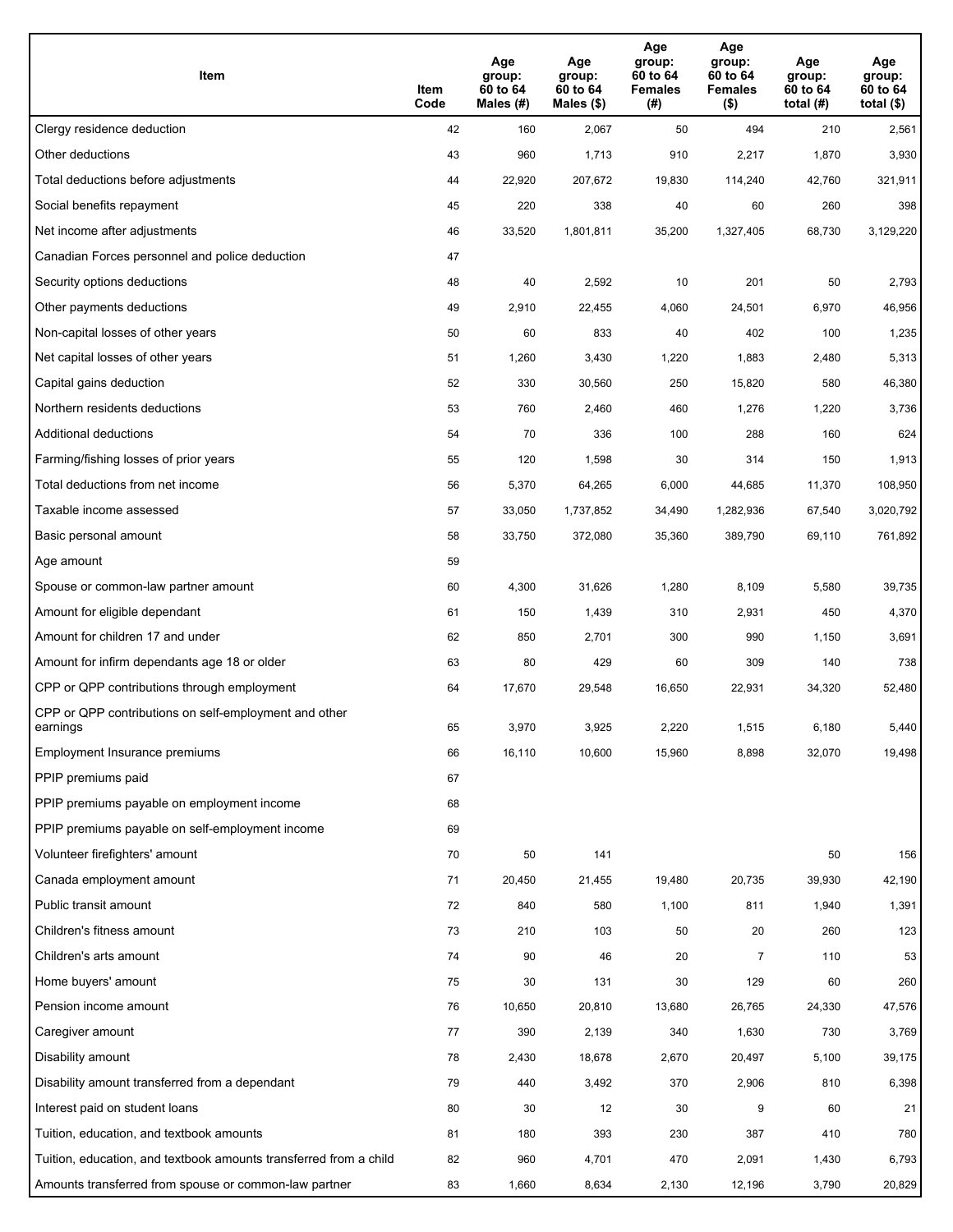| Item | Item Code | Age group: 60 to 64 Males (#) | Age group: 60 to 64 Males ($) | Age group: 60 to 64 Females (#) | Age group: 60 to 64 Females ($) | Age group: 60 to 64 total (#) | Age group: 60 to 64 total ($) |
|---|---|---|---|---|---|---|---|
| Clergy residence deduction | 42 | 160 | 2,067 | 50 | 494 | 210 | 2,561 |
| Other deductions | 43 | 960 | 1,713 | 910 | 2,217 | 1,870 | 3,930 |
| Total deductions before adjustments | 44 | 22,920 | 207,672 | 19,830 | 114,240 | 42,760 | 321,911 |
| Social benefits repayment | 45 | 220 | 338 | 40 | 60 | 260 | 398 |
| Net income after adjustments | 46 | 33,520 | 1,801,811 | 35,200 | 1,327,405 | 68,730 | 3,129,220 |
| Canadian Forces personnel and police deduction | 47 | | | | | | |
| Security options deductions | 48 | 40 | 2,592 | 10 | 201 | 50 | 2,793 |
| Other payments deductions | 49 | 2,910 | 22,455 | 4,060 | 24,501 | 6,970 | 46,956 |
| Non-capital losses of other years | 50 | 60 | 833 | 40 | 402 | 100 | 1,235 |
| Net capital losses of other years | 51 | 1,260 | 3,430 | 1,220 | 1,883 | 2,480 | 5,313 |
| Capital gains deduction | 52 | 330 | 30,560 | 250 | 15,820 | 580 | 46,380 |
| Northern residents deductions | 53 | 760 | 2,460 | 460 | 1,276 | 1,220 | 3,736 |
| Additional deductions | 54 | 70 | 336 | 100 | 288 | 160 | 624 |
| Farming/fishing losses of prior years | 55 | 120 | 1,598 | 30 | 314 | 150 | 1,913 |
| Total deductions from net income | 56 | 5,370 | 64,265 | 6,000 | 44,685 | 11,370 | 108,950 |
| Taxable income assessed | 57 | 33,050 | 1,737,852 | 34,490 | 1,282,936 | 67,540 | 3,020,792 |
| Basic personal amount | 58 | 33,750 | 372,080 | 35,360 | 389,790 | 69,110 | 761,892 |
| Age amount | 59 | | | | | | |
| Spouse or common-law partner amount | 60 | 4,300 | 31,626 | 1,280 | 8,109 | 5,580 | 39,735 |
| Amount for eligible dependant | 61 | 150 | 1,439 | 310 | 2,931 | 450 | 4,370 |
| Amount for children 17 and under | 62 | 850 | 2,701 | 300 | 990 | 1,150 | 3,691 |
| Amount for infirm dependants age 18 or older | 63 | 80 | 429 | 60 | 309 | 140 | 738 |
| CPP or QPP contributions through employment | 64 | 17,670 | 29,548 | 16,650 | 22,931 | 34,320 | 52,480 |
| CPP or QPP contributions on self-employment and other earnings | 65 | 3,970 | 3,925 | 2,220 | 1,515 | 6,180 | 5,440 |
| Employment Insurance premiums | 66 | 16,110 | 10,600 | 15,960 | 8,898 | 32,070 | 19,498 |
| PPIP premiums paid | 67 | | | | | | |
| PPIP premiums payable on employment income | 68 | | | | | | |
| PPIP premiums payable on self-employment income | 69 | | | | | | |
| Volunteer firefighters' amount | 70 | 50 | 141 | | | 50 | 156 |
| Canada employment amount | 71 | 20,450 | 21,455 | 19,480 | 20,735 | 39,930 | 42,190 |
| Public transit amount | 72 | 840 | 580 | 1,100 | 811 | 1,940 | 1,391 |
| Children's fitness amount | 73 | 210 | 103 | 50 | 20 | 260 | 123 |
| Children's arts amount | 74 | 90 | 46 | 20 | 7 | 110 | 53 |
| Home buyers' amount | 75 | 30 | 131 | 30 | 129 | 60 | 260 |
| Pension income amount | 76 | 10,650 | 20,810 | 13,680 | 26,765 | 24,330 | 47,576 |
| Caregiver amount | 77 | 390 | 2,139 | 340 | 1,630 | 730 | 3,769 |
| Disability amount | 78 | 2,430 | 18,678 | 2,670 | 20,497 | 5,100 | 39,175 |
| Disability amount transferred from a dependant | 79 | 440 | 3,492 | 370 | 2,906 | 810 | 6,398 |
| Interest paid on student loans | 80 | 30 | 12 | 30 | 9 | 60 | 21 |
| Tuition, education, and textbook amounts | 81 | 180 | 393 | 230 | 387 | 410 | 780 |
| Tuition, education, and textbook amounts transferred from a child | 82 | 960 | 4,701 | 470 | 2,091 | 1,430 | 6,793 |
| Amounts transferred from spouse or common-law partner | 83 | 1,660 | 8,634 | 2,130 | 12,196 | 3,790 | 20,829 |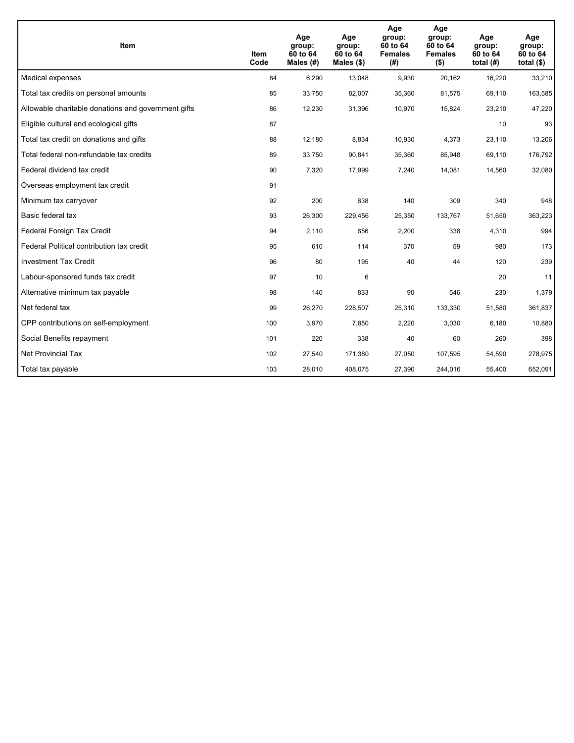| Item | Item Code | Age group: 60 to 64 Males (#) | Age group: 60 to 64 Males ($) | Age group: 60 to 64 Females (#) | Age group: 60 to 64 Females ($) | Age group: 60 to 64 total (#) | Age group: 60 to 64 total ($) |
|---|---|---|---|---|---|---|---|
| Medical expenses | 84 | 6,290 | 13,048 | 9,930 | 20,162 | 16,220 | 33,210 |
| Total tax credits on personal amounts | 85 | 33,750 | 82,007 | 35,360 | 81,575 | 69,110 | 163,585 |
| Allowable charitable donations and government gifts | 86 | 12,230 | 31,396 | 10,970 | 15,824 | 23,210 | 47,220 |
| Eligible cultural and ecological gifts | 87 | | | | | 10 | 93 |
| Total tax credit on donations and gifts | 88 | 12,180 | 8,834 | 10,930 | 4,373 | 23,110 | 13,206 |
| Total federal non-refundable tax credits | 89 | 33,750 | 90,841 | 35,360 | 85,948 | 69,110 | 176,792 |
| Federal dividend tax credit | 90 | 7,320 | 17,999 | 7,240 | 14,081 | 14,560 | 32,080 |
| Overseas employment tax credit | 91 | | | | | | |
| Minimum tax carryover | 92 | 200 | 638 | 140 | 309 | 340 | 948 |
| Basic federal tax | 93 | 26,300 | 229,456 | 25,350 | 133,767 | 51,650 | 363,223 |
| Federal Foreign Tax Credit | 94 | 2,110 | 656 | 2,200 | 338 | 4,310 | 994 |
| Federal Political contribution tax credit | 95 | 610 | 114 | 370 | 59 | 980 | 173 |
| Investment Tax Credit | 96 | 80 | 195 | 40 | 44 | 120 | 239 |
| Labour-sponsored funds tax credit | 97 | 10 | 6 | | | 20 | 11 |
| Alternative minimum tax payable | 98 | 140 | 833 | 90 | 546 | 230 | 1,379 |
| Net federal tax | 99 | 26,270 | 228,507 | 25,310 | 133,330 | 51,580 | 361,837 |
| CPP contributions on self-employment | 100 | 3,970 | 7,850 | 2,220 | 3,030 | 6,180 | 10,880 |
| Social Benefits repayment | 101 | 220 | 338 | 40 | 60 | 260 | 398 |
| Net Provincial Tax | 102 | 27,540 | 171,380 | 27,050 | 107,595 | 54,590 | 278,975 |
| Total tax payable | 103 | 28,010 | 408,075 | 27,390 | 244,016 | 55,400 | 652,091 |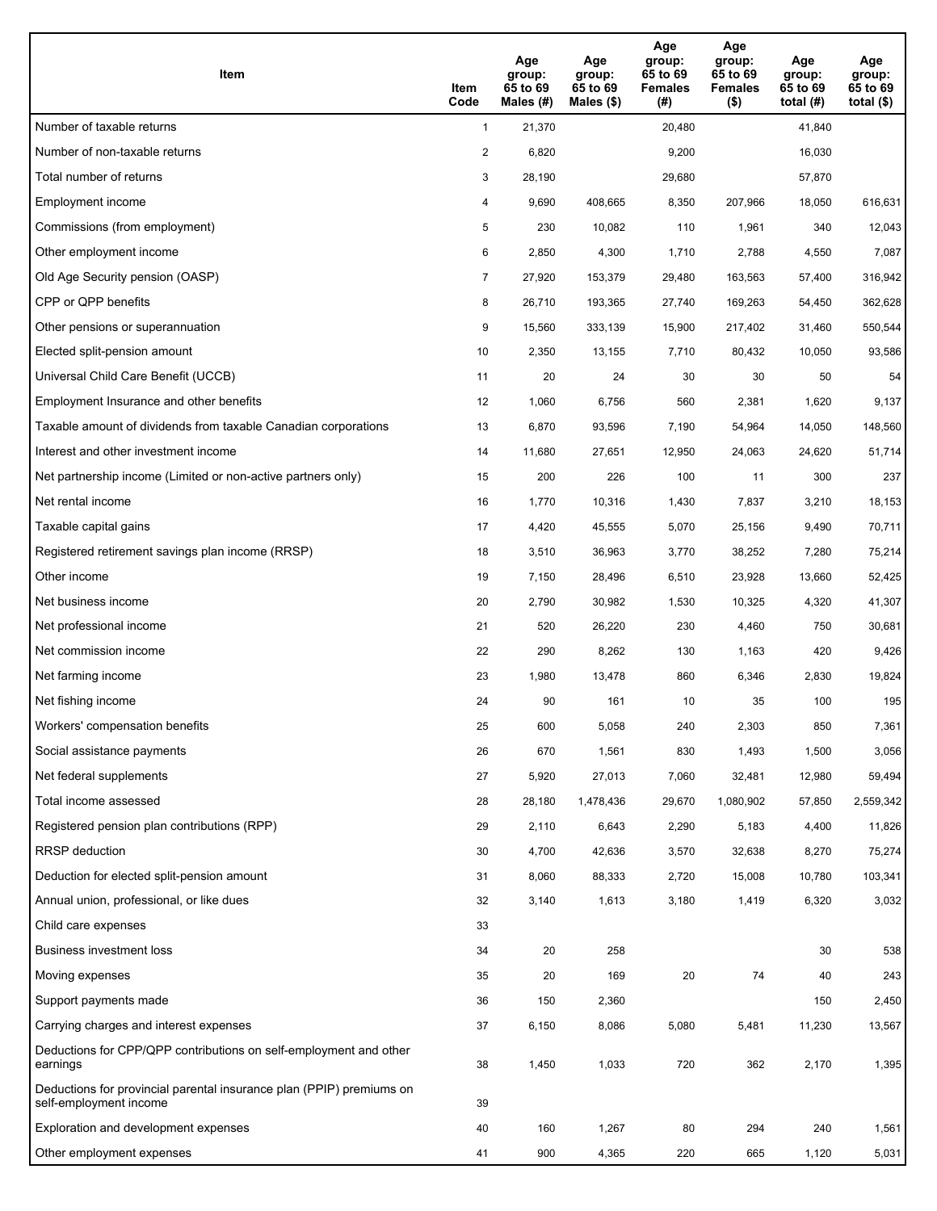| Item | Item Code | Age group: 65 to 69 Males (#) | Age group: 65 to 69 Males ($) | Age group: 65 to 69 Females (#) | Age group: 65 to 69 Females ($) | Age group: 65 to 69 total (#) | Age group: 65 to 69 total ($) |
|---|---|---|---|---|---|---|---|
| Number of taxable returns | 1 | 21,370 | | 20,480 | | 41,840 | |
| Number of non-taxable returns | 2 | 6,820 | | 9,200 | | 16,030 | |
| Total number of returns | 3 | 28,190 | | 29,680 | | 57,870 | |
| Employment income | 4 | 9,690 | 408,665 | 8,350 | 207,966 | 18,050 | 616,631 |
| Commissions (from employment) | 5 | 230 | 10,082 | 110 | 1,961 | 340 | 12,043 |
| Other employment income | 6 | 2,850 | 4,300 | 1,710 | 2,788 | 4,550 | 7,087 |
| Old Age Security pension (OASP) | 7 | 27,920 | 153,379 | 29,480 | 163,563 | 57,400 | 316,942 |
| CPP or QPP benefits | 8 | 26,710 | 193,365 | 27,740 | 169,263 | 54,450 | 362,628 |
| Other pensions or superannuation | 9 | 15,560 | 333,139 | 15,900 | 217,402 | 31,460 | 550,544 |
| Elected split-pension amount | 10 | 2,350 | 13,155 | 7,710 | 80,432 | 10,050 | 93,586 |
| Universal Child Care Benefit (UCCB) | 11 | 20 | 24 | 30 | 30 | 50 | 54 |
| Employment Insurance and other benefits | 12 | 1,060 | 6,756 | 560 | 2,381 | 1,620 | 9,137 |
| Taxable amount of dividends from taxable Canadian corporations | 13 | 6,870 | 93,596 | 7,190 | 54,964 | 14,050 | 148,560 |
| Interest and other investment income | 14 | 11,680 | 27,651 | 12,950 | 24,063 | 24,620 | 51,714 |
| Net partnership income (Limited or non-active partners only) | 15 | 200 | 226 | 100 | 11 | 300 | 237 |
| Net rental income | 16 | 1,770 | 10,316 | 1,430 | 7,837 | 3,210 | 18,153 |
| Taxable capital gains | 17 | 4,420 | 45,555 | 5,070 | 25,156 | 9,490 | 70,711 |
| Registered retirement savings plan income (RRSP) | 18 | 3,510 | 36,963 | 3,770 | 38,252 | 7,280 | 75,214 |
| Other income | 19 | 7,150 | 28,496 | 6,510 | 23,928 | 13,660 | 52,425 |
| Net business income | 20 | 2,790 | 30,982 | 1,530 | 10,325 | 4,320 | 41,307 |
| Net professional income | 21 | 520 | 26,220 | 230 | 4,460 | 750 | 30,681 |
| Net commission income | 22 | 290 | 8,262 | 130 | 1,163 | 420 | 9,426 |
| Net farming income | 23 | 1,980 | 13,478 | 860 | 6,346 | 2,830 | 19,824 |
| Net fishing income | 24 | 90 | 161 | 10 | 35 | 100 | 195 |
| Workers' compensation benefits | 25 | 600 | 5,058 | 240 | 2,303 | 850 | 7,361 |
| Social assistance payments | 26 | 670 | 1,561 | 830 | 1,493 | 1,500 | 3,056 |
| Net federal supplements | 27 | 5,920 | 27,013 | 7,060 | 32,481 | 12,980 | 59,494 |
| Total income assessed | 28 | 28,180 | 1,478,436 | 29,670 | 1,080,902 | 57,850 | 2,559,342 |
| Registered pension plan contributions (RPP) | 29 | 2,110 | 6,643 | 2,290 | 5,183 | 4,400 | 11,826 |
| RRSP deduction | 30 | 4,700 | 42,636 | 3,570 | 32,638 | 8,270 | 75,274 |
| Deduction for elected split-pension amount | 31 | 8,060 | 88,333 | 2,720 | 15,008 | 10,780 | 103,341 |
| Annual union, professional, or like dues | 32 | 3,140 | 1,613 | 3,180 | 1,419 | 6,320 | 3,032 |
| Child care expenses | 33 | | | | | | |
| Business investment loss | 34 | 20 | 258 | | | 30 | 538 |
| Moving expenses | 35 | 20 | 169 | 20 | 74 | 40 | 243 |
| Support payments made | 36 | 150 | 2,360 | | | 150 | 2,450 |
| Carrying charges and interest expenses | 37 | 6,150 | 8,086 | 5,080 | 5,481 | 11,230 | 13,567 |
| Deductions for CPP/QPP contributions on self-employment and other earnings | 38 | 1,450 | 1,033 | 720 | 362 | 2,170 | 1,395 |
| Deductions for provincial parental insurance plan (PPIP) premiums on self-employment income | 39 | | | | | | |
| Exploration and development expenses | 40 | 160 | 1,267 | 80 | 294 | 240 | 1,561 |
| Other employment expenses | 41 | 900 | 4,365 | 220 | 665 | 1,120 | 5,031 |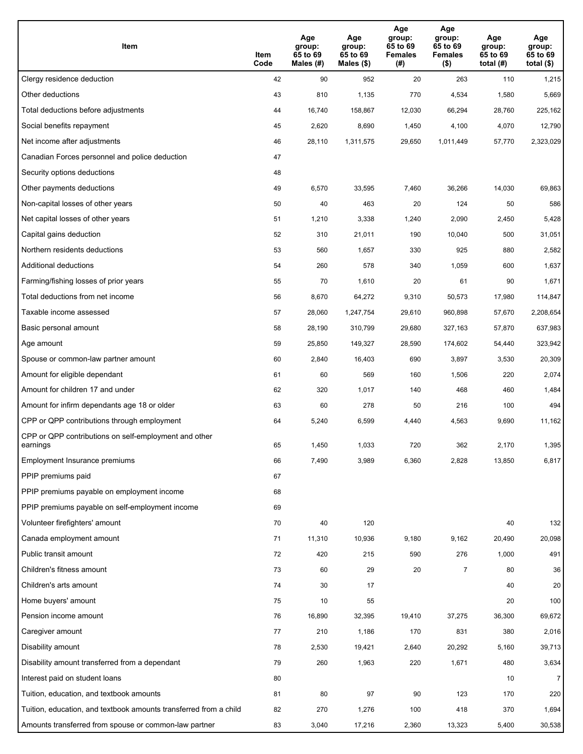| Item | Item Code | Age group: 65 to 69 Males (#) | Age group: 65 to 69 Males ($) | Age group: 65 to 69 Females (#) | Age group: 65 to 69 Females ($) | Age group: 65 to 69 total (#) | Age group: 65 to 69 total ($) |
|---|---|---|---|---|---|---|---|
| Clergy residence deduction | 42 | 90 | 952 | 20 | 263 | 110 | 1,215 |
| Other deductions | 43 | 810 | 1,135 | 770 | 4,534 | 1,580 | 5,669 |
| Total deductions before adjustments | 44 | 16,740 | 158,867 | 12,030 | 66,294 | 28,760 | 225,162 |
| Social benefits repayment | 45 | 2,620 | 8,690 | 1,450 | 4,100 | 4,070 | 12,790 |
| Net income after adjustments | 46 | 28,110 | 1,311,575 | 29,650 | 1,011,449 | 57,770 | 2,323,029 |
| Canadian Forces personnel and police deduction | 47 | | | | | | |
| Security options deductions | 48 | | | | | | |
| Other payments deductions | 49 | 6,570 | 33,595 | 7,460 | 36,266 | 14,030 | 69,863 |
| Non-capital losses of other years | 50 | 40 | 463 | 20 | 124 | 50 | 586 |
| Net capital losses of other years | 51 | 1,210 | 3,338 | 1,240 | 2,090 | 2,450 | 5,428 |
| Capital gains deduction | 52 | 310 | 21,011 | 190 | 10,040 | 500 | 31,051 |
| Northern residents deductions | 53 | 560 | 1,657 | 330 | 925 | 880 | 2,582 |
| Additional deductions | 54 | 260 | 578 | 340 | 1,059 | 600 | 1,637 |
| Farming/fishing losses of prior years | 55 | 70 | 1,610 | 20 | 61 | 90 | 1,671 |
| Total deductions from net income | 56 | 8,670 | 64,272 | 9,310 | 50,573 | 17,980 | 114,847 |
| Taxable income assessed | 57 | 28,060 | 1,247,754 | 29,610 | 960,898 | 57,670 | 2,208,654 |
| Basic personal amount | 58 | 28,190 | 310,799 | 29,680 | 327,163 | 57,870 | 637,983 |
| Age amount | 59 | 25,850 | 149,327 | 28,590 | 174,602 | 54,440 | 323,942 |
| Spouse or common-law partner amount | 60 | 2,840 | 16,403 | 690 | 3,897 | 3,530 | 20,309 |
| Amount for eligible dependant | 61 | 60 | 569 | 160 | 1,506 | 220 | 2,074 |
| Amount for children 17 and under | 62 | 320 | 1,017 | 140 | 468 | 460 | 1,484 |
| Amount for infirm dependants age 18 or older | 63 | 60 | 278 | 50 | 216 | 100 | 494 |
| CPP or QPP contributions through employment | 64 | 5,240 | 6,599 | 4,440 | 4,563 | 9,690 | 11,162 |
| CPP or QPP contributions on self-employment and other earnings | 65 | 1,450 | 1,033 | 720 | 362 | 2,170 | 1,395 |
| Employment Insurance premiums | 66 | 7,490 | 3,989 | 6,360 | 2,828 | 13,850 | 6,817 |
| PPIP premiums paid | 67 | | | | | | |
| PPIP premiums payable on employment income | 68 | | | | | | |
| PPIP premiums payable on self-employment income | 69 | | | | | | |
| Volunteer firefighters' amount | 70 | 40 | 120 | | | 40 | 132 |
| Canada employment amount | 71 | 11,310 | 10,936 | 9,180 | 9,162 | 20,490 | 20,098 |
| Public transit amount | 72 | 420 | 215 | 590 | 276 | 1,000 | 491 |
| Children's fitness amount | 73 | 60 | 29 | 20 | 7 | 80 | 36 |
| Children's arts amount | 74 | 30 | 17 | | | 40 | 20 |
| Home buyers' amount | 75 | 10 | 55 | | | 20 | 100 |
| Pension income amount | 76 | 16,890 | 32,395 | 19,410 | 37,275 | 36,300 | 69,672 |
| Caregiver amount | 77 | 210 | 1,186 | 170 | 831 | 380 | 2,016 |
| Disability amount | 78 | 2,530 | 19,421 | 2,640 | 20,292 | 5,160 | 39,713 |
| Disability amount transferred from a dependant | 79 | 260 | 1,963 | 220 | 1,671 | 480 | 3,634 |
| Interest paid on student loans | 80 | | | | | 10 | 7 |
| Tuition, education, and textbook amounts | 81 | 80 | 97 | 90 | 123 | 170 | 220 |
| Tuition, education, and textbook amounts transferred from a child | 82 | 270 | 1,276 | 100 | 418 | 370 | 1,694 |
| Amounts transferred from spouse or common-law partner | 83 | 3,040 | 17,216 | 2,360 | 13,323 | 5,400 | 30,538 |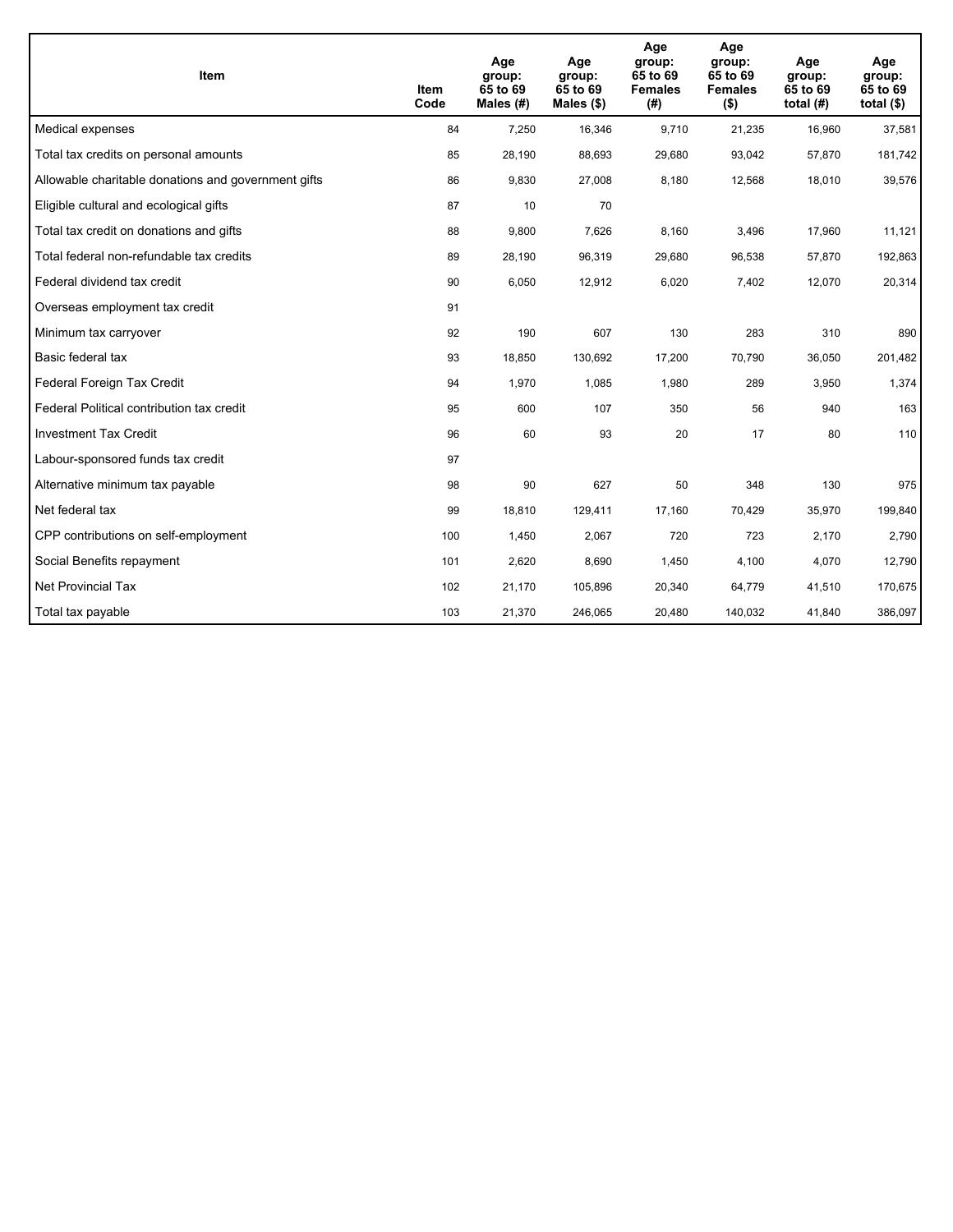| Item | Item Code | Age group: 65 to 69 Males (#) | Age group: 65 to 69 Males ($) | Age group: 65 to 69 Females (#) | Age group: 65 to 69 Females ($) | Age group: 65 to 69 total (#) | Age group: 65 to 69 total ($) |
|---|---|---|---|---|---|---|---|
| Medical expenses | 84 | 7,250 | 16,346 | 9,710 | 21,235 | 16,960 | 37,581 |
| Total tax credits on personal amounts | 85 | 28,190 | 88,693 | 29,680 | 93,042 | 57,870 | 181,742 |
| Allowable charitable donations and government gifts | 86 | 9,830 | 27,008 | 8,180 | 12,568 | 18,010 | 39,576 |
| Eligible cultural and ecological gifts | 87 | 10 | 70 | | | | |
| Total tax credit on donations and gifts | 88 | 9,800 | 7,626 | 8,160 | 3,496 | 17,960 | 11,121 |
| Total federal non-refundable tax credits | 89 | 28,190 | 96,319 | 29,680 | 96,538 | 57,870 | 192,863 |
| Federal dividend tax credit | 90 | 6,050 | 12,912 | 6,020 | 7,402 | 12,070 | 20,314 |
| Overseas employment tax credit | 91 | | | | | | |
| Minimum tax carryover | 92 | 190 | 607 | 130 | 283 | 310 | 890 |
| Basic federal tax | 93 | 18,850 | 130,692 | 17,200 | 70,790 | 36,050 | 201,482 |
| Federal Foreign Tax Credit | 94 | 1,970 | 1,085 | 1,980 | 289 | 3,950 | 1,374 |
| Federal Political contribution tax credit | 95 | 600 | 107 | 350 | 56 | 940 | 163 |
| Investment Tax Credit | 96 | 60 | 93 | 20 | 17 | 80 | 110 |
| Labour-sponsored funds tax credit | 97 | | | | | | |
| Alternative minimum tax payable | 98 | 90 | 627 | 50 | 348 | 130 | 975 |
| Net federal tax | 99 | 18,810 | 129,411 | 17,160 | 70,429 | 35,970 | 199,840 |
| CPP contributions on self-employment | 100 | 1,450 | 2,067 | 720 | 723 | 2,170 | 2,790 |
| Social Benefits repayment | 101 | 2,620 | 8,690 | 1,450 | 4,100 | 4,070 | 12,790 |
| Net Provincial Tax | 102 | 21,170 | 105,896 | 20,340 | 64,779 | 41,510 | 170,675 |
| Total tax payable | 103 | 21,370 | 246,065 | 20,480 | 140,032 | 41,840 | 386,097 |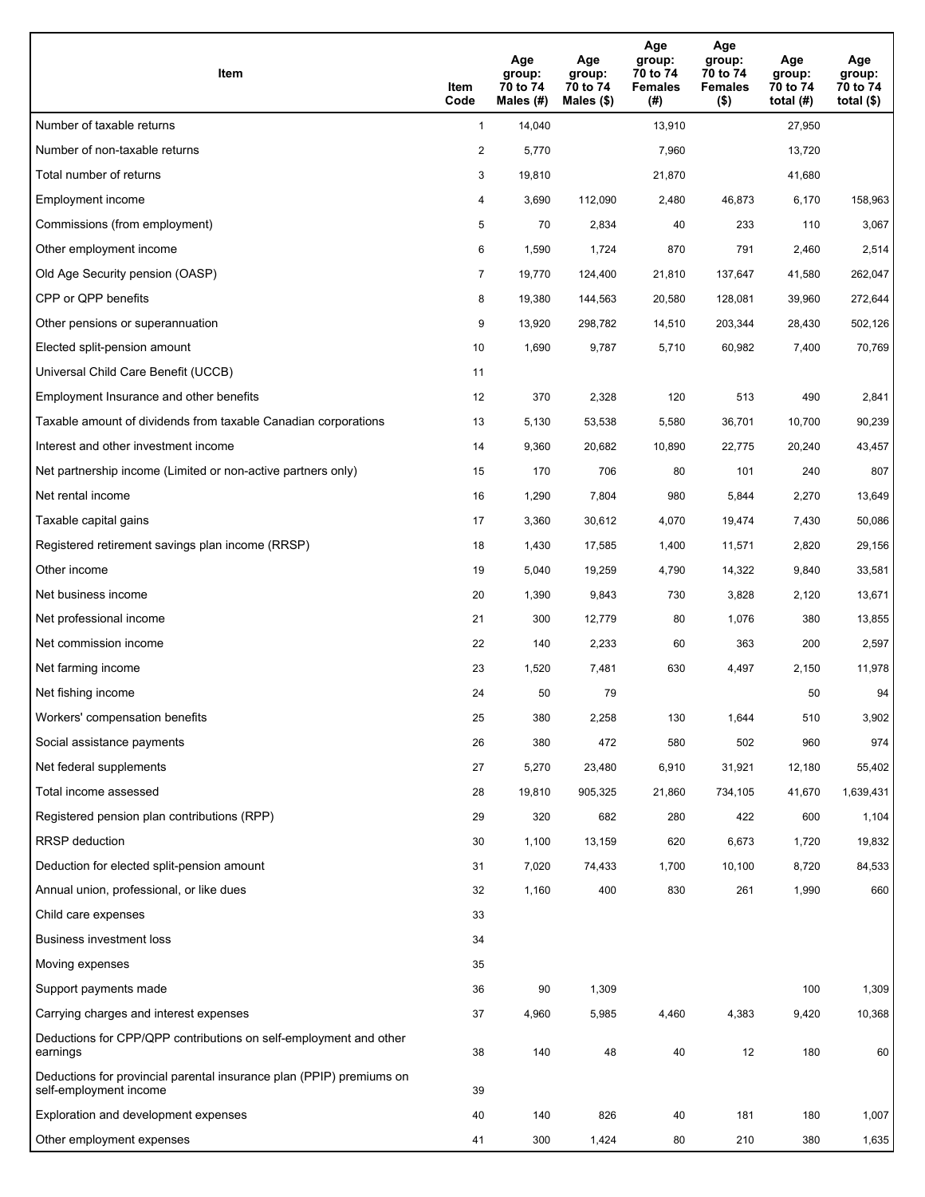| Item | Item Code | Age group: 70 to 74 Males (#) | Age group: 70 to 74 Males ($) | Age group: 70 to 74 Females (#) | Age group: 70 to 74 Females ($) | Age group: 70 to 74 total (#) | Age group: 70 to 74 total ($) |
|---|---|---|---|---|---|---|---|
| Number of taxable returns | 1 | 14,040 | | 13,910 | | 27,950 | |
| Number of non-taxable returns | 2 | 5,770 | | 7,960 | | 13,720 | |
| Total number of returns | 3 | 19,810 | | 21,870 | | 41,680 | |
| Employment income | 4 | 3,690 | 112,090 | 2,480 | 46,873 | 6,170 | 158,963 |
| Commissions (from employment) | 5 | 70 | 2,834 | 40 | 233 | 110 | 3,067 |
| Other employment income | 6 | 1,590 | 1,724 | 870 | 791 | 2,460 | 2,514 |
| Old Age Security pension (OASP) | 7 | 19,770 | 124,400 | 21,810 | 137,647 | 41,580 | 262,047 |
| CPP or QPP benefits | 8 | 19,380 | 144,563 | 20,580 | 128,081 | 39,960 | 272,644 |
| Other pensions or superannuation | 9 | 13,920 | 298,782 | 14,510 | 203,344 | 28,430 | 502,126 |
| Elected split-pension amount | 10 | 1,690 | 9,787 | 5,710 | 60,982 | 7,400 | 70,769 |
| Universal Child Care Benefit (UCCB) | 11 | | | | | | |
| Employment Insurance and other benefits | 12 | 370 | 2,328 | 120 | 513 | 490 | 2,841 |
| Taxable amount of dividends from taxable Canadian corporations | 13 | 5,130 | 53,538 | 5,580 | 36,701 | 10,700 | 90,239 |
| Interest and other investment income | 14 | 9,360 | 20,682 | 10,890 | 22,775 | 20,240 | 43,457 |
| Net partnership income (Limited or non-active partners only) | 15 | 170 | 706 | 80 | 101 | 240 | 807 |
| Net rental income | 16 | 1,290 | 7,804 | 980 | 5,844 | 2,270 | 13,649 |
| Taxable capital gains | 17 | 3,360 | 30,612 | 4,070 | 19,474 | 7,430 | 50,086 |
| Registered retirement savings plan income (RRSP) | 18 | 1,430 | 17,585 | 1,400 | 11,571 | 2,820 | 29,156 |
| Other income | 19 | 5,040 | 19,259 | 4,790 | 14,322 | 9,840 | 33,581 |
| Net business income | 20 | 1,390 | 9,843 | 730 | 3,828 | 2,120 | 13,671 |
| Net professional income | 21 | 300 | 12,779 | 80 | 1,076 | 380 | 13,855 |
| Net commission income | 22 | 140 | 2,233 | 60 | 363 | 200 | 2,597 |
| Net farming income | 23 | 1,520 | 7,481 | 630 | 4,497 | 2,150 | 11,978 |
| Net fishing income | 24 | 50 | 79 | | | 50 | 94 |
| Workers' compensation benefits | 25 | 380 | 2,258 | 130 | 1,644 | 510 | 3,902 |
| Social assistance payments | 26 | 380 | 472 | 580 | 502 | 960 | 974 |
| Net federal supplements | 27 | 5,270 | 23,480 | 6,910 | 31,921 | 12,180 | 55,402 |
| Total income assessed | 28 | 19,810 | 905,325 | 21,860 | 734,105 | 41,670 | 1,639,431 |
| Registered pension plan contributions (RPP) | 29 | 320 | 682 | 280 | 422 | 600 | 1,104 |
| RRSP deduction | 30 | 1,100 | 13,159 | 620 | 6,673 | 1,720 | 19,832 |
| Deduction for elected split-pension amount | 31 | 7,020 | 74,433 | 1,700 | 10,100 | 8,720 | 84,533 |
| Annual union, professional, or like dues | 32 | 1,160 | 400 | 830 | 261 | 1,990 | 660 |
| Child care expenses | 33 | | | | | | |
| Business investment loss | 34 | | | | | | |
| Moving expenses | 35 | | | | | | |
| Support payments made | 36 | 90 | 1,309 | | | 100 | 1,309 |
| Carrying charges and interest expenses | 37 | 4,960 | 5,985 | 4,460 | 4,383 | 9,420 | 10,368 |
| Deductions for CPP/QPP contributions on self-employment and other earnings | 38 | 140 | 48 | 40 | 12 | 180 | 60 |
| Deductions for provincial parental insurance plan (PPIP) premiums on self-employment income | 39 | | | | | | |
| Exploration and development expenses | 40 | 140 | 826 | 40 | 181 | 180 | 1,007 |
| Other employment expenses | 41 | 300 | 1,424 | 80 | 210 | 380 | 1,635 |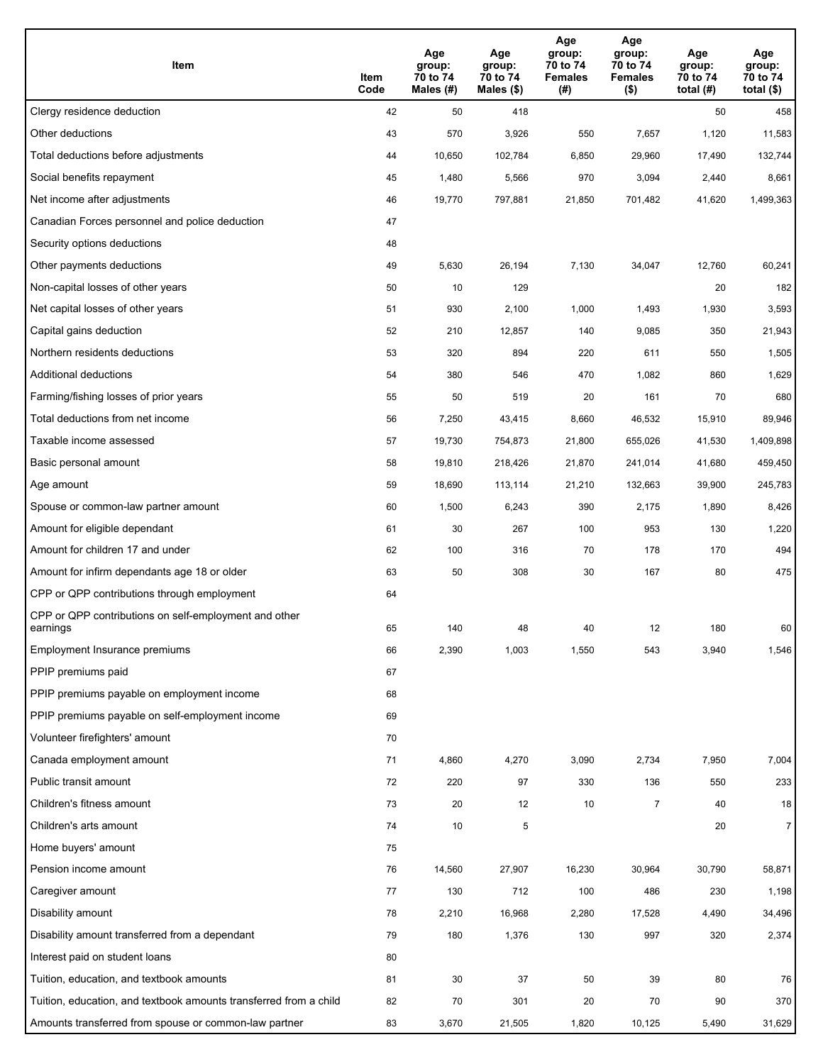| Item | Item Code | Age group: 70 to 74 Males (#) | Age group: 70 to 74 Males ($) | Age group: 70 to 74 Females (#) | Age group: 70 to 74 Females ($) | Age group: 70 to 74 total (#) | Age group: 70 to 74 total ($) |
|---|---|---|---|---|---|---|---|
| Clergy residence deduction | 42 | 50 | 418 | | | 50 | 458 |
| Other deductions | 43 | 570 | 3,926 | 550 | 7,657 | 1,120 | 11,583 |
| Total deductions before adjustments | 44 | 10,650 | 102,784 | 6,850 | 29,960 | 17,490 | 132,744 |
| Social benefits repayment | 45 | 1,480 | 5,566 | 970 | 3,094 | 2,440 | 8,661 |
| Net income after adjustments | 46 | 19,770 | 797,881 | 21,850 | 701,482 | 41,620 | 1,499,363 |
| Canadian Forces personnel and police deduction | 47 | | | | | | |
| Security options deductions | 48 | | | | | | |
| Other payments deductions | 49 | 5,630 | 26,194 | 7,130 | 34,047 | 12,760 | 60,241 |
| Non-capital losses of other years | 50 | 10 | 129 | | | 20 | 182 |
| Net capital losses of other years | 51 | 930 | 2,100 | 1,000 | 1,493 | 1,930 | 3,593 |
| Capital gains deduction | 52 | 210 | 12,857 | 140 | 9,085 | 350 | 21,943 |
| Northern residents deductions | 53 | 320 | 894 | 220 | 611 | 550 | 1,505 |
| Additional deductions | 54 | 380 | 546 | 470 | 1,082 | 860 | 1,629 |
| Farming/fishing losses of prior years | 55 | 50 | 519 | 20 | 161 | 70 | 680 |
| Total deductions from net income | 56 | 7,250 | 43,415 | 8,660 | 46,532 | 15,910 | 89,946 |
| Taxable income assessed | 57 | 19,730 | 754,873 | 21,800 | 655,026 | 41,530 | 1,409,898 |
| Basic personal amount | 58 | 19,810 | 218,426 | 21,870 | 241,014 | 41,680 | 459,450 |
| Age amount | 59 | 18,690 | 113,114 | 21,210 | 132,663 | 39,900 | 245,783 |
| Spouse or common-law partner amount | 60 | 1,500 | 6,243 | 390 | 2,175 | 1,890 | 8,426 |
| Amount for eligible dependant | 61 | 30 | 267 | 100 | 953 | 130 | 1,220 |
| Amount for children 17 and under | 62 | 100 | 316 | 70 | 178 | 170 | 494 |
| Amount for infirm dependants age 18 or older | 63 | 50 | 308 | 30 | 167 | 80 | 475 |
| CPP or QPP contributions through employment | 64 | | | | | | |
| CPP or QPP contributions on self-employment and other earnings | 65 | 140 | 48 | 40 | 12 | 180 | 60 |
| Employment Insurance premiums | 66 | 2,390 | 1,003 | 1,550 | 543 | 3,940 | 1,546 |
| PPIP premiums paid | 67 | | | | | | |
| PPIP premiums payable on employment income | 68 | | | | | | |
| PPIP premiums payable on self-employment income | 69 | | | | | | |
| Volunteer firefighters' amount | 70 | | | | | | |
| Canada employment amount | 71 | 4,860 | 4,270 | 3,090 | 2,734 | 7,950 | 7,004 |
| Public transit amount | 72 | 220 | 97 | 330 | 136 | 550 | 233 |
| Children's fitness amount | 73 | 20 | 12 | 10 | 7 | 40 | 18 |
| Children's arts amount | 74 | 10 | 5 | | | 20 | 7 |
| Home buyers' amount | 75 | | | | | | |
| Pension income amount | 76 | 14,560 | 27,907 | 16,230 | 30,964 | 30,790 | 58,871 |
| Caregiver amount | 77 | 130 | 712 | 100 | 486 | 230 | 1,198 |
| Disability amount | 78 | 2,210 | 16,968 | 2,280 | 17,528 | 4,490 | 34,496 |
| Disability amount transferred from a dependant | 79 | 180 | 1,376 | 130 | 997 | 320 | 2,374 |
| Interest paid on student loans | 80 | | | | | | |
| Tuition, education, and textbook amounts | 81 | 30 | 37 | 50 | 39 | 80 | 76 |
| Tuition, education, and textbook amounts transferred from a child | 82 | 70 | 301 | 20 | 70 | 90 | 370 |
| Amounts transferred from spouse or common-law partner | 83 | 3,670 | 21,505 | 1,820 | 10,125 | 5,490 | 31,629 |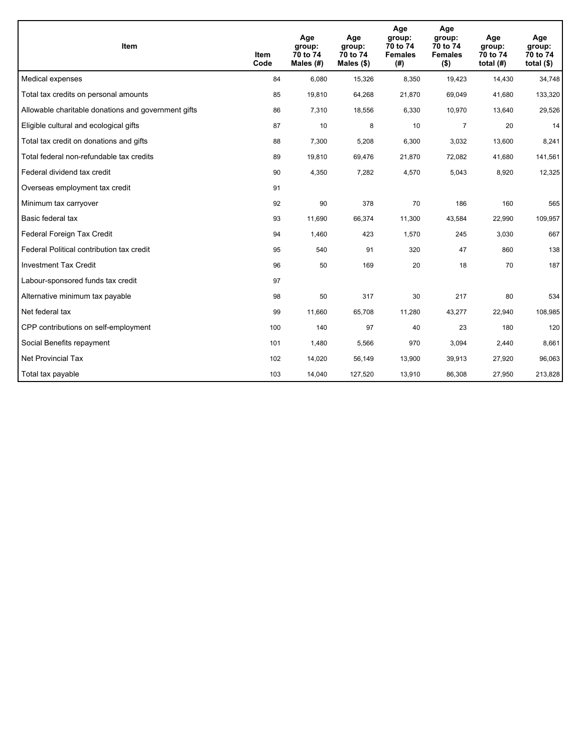| Item | Item Code | Age group: 70 to 74 Males (#) | Age group: 70 to 74 Males ($) | Age group: 70 to 74 Females (#) | Age group: 70 to 74 Females ($) | Age group: 70 to 74 total (#) | Age group: 70 to 74 total ($) |
|---|---|---|---|---|---|---|---|
| Medical expenses | 84 | 6,080 | 15,326 | 8,350 | 19,423 | 14,430 | 34,748 |
| Total tax credits on personal amounts | 85 | 19,810 | 64,268 | 21,870 | 69,049 | 41,680 | 133,320 |
| Allowable charitable donations and government gifts | 86 | 7,310 | 18,556 | 6,330 | 10,970 | 13,640 | 29,526 |
| Eligible cultural and ecological gifts | 87 | 10 | 8 | 10 | 7 | 20 | 14 |
| Total tax credit on donations and gifts | 88 | 7,300 | 5,208 | 6,300 | 3,032 | 13,600 | 8,241 |
| Total federal non-refundable tax credits | 89 | 19,810 | 69,476 | 21,870 | 72,082 | 41,680 | 141,561 |
| Federal dividend tax credit | 90 | 4,350 | 7,282 | 4,570 | 5,043 | 8,920 | 12,325 |
| Overseas employment tax credit | 91 | | | | | | |
| Minimum tax carryover | 92 | 90 | 378 | 70 | 186 | 160 | 565 |
| Basic federal tax | 93 | 11,690 | 66,374 | 11,300 | 43,584 | 22,990 | 109,957 |
| Federal Foreign Tax Credit | 94 | 1,460 | 423 | 1,570 | 245 | 3,030 | 667 |
| Federal Political contribution tax credit | 95 | 540 | 91 | 320 | 47 | 860 | 138 |
| Investment Tax Credit | 96 | 50 | 169 | 20 | 18 | 70 | 187 |
| Labour-sponsored funds tax credit | 97 | | | | | | |
| Alternative minimum tax payable | 98 | 50 | 317 | 30 | 217 | 80 | 534 |
| Net federal tax | 99 | 11,660 | 65,708 | 11,280 | 43,277 | 22,940 | 108,985 |
| CPP contributions on self-employment | 100 | 140 | 97 | 40 | 23 | 180 | 120 |
| Social Benefits repayment | 101 | 1,480 | 5,566 | 970 | 3,094 | 2,440 | 8,661 |
| Net Provincial Tax | 102 | 14,020 | 56,149 | 13,900 | 39,913 | 27,920 | 96,063 |
| Total tax payable | 103 | 14,040 | 127,520 | 13,910 | 86,308 | 27,950 | 213,828 |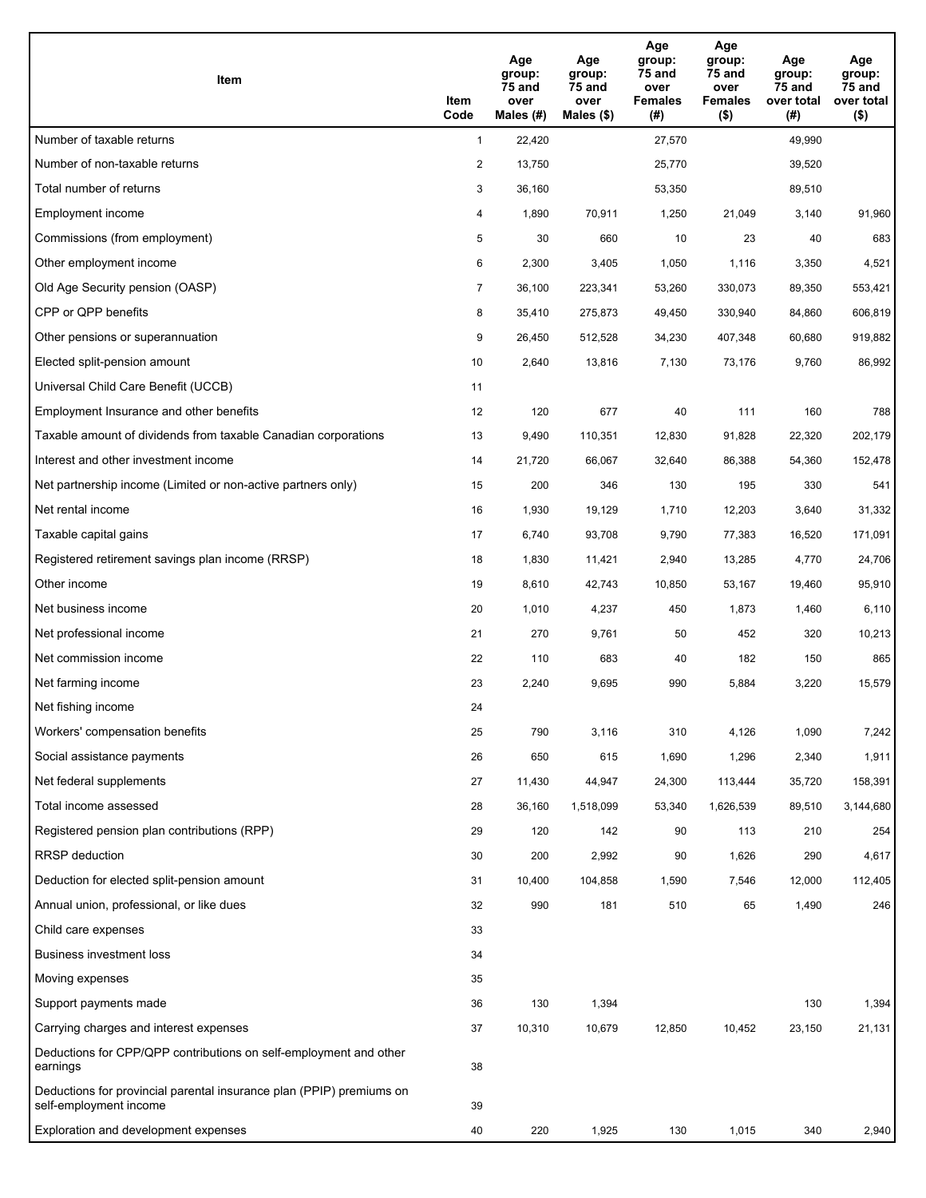| Item | Item Code | Age group: 75 and over Males (#) | Age group: 75 and over Males ($) | Age group: 75 and over Females (#) | Age group: 75 and over Females ($) | Age group: 75 and over total (#) | Age group: 75 and over total ($) |
|---|---|---|---|---|---|---|---|
| Number of taxable returns | 1 | 22,420 | | 27,570 | | 49,990 | |
| Number of non-taxable returns | 2 | 13,750 | | 25,770 | | 39,520 | |
| Total number of returns | 3 | 36,160 | | 53,350 | | 89,510 | |
| Employment income | 4 | 1,890 | 70,911 | 1,250 | 21,049 | 3,140 | 91,960 |
| Commissions (from employment) | 5 | 30 | 660 | 10 | 23 | 40 | 683 |
| Other employment income | 6 | 2,300 | 3,405 | 1,050 | 1,116 | 3,350 | 4,521 |
| Old Age Security pension (OASP) | 7 | 36,100 | 223,341 | 53,260 | 330,073 | 89,350 | 553,421 |
| CPP or QPP benefits | 8 | 35,410 | 275,873 | 49,450 | 330,940 | 84,860 | 606,819 |
| Other pensions or superannuation | 9 | 26,450 | 512,528 | 34,230 | 407,348 | 60,680 | 919,882 |
| Elected split-pension amount | 10 | 2,640 | 13,816 | 7,130 | 73,176 | 9,760 | 86,992 |
| Universal Child Care Benefit (UCCB) | 11 | | | | | | |
| Employment Insurance and other benefits | 12 | 120 | 677 | 40 | 111 | 160 | 788 |
| Taxable amount of dividends from taxable Canadian corporations | 13 | 9,490 | 110,351 | 12,830 | 91,828 | 22,320 | 202,179 |
| Interest and other investment income | 14 | 21,720 | 66,067 | 32,640 | 86,388 | 54,360 | 152,478 |
| Net partnership income (Limited or non-active partners only) | 15 | 200 | 346 | 130 | 195 | 330 | 541 |
| Net rental income | 16 | 1,930 | 19,129 | 1,710 | 12,203 | 3,640 | 31,332 |
| Taxable capital gains | 17 | 6,740 | 93,708 | 9,790 | 77,383 | 16,520 | 171,091 |
| Registered retirement savings plan income (RRSP) | 18 | 1,830 | 11,421 | 2,940 | 13,285 | 4,770 | 24,706 |
| Other income | 19 | 8,610 | 42,743 | 10,850 | 53,167 | 19,460 | 95,910 |
| Net business income | 20 | 1,010 | 4,237 | 450 | 1,873 | 1,460 | 6,110 |
| Net professional income | 21 | 270 | 9,761 | 50 | 452 | 320 | 10,213 |
| Net commission income | 22 | 110 | 683 | 40 | 182 | 150 | 865 |
| Net farming income | 23 | 2,240 | 9,695 | 990 | 5,884 | 3,220 | 15,579 |
| Net fishing income | 24 | | | | | | |
| Workers' compensation benefits | 25 | 790 | 3,116 | 310 | 4,126 | 1,090 | 7,242 |
| Social assistance payments | 26 | 650 | 615 | 1,690 | 1,296 | 2,340 | 1,911 |
| Net federal supplements | 27 | 11,430 | 44,947 | 24,300 | 113,444 | 35,720 | 158,391 |
| Total income assessed | 28 | 36,160 | 1,518,099 | 53,340 | 1,626,539 | 89,510 | 3,144,680 |
| Registered pension plan contributions (RPP) | 29 | 120 | 142 | 90 | 113 | 210 | 254 |
| RRSP deduction | 30 | 200 | 2,992 | 90 | 1,626 | 290 | 4,617 |
| Deduction for elected split-pension amount | 31 | 10,400 | 104,858 | 1,590 | 7,546 | 12,000 | 112,405 |
| Annual union, professional, or like dues | 32 | 990 | 181 | 510 | 65 | 1,490 | 246 |
| Child care expenses | 33 | | | | | | |
| Business investment loss | 34 | | | | | | |
| Moving expenses | 35 | | | | | | |
| Support payments made | 36 | 130 | 1,394 | | | 130 | 1,394 |
| Carrying charges and interest expenses | 37 | 10,310 | 10,679 | 12,850 | 10,452 | 23,150 | 21,131 |
| Deductions for CPP/QPP contributions on self-employment and other earnings | 38 | | | | | | |
| Deductions for provincial parental insurance plan (PPIP) premiums on self-employment income | 39 | | | | | | |
| Exploration and development expenses | 40 | 220 | 1,925 | 130 | 1,015 | 340 | 2,940 |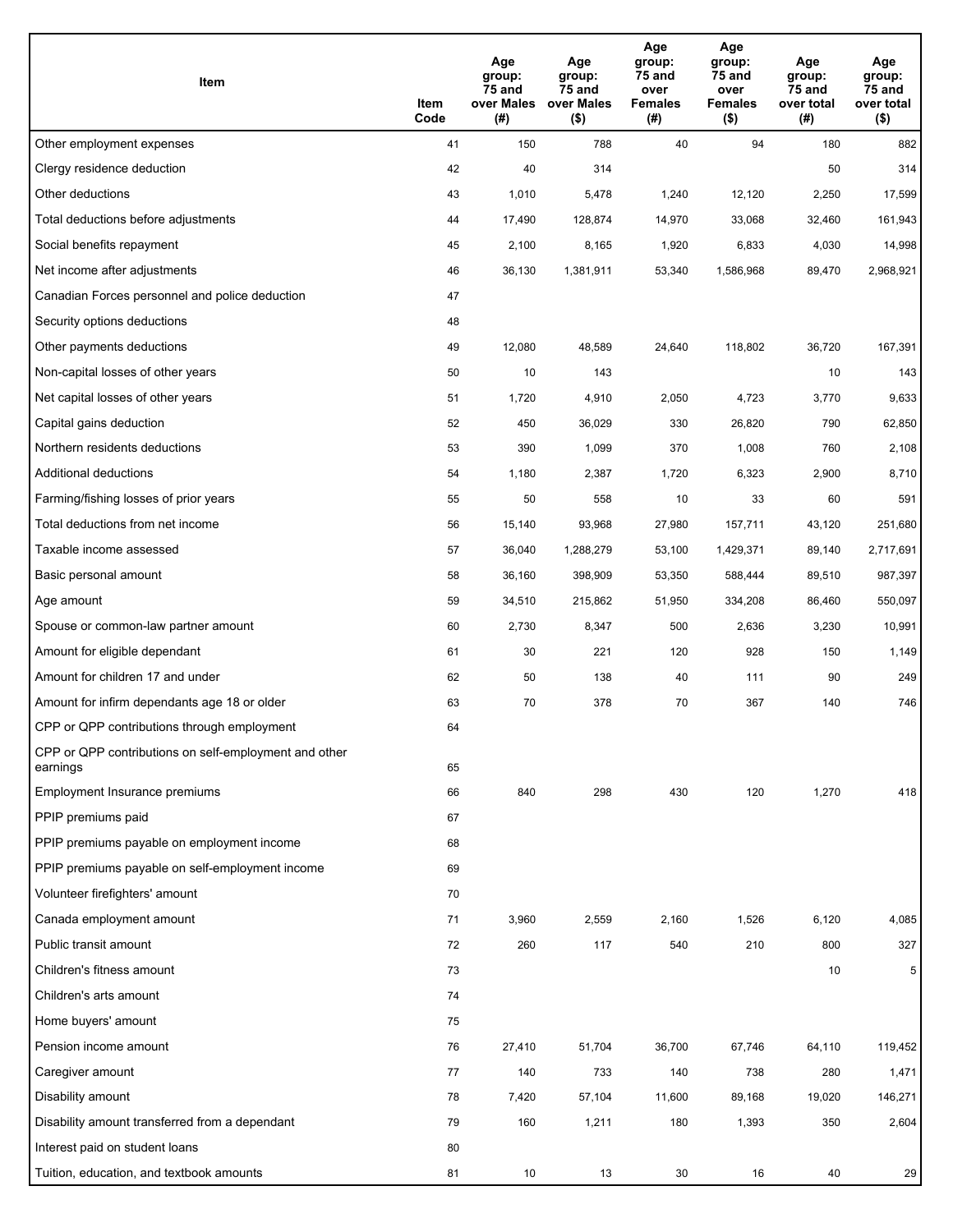| Item | Item Code | Age group: 75 and over Males (#) | Age group: 75 and over Males ($) | Age group: 75 and over Females (#) | Age group: 75 and over Females ($) | Age group: 75 and over total (#) | Age group: 75 and over total ($) |
|---|---|---|---|---|---|---|---|
| Other employment expenses | 41 | 150 | 788 | 40 | 94 | 180 | 882 |
| Clergy residence deduction | 42 | 40 | 314 | | | 50 | 314 |
| Other deductions | 43 | 1,010 | 5,478 | 1,240 | 12,120 | 2,250 | 17,599 |
| Total deductions before adjustments | 44 | 17,490 | 128,874 | 14,970 | 33,068 | 32,460 | 161,943 |
| Social benefits repayment | 45 | 2,100 | 8,165 | 1,920 | 6,833 | 4,030 | 14,998 |
| Net income after adjustments | 46 | 36,130 | 1,381,911 | 53,340 | 1,586,968 | 89,470 | 2,968,921 |
| Canadian Forces personnel and police deduction | 47 | | | | | | |
| Security options deductions | 48 | | | | | | |
| Other payments deductions | 49 | 12,080 | 48,589 | 24,640 | 118,802 | 36,720 | 167,391 |
| Non-capital losses of other years | 50 | 10 | 143 | | | 10 | 143 |
| Net capital losses of other years | 51 | 1,720 | 4,910 | 2,050 | 4,723 | 3,770 | 9,633 |
| Capital gains deduction | 52 | 450 | 36,029 | 330 | 26,820 | 790 | 62,850 |
| Northern residents deductions | 53 | 390 | 1,099 | 370 | 1,008 | 760 | 2,108 |
| Additional deductions | 54 | 1,180 | 2,387 | 1,720 | 6,323 | 2,900 | 8,710 |
| Farming/fishing losses of prior years | 55 | 50 | 558 | 10 | 33 | 60 | 591 |
| Total deductions from net income | 56 | 15,140 | 93,968 | 27,980 | 157,711 | 43,120 | 251,680 |
| Taxable income assessed | 57 | 36,040 | 1,288,279 | 53,100 | 1,429,371 | 89,140 | 2,717,691 |
| Basic personal amount | 58 | 36,160 | 398,909 | 53,350 | 588,444 | 89,510 | 987,397 |
| Age amount | 59 | 34,510 | 215,862 | 51,950 | 334,208 | 86,460 | 550,097 |
| Spouse or common-law partner amount | 60 | 2,730 | 8,347 | 500 | 2,636 | 3,230 | 10,991 |
| Amount for eligible dependant | 61 | 30 | 221 | 120 | 928 | 150 | 1,149 |
| Amount for children 17 and under | 62 | 50 | 138 | 40 | 111 | 90 | 249 |
| Amount for infirm dependants age 18 or older | 63 | 70 | 378 | 70 | 367 | 140 | 746 |
| CPP or QPP contributions through employment | 64 | | | | | | |
| CPP or QPP contributions on self-employment and other earnings | 65 | | | | | | |
| Employment Insurance premiums | 66 | 840 | 298 | 430 | 120 | 1,270 | 418 |
| PPIP premiums paid | 67 | | | | | | |
| PPIP premiums payable on employment income | 68 | | | | | | |
| PPIP premiums payable on self-employment income | 69 | | | | | | |
| Volunteer firefighters' amount | 70 | | | | | | |
| Canada employment amount | 71 | 3,960 | 2,559 | 2,160 | 1,526 | 6,120 | 4,085 |
| Public transit amount | 72 | 260 | 117 | 540 | 210 | 800 | 327 |
| Children's fitness amount | 73 | | | | | 10 | 5 |
| Children's arts amount | 74 | | | | | | |
| Home buyers' amount | 75 | | | | | | |
| Pension income amount | 76 | 27,410 | 51,704 | 36,700 | 67,746 | 64,110 | 119,452 |
| Caregiver amount | 77 | 140 | 733 | 140 | 738 | 280 | 1,471 |
| Disability amount | 78 | 7,420 | 57,104 | 11,600 | 89,168 | 19,020 | 146,271 |
| Disability amount transferred from a dependant | 79 | 160 | 1,211 | 180 | 1,393 | 350 | 2,604 |
| Interest paid on student loans | 80 | | | | | | |
| Tuition, education, and textbook amounts | 81 | 10 | 13 | 30 | 16 | 40 | 29 |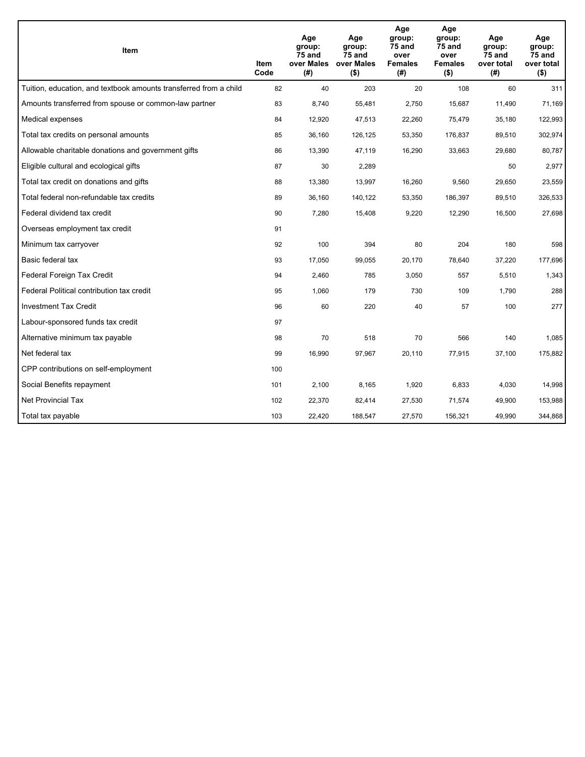| Item | Item Code | Age group: 75 and over Males (#) | Age group: 75 and over Males ($) | Age group: 75 and over Females (#) | Age group: 75 and over Females ($) | Age group: 75 and over total (#) | Age group: 75 and over total ($) |
| --- | --- | --- | --- | --- | --- | --- | --- |
| Tuition, education, and textbook amounts transferred from a child | 82 | 40 | 203 | 20 | 108 | 60 | 311 |
| Amounts transferred from spouse or common-law partner | 83 | 8,740 | 55,481 | 2,750 | 15,687 | 11,490 | 71,169 |
| Medical expenses | 84 | 12,920 | 47,513 | 22,260 | 75,479 | 35,180 | 122,993 |
| Total tax credits on personal amounts | 85 | 36,160 | 126,125 | 53,350 | 176,837 | 89,510 | 302,974 |
| Allowable charitable donations and government gifts | 86 | 13,390 | 47,119 | 16,290 | 33,663 | 29,680 | 80,787 |
| Eligible cultural and ecological gifts | 87 | 30 | 2,289 | | | 50 | 2,977 |
| Total tax credit on donations and gifts | 88 | 13,380 | 13,997 | 16,260 | 9,560 | 29,650 | 23,559 |
| Total federal non-refundable tax credits | 89 | 36,160 | 140,122 | 53,350 | 186,397 | 89,510 | 326,533 |
| Federal dividend tax credit | 90 | 7,280 | 15,408 | 9,220 | 12,290 | 16,500 | 27,698 |
| Overseas employment tax credit | 91 | | | | | | |
| Minimum tax carryover | 92 | 100 | 394 | 80 | 204 | 180 | 598 |
| Basic federal tax | 93 | 17,050 | 99,055 | 20,170 | 78,640 | 37,220 | 177,696 |
| Federal Foreign Tax Credit | 94 | 2,460 | 785 | 3,050 | 557 | 5,510 | 1,343 |
| Federal Political contribution tax credit | 95 | 1,060 | 179 | 730 | 109 | 1,790 | 288 |
| Investment Tax Credit | 96 | 60 | 220 | 40 | 57 | 100 | 277 |
| Labour-sponsored funds tax credit | 97 | | | | | | |
| Alternative minimum tax payable | 98 | 70 | 518 | 70 | 566 | 140 | 1,085 |
| Net federal tax | 99 | 16,990 | 97,967 | 20,110 | 77,915 | 37,100 | 175,882 |
| CPP contributions on self-employment | 100 | | | | | | |
| Social Benefits repayment | 101 | 2,100 | 8,165 | 1,920 | 6,833 | 4,030 | 14,998 |
| Net Provincial Tax | 102 | 22,370 | 82,414 | 27,530 | 71,574 | 49,900 | 153,988 |
| Total tax payable | 103 | 22,420 | 188,547 | 27,570 | 156,321 | 49,990 | 344,868 |